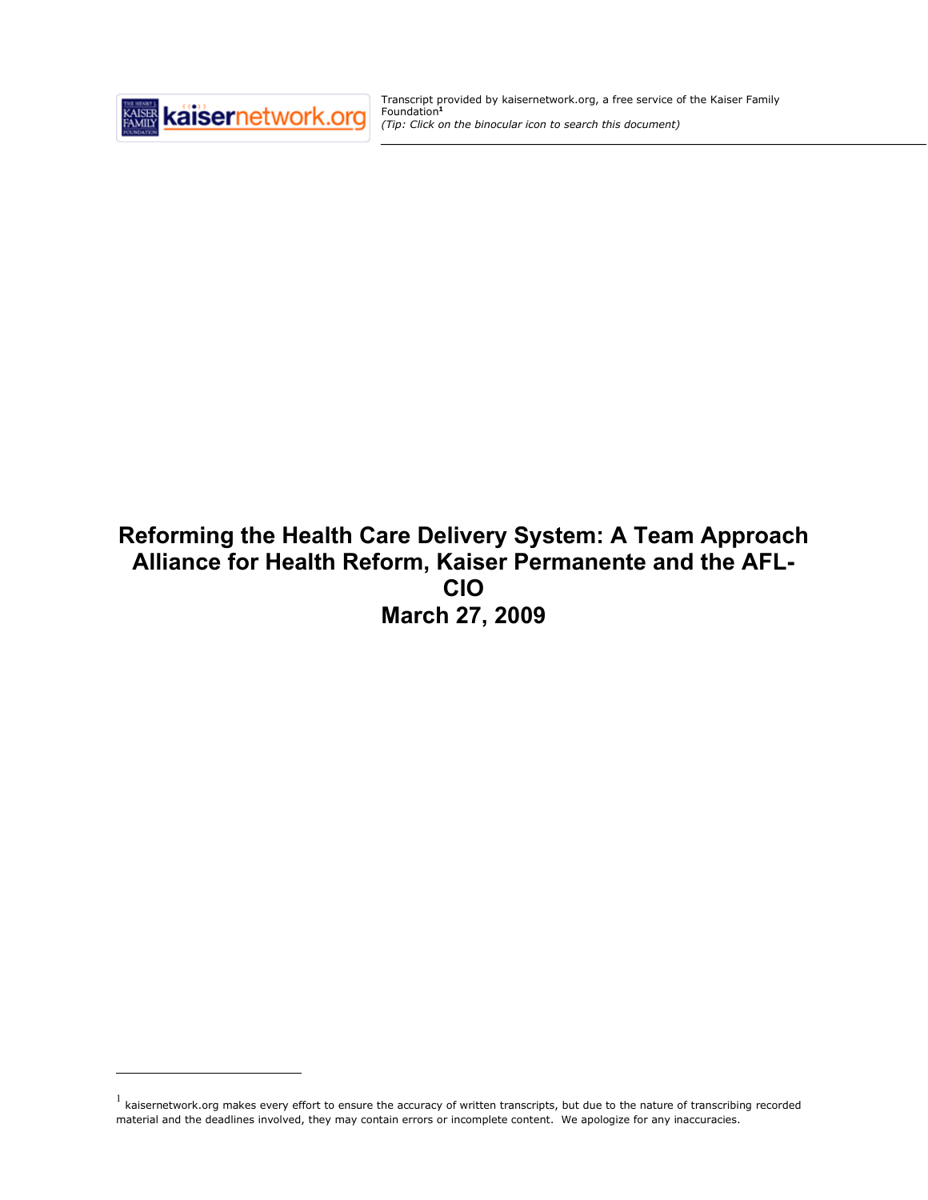Transcript provided by kaisernetwork.org, a free service of the Kaiser Family Foundation[1]
*(Tip: Click on the binocular icon to search this document)*

# Reforming the Health Care Delivery System: A Team Approach Alliance for Health Reform, Kaiser Permanente and the AFL-CIO March 27, 2009

[1] kaisernetwork.org makes every effort to ensure the accuracy of written transcripts, but due to the nature of transcribing recorded material and the deadlines involved, they may contain errors or incomplete content. We apologize for any inaccuracies.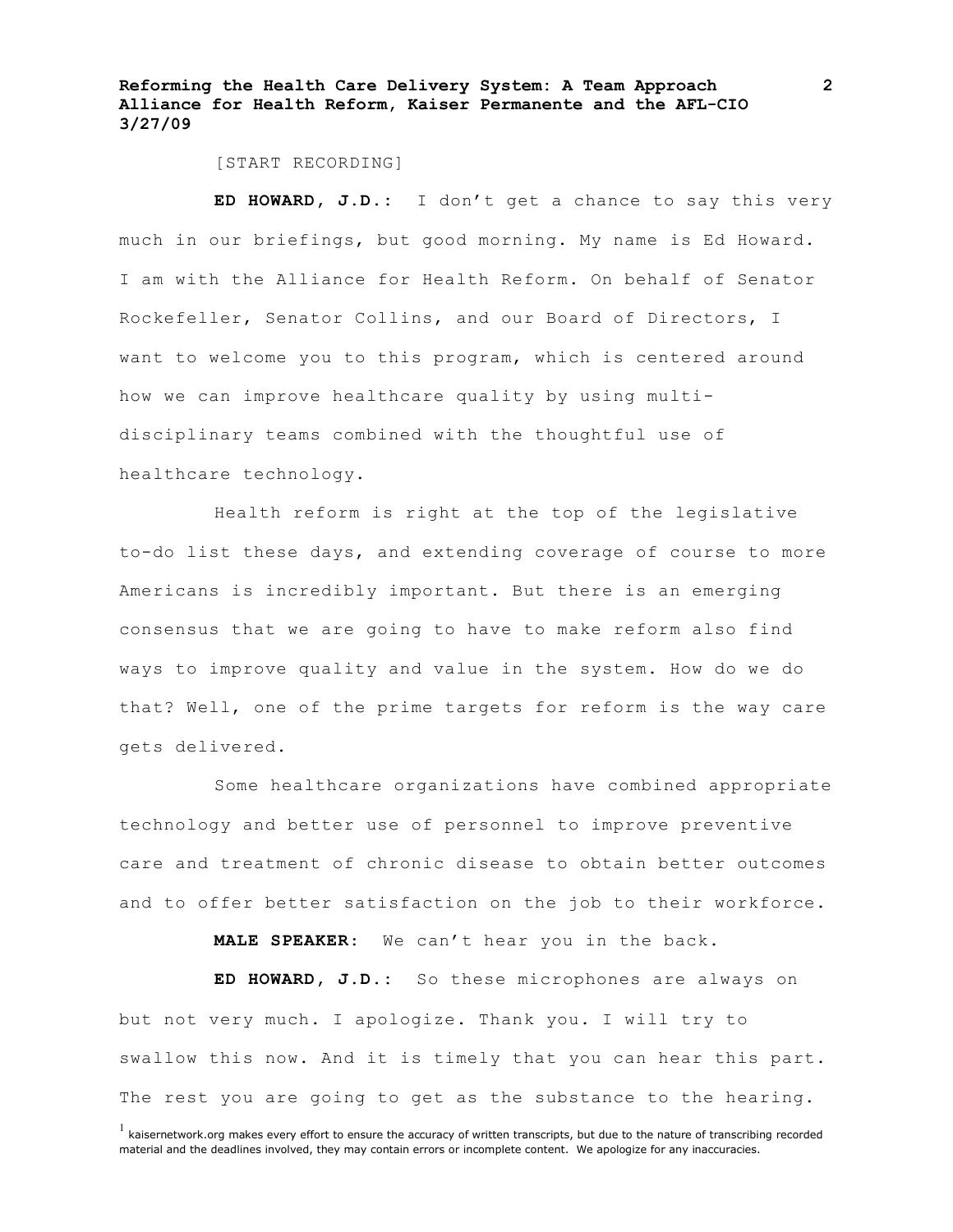[START RECORDING]

**ED HOWARD, J.D.:** I don't get a chance to say this very much in our briefings, but good morning. My name is Ed Howard. I am with the Alliance for Health Reform. On behalf of Senator Rockefeller, Senator Collins, and our Board of Directors, I want to welcome you to this program, which is centered around how we can improve healthcare quality by using multi-disciplinary teams combined with the thoughtful use of healthcare technology.

Health reform is right at the top of the legislative to-do list these days, and extending coverage of course to more Americans is incredibly important. But there is an emerging consensus that we are going to have to make reform also find ways to improve quality and value in the system. How do we do that? Well, one of the prime targets for reform is the way care gets delivered.

Some healthcare organizations have combined appropriate technology and better use of personnel to improve preventive care and treatment of chronic disease to obtain better outcomes and to offer better satisfaction on the job to their workforce.

**MALE SPEAKER:** We can't hear you in the back.

**ED HOWARD, J.D.:** So these microphones are always on but not very much. I apologize. Thank you. I will try to swallow this now. And it is timely that you can hear this part. The rest you are going to get as the substance to the hearing.

[1] kaisernetwork.org makes every effort to ensure the accuracy of written transcripts, but due to the nature of transcribing recorded material and the deadlines involved, they may contain errors or incomplete content. We apologize for any inaccuracies.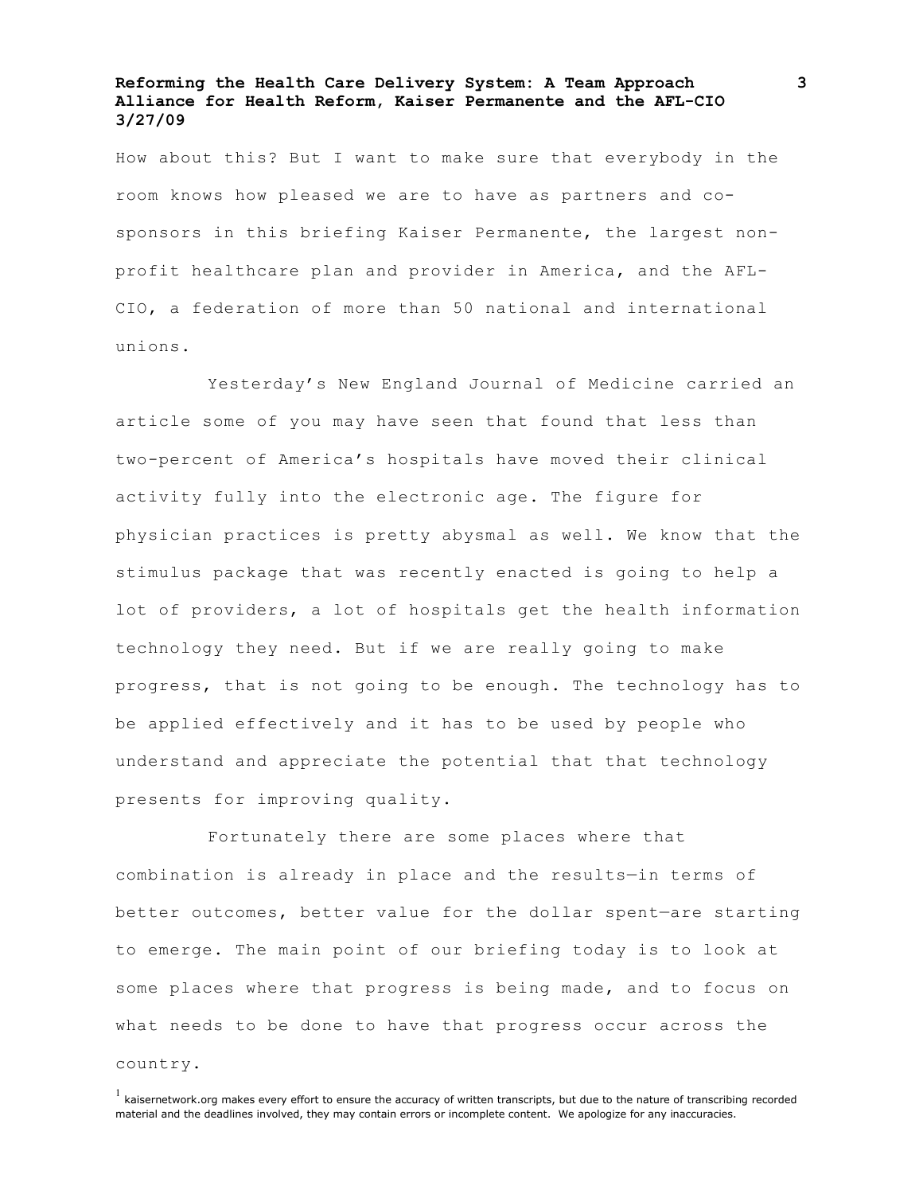How about this? But I want to make sure that everybody in the room knows how pleased we are to have as partners and co-sponsors in this briefing Kaiser Permanente, the largest non-profit healthcare plan and provider in America, and the AFL-CIO, a federation of more than 50 national and international unions.

Yesterday's New England Journal of Medicine carried an article some of you may have seen that found that less than two-percent of America's hospitals have moved their clinical activity fully into the electronic age. The figure for physician practices is pretty abysmal as well. We know that the stimulus package that was recently enacted is going to help a lot of providers, a lot of hospitals get the health information technology they need. But if we are really going to make progress, that is not going to be enough. The technology has to be applied effectively and it has to be used by people who understand and appreciate the potential that that technology presents for improving quality.

Fortunately there are some places where that combination is already in place and the results—in terms of better outcomes, better value for the dollar spent—are starting to emerge. The main point of our briefing today is to look at some places where that progress is being made, and to focus on what needs to be done to have that progress occur across the country.

[1] kaisernetwork.org makes every effort to ensure the accuracy of written transcripts, but due to the nature of transcribing recorded material and the deadlines involved, they may contain errors or incomplete content. We apologize for any inaccuracies.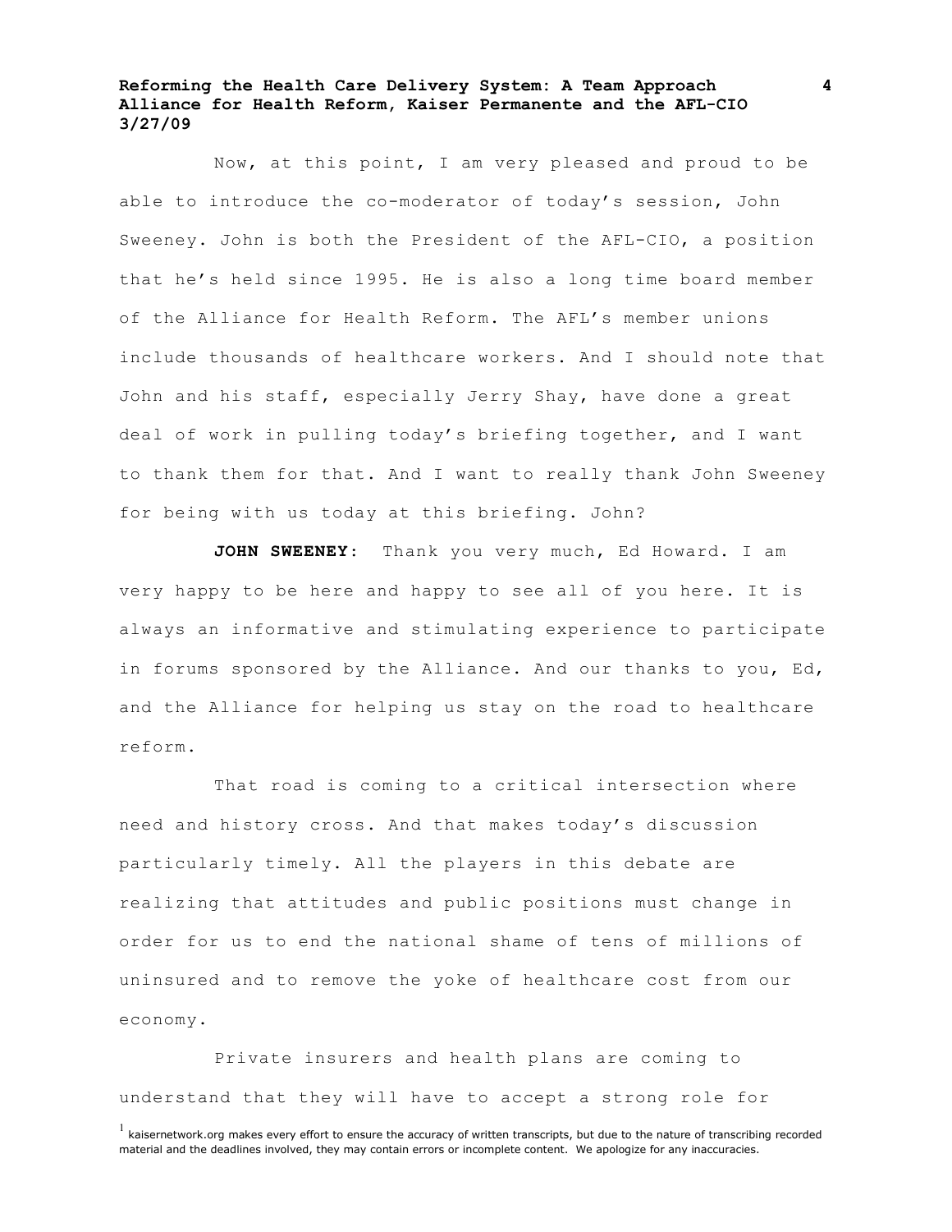Now, at this point, I am very pleased and proud to be able to introduce the co-moderator of today's session, John Sweeney. John is both the President of the AFL-CIO, a position that he's held since 1995. He is also a long time board member of the Alliance for Health Reform. The AFL's member unions include thousands of healthcare workers. And I should note that John and his staff, especially Jerry Shay, have done a great deal of work in pulling today's briefing together, and I want to thank them for that. And I want to really thank John Sweeney for being with us today at this briefing. John?

**JOHN SWEENEY:** Thank you very much, Ed Howard. I am very happy to be here and happy to see all of you here. It is always an informative and stimulating experience to participate in forums sponsored by the Alliance. And our thanks to you, Ed, and the Alliance for helping us stay on the road to healthcare reform.

That road is coming to a critical intersection where need and history cross. And that makes today's discussion particularly timely. All the players in this debate are realizing that attitudes and public positions must change in order for us to end the national shame of tens of millions of uninsured and to remove the yoke of healthcare cost from our economy.

Private insurers and health plans are coming to understand that they will have to accept a strong role for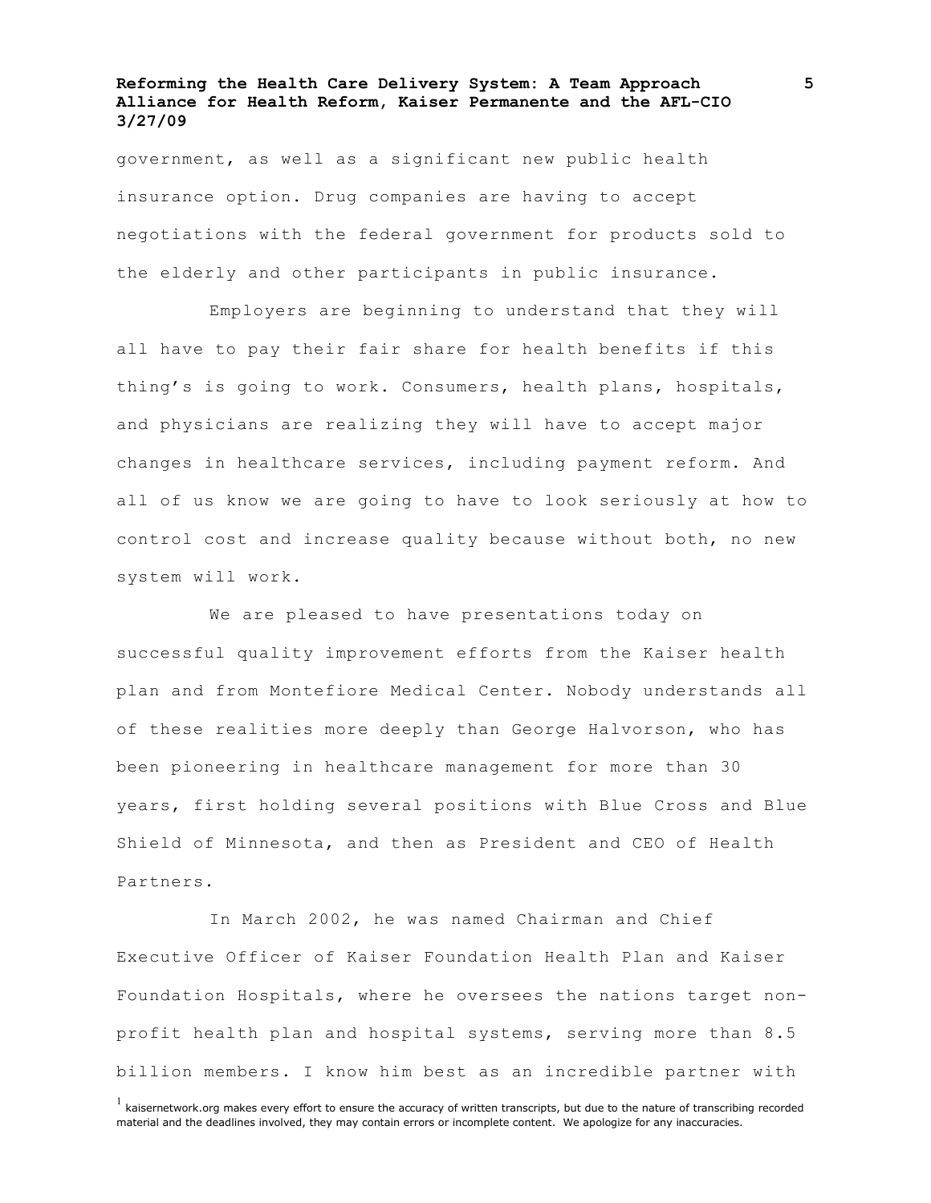government, as well as a significant new public health insurance option. Drug companies are having to accept negotiations with the federal government for products sold to the elderly and other participants in public insurance.

Employers are beginning to understand that they will all have to pay their fair share for health benefits if this thing's is going to work. Consumers, health plans, hospitals, and physicians are realizing they will have to accept major changes in healthcare services, including payment reform. And all of us know we are going to have to look seriously at how to control cost and increase quality because without both, no new system will work.

We are pleased to have presentations today on successful quality improvement efforts from the Kaiser health plan and from Montefiore Medical Center. Nobody understands all of these realities more deeply than George Halvorson, who has been pioneering in healthcare management for more than 30 years, first holding several positions with Blue Cross and Blue Shield of Minnesota, and then as President and CEO of Health Partners.

In March 2002, he was named Chairman and Chief Executive Officer of Kaiser Foundation Health Plan and Kaiser Foundation Hospitals, where he oversees the nations target non-profit health plan and hospital systems, serving more than 8.5 billion members. I know him best as an incredible partner with

[1] kaisernetwork.org makes every effort to ensure the accuracy of written transcripts, but due to the nature of transcribing recorded material and the deadlines involved, they may contain errors or incomplete content. We apologize for any inaccuracies.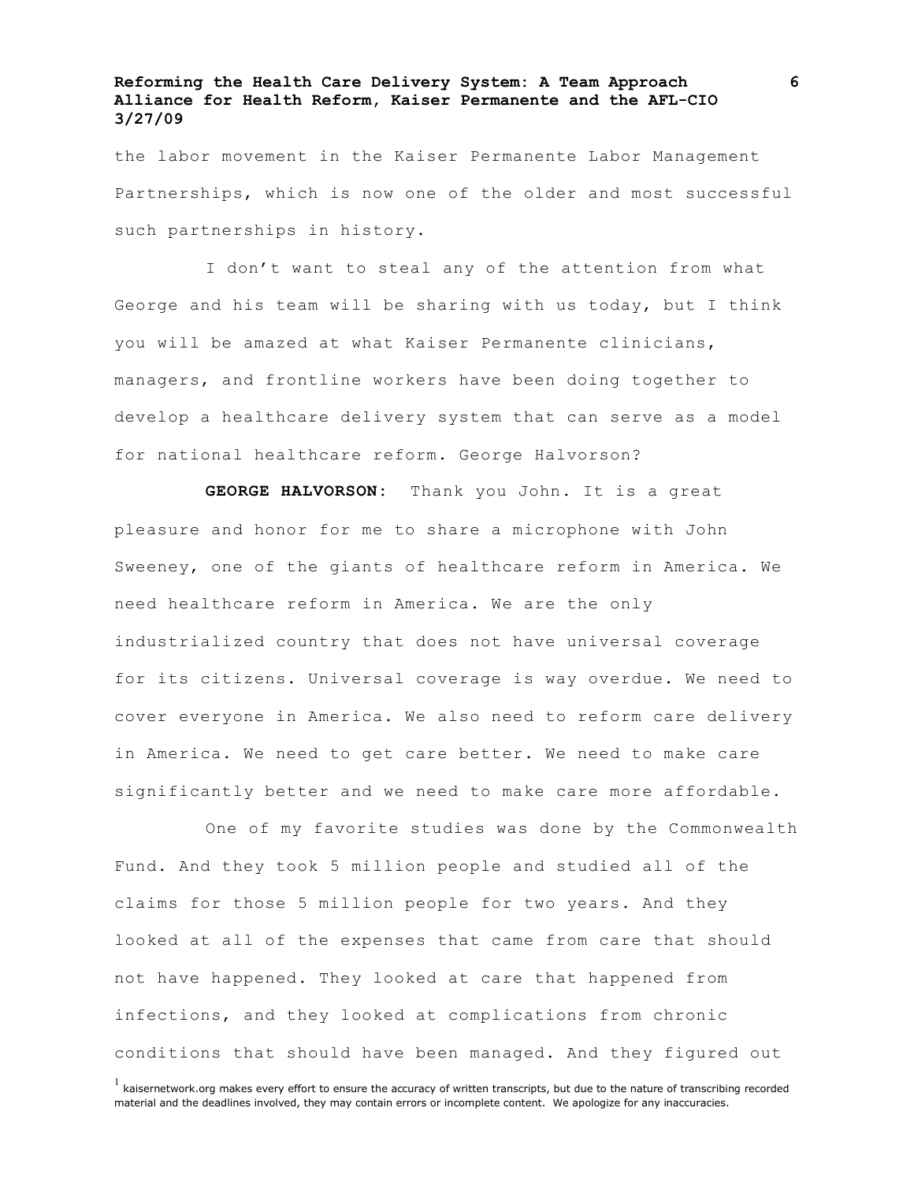the labor movement in the Kaiser Permanente Labor Management Partnerships, which is now one of the older and most successful such partnerships in history.

I don't want to steal any of the attention from what George and his team will be sharing with us today, but I think you will be amazed at what Kaiser Permanente clinicians, managers, and frontline workers have been doing together to develop a healthcare delivery system that can serve as a model for national healthcare reform. George Halvorson?

**GEORGE HALVORSON:** Thank you John. It is a great pleasure and honor for me to share a microphone with John Sweeney, one of the giants of healthcare reform in America. We need healthcare reform in America. We are the only industrialized country that does not have universal coverage for its citizens. Universal coverage is way overdue. We need to cover everyone in America. We also need to reform care delivery in America. We need to get care better. We need to make care significantly better and we need to make care more affordable.

One of my favorite studies was done by the Commonwealth Fund. And they took 5 million people and studied all of the claims for those 5 million people for two years. And they looked at all of the expenses that came from care that should not have happened. They looked at care that happened from infections, and they looked at complications from chronic conditions that should have been managed. And they figured out

[1] kaisernetwork.org makes every effort to ensure the accuracy of written transcripts, but due to the nature of transcribing recorded material and the deadlines involved, they may contain errors or incomplete content. We apologize for any inaccuracies.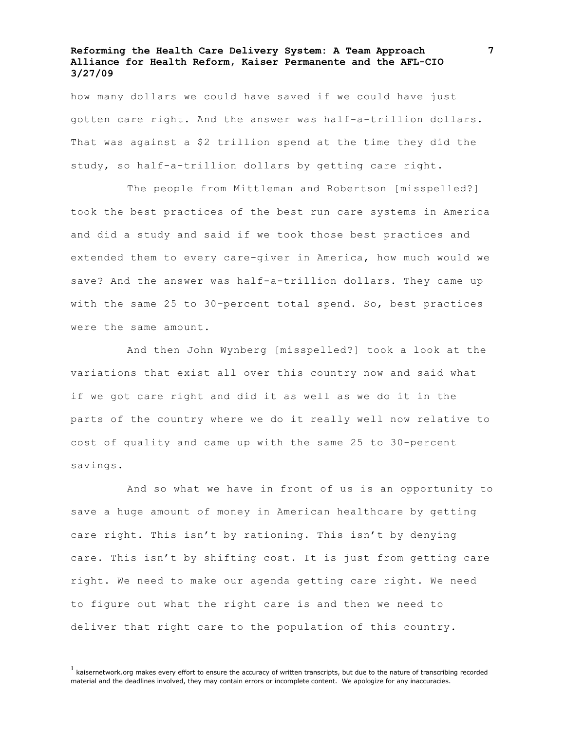how many dollars we could have saved if we could have just gotten care right. And the answer was half-a-trillion dollars. That was against a $2 trillion spend at the time they did the study, so half-a-trillion dollars by getting care right.

The people from Mittleman and Robertson [misspelled?] took the best practices of the best run care systems in America and did a study and said if we took those best practices and extended them to every care-giver in America, how much would we save? And the answer was half-a-trillion dollars. They came up with the same 25 to 30-percent total spend. So, best practices were the same amount.

And then John Wynberg [misspelled?] took a look at the variations that exist all over this country now and said what if we got care right and did it as well as we do it in the parts of the country where we do it really well now relative to cost of quality and came up with the same 25 to 30-percent savings.

And so what we have in front of us is an opportunity to save a huge amount of money in American healthcare by getting care right. This isn't by rationing. This isn't by denying care. This isn't by shifting cost. It is just from getting care right. We need to make our agenda getting care right. We need to figure out what the right care is and then we need to deliver that right care to the population of this country.

[1] kaisernetwork.org makes every effort to ensure the accuracy of written transcripts, but due to the nature of transcribing recorded material and the deadlines involved, they may contain errors or incomplete content. We apologize for any inaccuracies.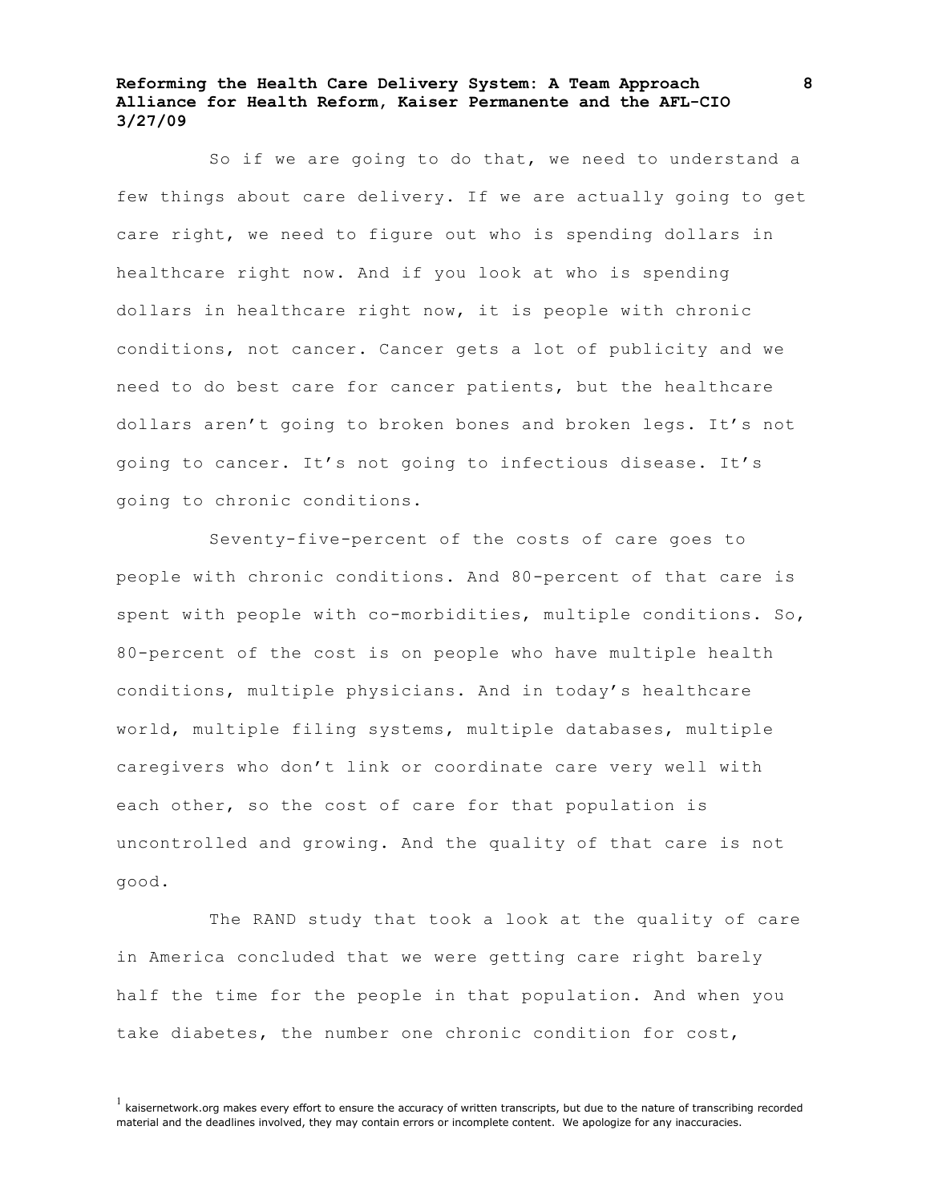So if we are going to do that, we need to understand a few things about care delivery. If we are actually going to get care right, we need to figure out who is spending dollars in healthcare right now. And if you look at who is spending dollars in healthcare right now, it is people with chronic conditions, not cancer. Cancer gets a lot of publicity and we need to do best care for cancer patients, but the healthcare dollars aren't going to broken bones and broken legs. It's not going to cancer. It's not going to infectious disease. It's going to chronic conditions.

Seventy-five-percent of the costs of care goes to people with chronic conditions. And 80-percent of that care is spent with people with co-morbidities, multiple conditions. So, 80-percent of the cost is on people who have multiple health conditions, multiple physicians. And in today's healthcare world, multiple filing systems, multiple databases, multiple caregivers who don't link or coordinate care very well with each other, so the cost of care for that population is uncontrolled and growing. And the quality of that care is not good.

The RAND study that took a look at the quality of care in America concluded that we were getting care right barely half the time for the people in that population. And when you take diabetes, the number one chronic condition for cost,

[1] kaisernetwork.org makes every effort to ensure the accuracy of written transcripts, but due to the nature of transcribing recorded material and the deadlines involved, they may contain errors or incomplete content. We apologize for any inaccuracies.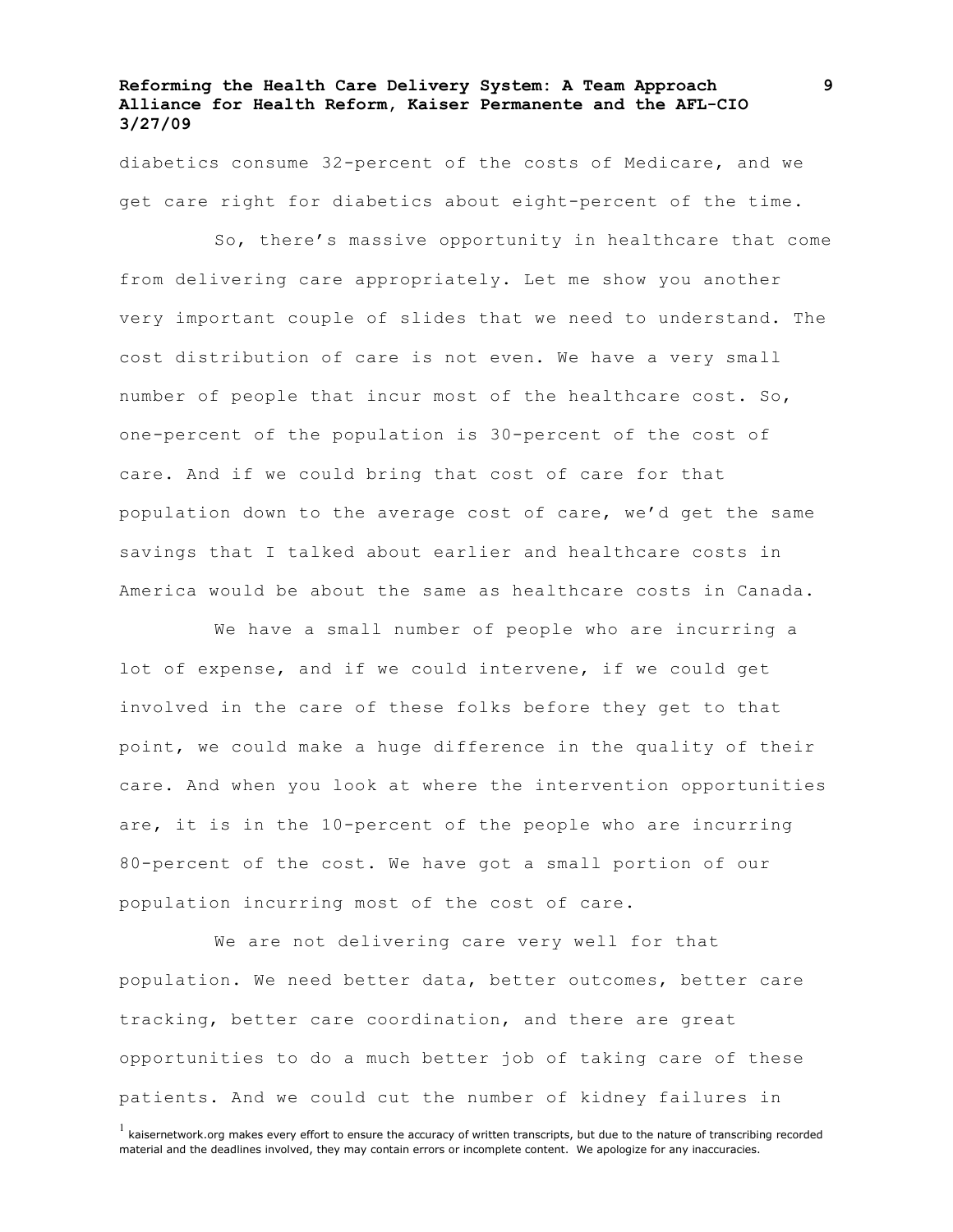diabetics consume 32-percent of the costs of Medicare, and we get care right for diabetics about eight-percent of the time.

So, there's massive opportunity in healthcare that come from delivering care appropriately. Let me show you another very important couple of slides that we need to understand. The cost distribution of care is not even. We have a very small number of people that incur most of the healthcare cost. So, one-percent of the population is 30-percent of the cost of care. And if we could bring that cost of care for that population down to the average cost of care, we'd get the same savings that I talked about earlier and healthcare costs in America would be about the same as healthcare costs in Canada.

We have a small number of people who are incurring a lot of expense, and if we could intervene, if we could get involved in the care of these folks before they get to that point, we could make a huge difference in the quality of their care. And when you look at where the intervention opportunities are, it is in the 10-percent of the people who are incurring 80-percent of the cost. We have got a small portion of our population incurring most of the cost of care.

We are not delivering care very well for that population. We need better data, better outcomes, better care tracking, better care coordination, and there are great opportunities to do a much better job of taking care of these patients. And we could cut the number of kidney failures in

[1] kaisernetwork.org makes every effort to ensure the accuracy of written transcripts, but due to the nature of transcribing recorded material and the deadlines involved, they may contain errors or incomplete content. We apologize for any inaccuracies.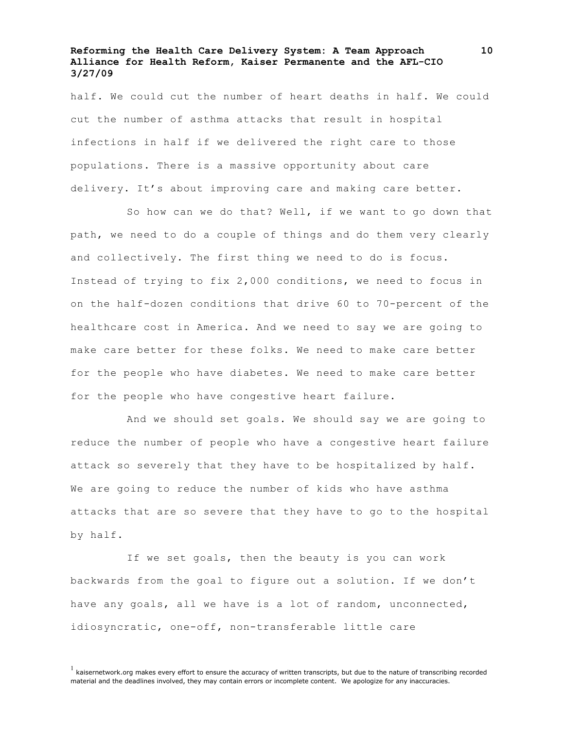half. We could cut the number of heart deaths in half. We could cut the number of asthma attacks that result in hospital infections in half if we delivered the right care to those populations. There is a massive opportunity about care delivery. It's about improving care and making care better.

So how can we do that? Well, if we want to go down that path, we need to do a couple of things and do them very clearly and collectively. The first thing we need to do is focus. Instead of trying to fix 2,000 conditions, we need to focus in on the half-dozen conditions that drive 60 to 70-percent of the healthcare cost in America. And we need to say we are going to make care better for these folks. We need to make care better for the people who have diabetes. We need to make care better for the people who have congestive heart failure.

And we should set goals. We should say we are going to reduce the number of people who have a congestive heart failure attack so severely that they have to be hospitalized by half. We are going to reduce the number of kids who have asthma attacks that are so severe that they have to go to the hospital by half.

If we set goals, then the beauty is you can work backwards from the goal to figure out a solution. If we don't have any goals, all we have is a lot of random, unconnected, idiosyncratic, one-off, non-transferable little care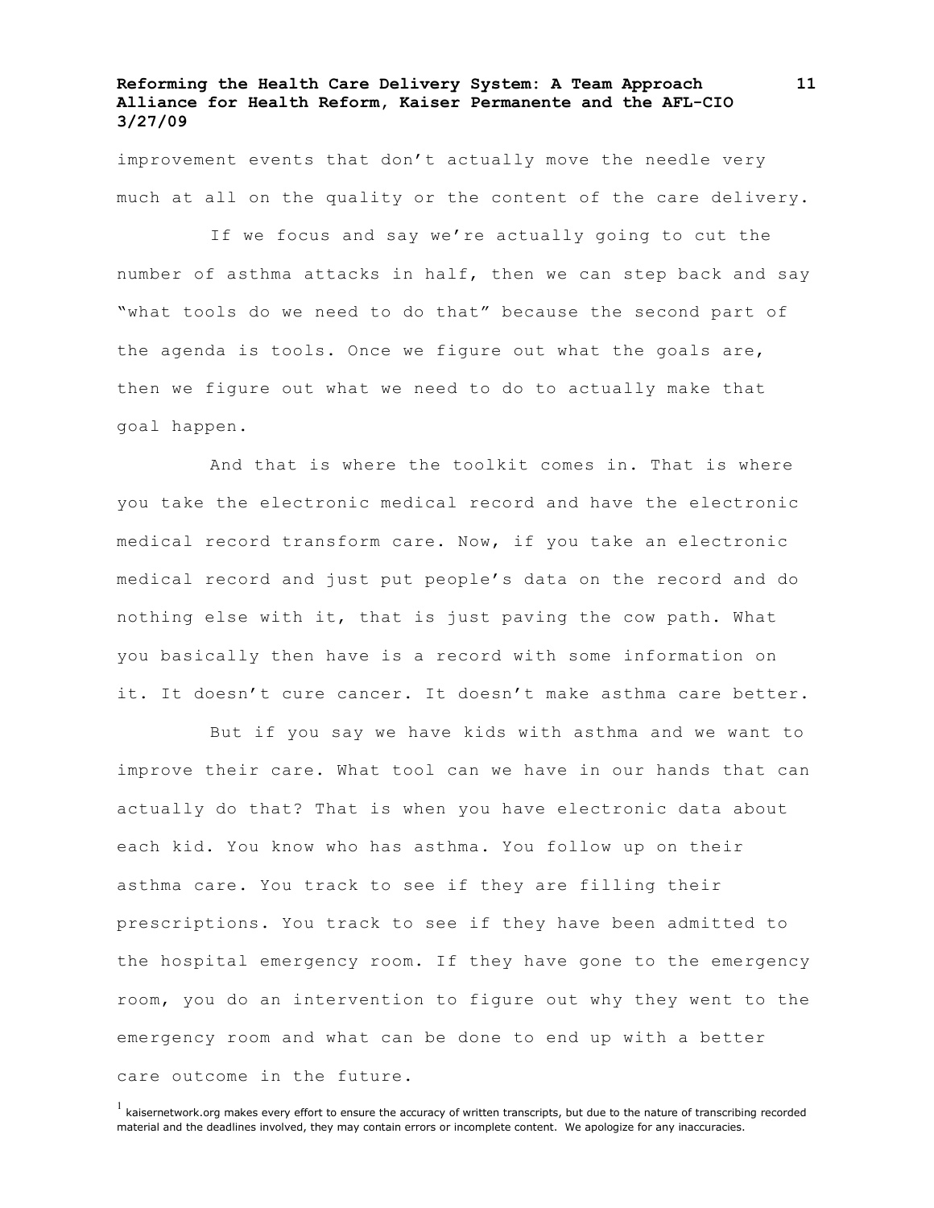improvement events that don’t actually move the needle very much at all on the quality or the content of the care delivery.

If we focus and say we’re actually going to cut the number of asthma attacks in half, then we can step back and say “what tools do we need to do that” because the second part of the agenda is tools. Once we figure out what the goals are, then we figure out what we need to do to actually make that goal happen.

And that is where the toolkit comes in. That is where you take the electronic medical record and have the electronic medical record transform care. Now, if you take an electronic medical record and just put people’s data on the record and do nothing else with it, that is just paving the cow path. What you basically then have is a record with some information on it. It doesn’t cure cancer. It doesn’t make asthma care better.

But if you say we have kids with asthma and we want to improve their care. What tool can we have in our hands that can actually do that? That is when you have electronic data about each kid. You know who has asthma. You follow up on their asthma care. You track to see if they are filling their prescriptions. You track to see if they have been admitted to the hospital emergency room. If they have gone to the emergency room, you do an intervention to figure out why they went to the emergency room and what can be done to end up with a better care outcome in the future.

[1] kaisernetwork.org makes every effort to ensure the accuracy of written transcripts, but due to the nature of transcribing recorded material and the deadlines involved, they may contain errors or incomplete content. We apologize for any inaccuracies.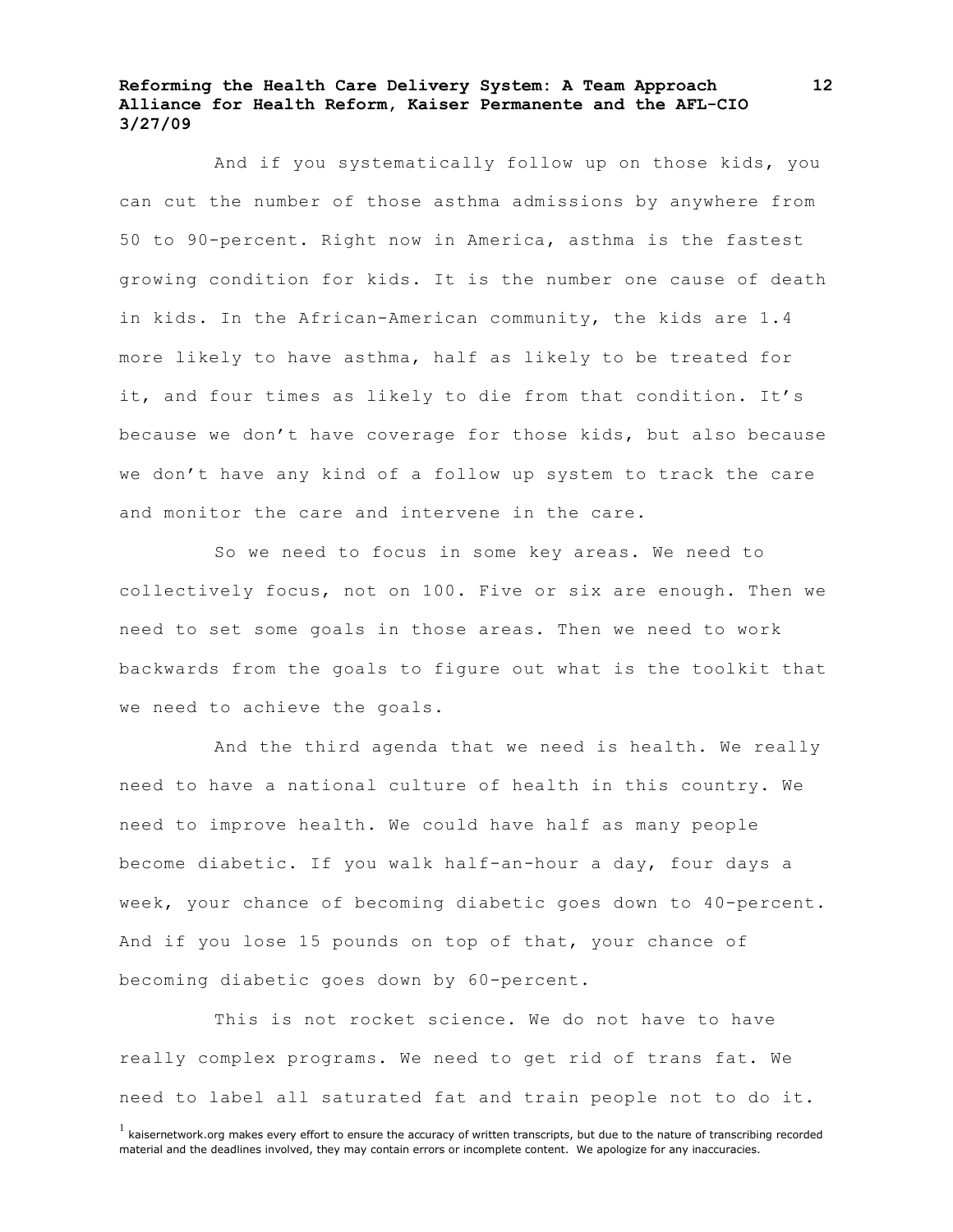And if you systematically follow up on those kids, you can cut the number of those asthma admissions by anywhere from 50 to 90-percent. Right now in America, asthma is the fastest growing condition for kids. It is the number one cause of death in kids. In the African-American community, the kids are 1.4 more likely to have asthma, half as likely to be treated for it, and four times as likely to die from that condition. It's because we don't have coverage for those kids, but also because we don't have any kind of a follow up system to track the care and monitor the care and intervene in the care.

So we need to focus in some key areas. We need to collectively focus, not on 100. Five or six are enough. Then we need to set some goals in those areas. Then we need to work backwards from the goals to figure out what is the toolkit that we need to achieve the goals.

And the third agenda that we need is health. We really need to have a national culture of health in this country. We need to improve health. We could have half as many people become diabetic. If you walk half-an-hour a day, four days a week, your chance of becoming diabetic goes down to 40-percent. And if you lose 15 pounds on top of that, your chance of becoming diabetic goes down by 60-percent.

This is not rocket science. We do not have to have really complex programs. We need to get rid of trans fat. We need to label all saturated fat and train people not to do it.

[1] kaisernetwork.org makes every effort to ensure the accuracy of written transcripts, but due to the nature of transcribing recorded material and the deadlines involved, they may contain errors or incomplete content. We apologize for any inaccuracies.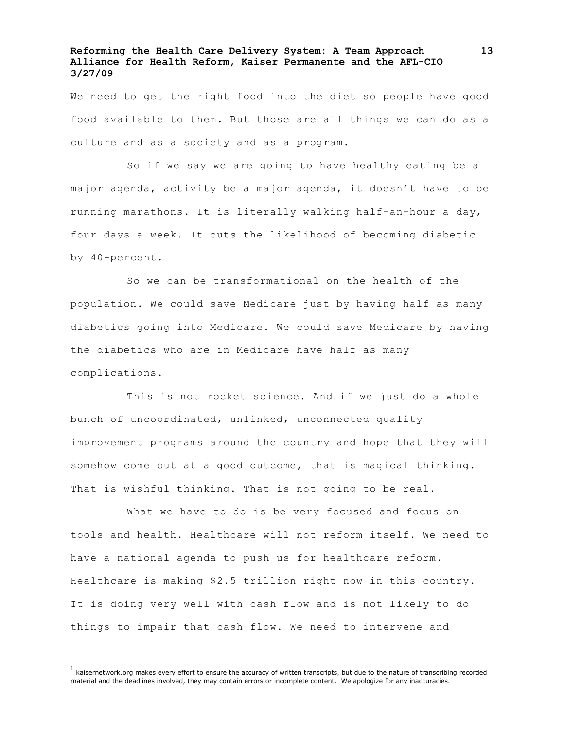We need to get the right food into the diet so people have good food available to them. But those are all things we can do as a culture and as a society and as a program.

So if we say we are going to have healthy eating be a major agenda, activity be a major agenda, it doesn't have to be running marathons. It is literally walking half-an-hour a day, four days a week. It cuts the likelihood of becoming diabetic by 40-percent.

So we can be transformational on the health of the population. We could save Medicare just by having half as many diabetics going into Medicare. We could save Medicare by having the diabetics who are in Medicare have half as many complications.

This is not rocket science. And if we just do a whole bunch of uncoordinated, unlinked, unconnected quality improvement programs around the country and hope that they will somehow come out at a good outcome, that is magical thinking. That is wishful thinking. That is not going to be real.

What we have to do is be very focused and focus on tools and health. Healthcare will not reform itself. We need to have a national agenda to push us for healthcare reform. Healthcare is making $2.5 trillion right now in this country. It is doing very well with cash flow and is not likely to do things to impair that cash flow. We need to intervene and

[1] kaisernetwork.org makes every effort to ensure the accuracy of written transcripts, but due to the nature of transcribing recorded material and the deadlines involved, they may contain errors or incomplete content. We apologize for any inaccuracies.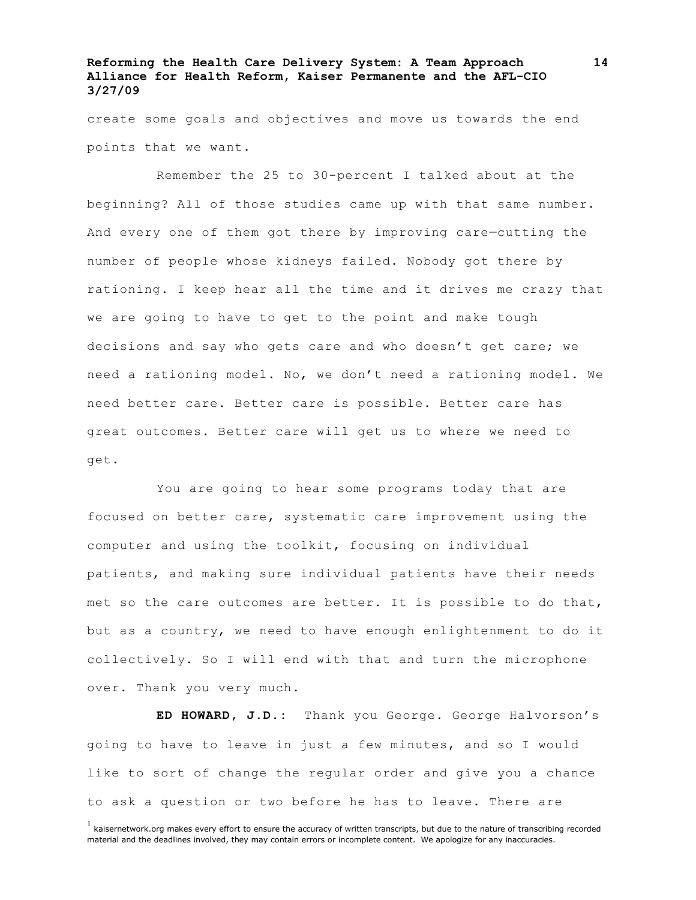create some goals and objectives and move us towards the end points that we want.

Remember the 25 to 30-percent I talked about at the beginning? All of those studies came up with that same number. And every one of them got there by improving care—cutting the number of people whose kidneys failed. Nobody got there by rationing. I keep hear all the time and it drives me crazy that we are going to have to get to the point and make tough decisions and say who gets care and who doesn't get care; we need a rationing model. No, we don't need a rationing model. We need better care. Better care is possible. Better care has great outcomes. Better care will get us to where we need to get.

You are going to hear some programs today that are focused on better care, systematic care improvement using the computer and using the toolkit, focusing on individual patients, and making sure individual patients have their needs met so the care outcomes are better. It is possible to do that, but as a country, we need to have enough enlightenment to do it collectively. So I will end with that and turn the microphone over. Thank you very much.

**ED HOWARD, J.D.:** Thank you George. George Halvorson's going to have to leave in just a few minutes, and so I would like to sort of change the regular order and give you a chance to ask a question or two before he has to leave. There are

[1] kaisernetwork.org makes every effort to ensure the accuracy of written transcripts, but due to the nature of transcribing recorded material and the deadlines involved, they may contain errors or incomplete content. We apologize for any inaccuracies.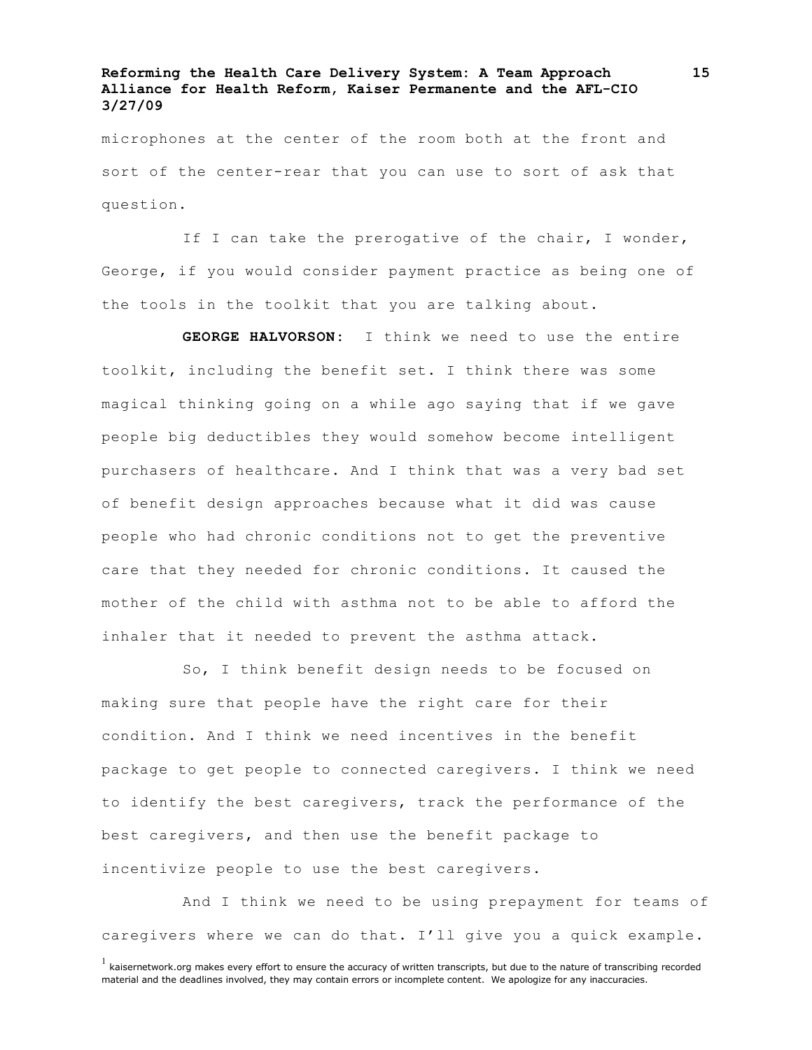microphones at the center of the room both at the front and sort of the center-rear that you can use to sort of ask that question.

If I can take the prerogative of the chair, I wonder, George, if you would consider payment practice as being one of the tools in the toolkit that you are talking about.

**GEORGE HALVORSON:** I think we need to use the entire toolkit, including the benefit set. I think there was some magical thinking going on a while ago saying that if we gave people big deductibles they would somehow become intelligent purchasers of healthcare. And I think that was a very bad set of benefit design approaches because what it did was cause people who had chronic conditions not to get the preventive care that they needed for chronic conditions. It caused the mother of the child with asthma not to be able to afford the inhaler that it needed to prevent the asthma attack.

So, I think benefit design needs to be focused on making sure that people have the right care for their condition. And I think we need incentives in the benefit package to get people to connected caregivers. I think we need to identify the best caregivers, track the performance of the best caregivers, and then use the benefit package to incentivize people to use the best caregivers.

And I think we need to be using prepayment for teams of caregivers where we can do that. I'll give you a quick example.

[1] kaisernetwork.org makes every effort to ensure the accuracy of written transcripts, but due to the nature of transcribing recorded material and the deadlines involved, they may contain errors or incomplete content. We apologize for any inaccuracies.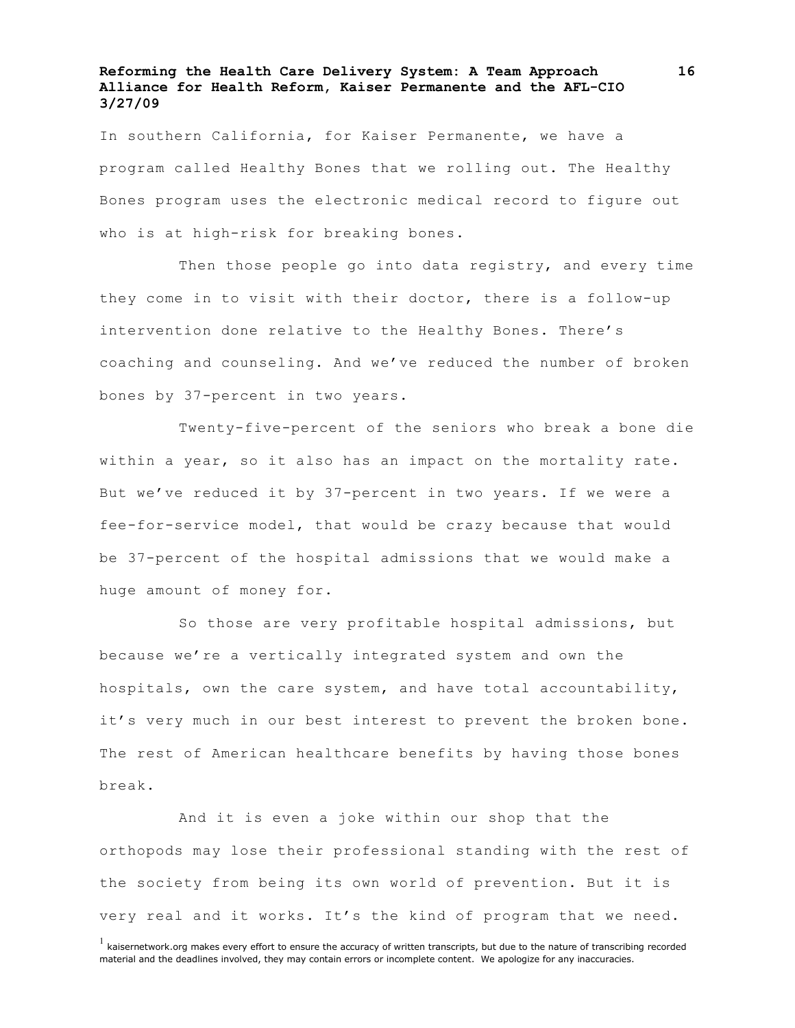In southern California, for Kaiser Permanente, we have a program called Healthy Bones that we rolling out. The Healthy Bones program uses the electronic medical record to figure out who is at high-risk for breaking bones.

Then those people go into data registry, and every time they come in to visit with their doctor, there is a follow-up intervention done relative to the Healthy Bones. There's coaching and counseling. And we've reduced the number of broken bones by 37-percent in two years.

Twenty-five-percent of the seniors who break a bone die within a year, so it also has an impact on the mortality rate. But we've reduced it by 37-percent in two years. If we were a fee-for-service model, that would be crazy because that would be 37-percent of the hospital admissions that we would make a huge amount of money for.

So those are very profitable hospital admissions, but because we're a vertically integrated system and own the hospitals, own the care system, and have total accountability, it's very much in our best interest to prevent the broken bone. The rest of American healthcare benefits by having those bones break.

And it is even a joke within our shop that the orthopods may lose their professional standing with the rest of the society from being its own world of prevention. But it is very real and it works. It's the kind of program that we need.

[1] kaisernetwork.org makes every effort to ensure the accuracy of written transcripts, but due to the nature of transcribing recorded material and the deadlines involved, they may contain errors or incomplete content. We apologize for any inaccuracies.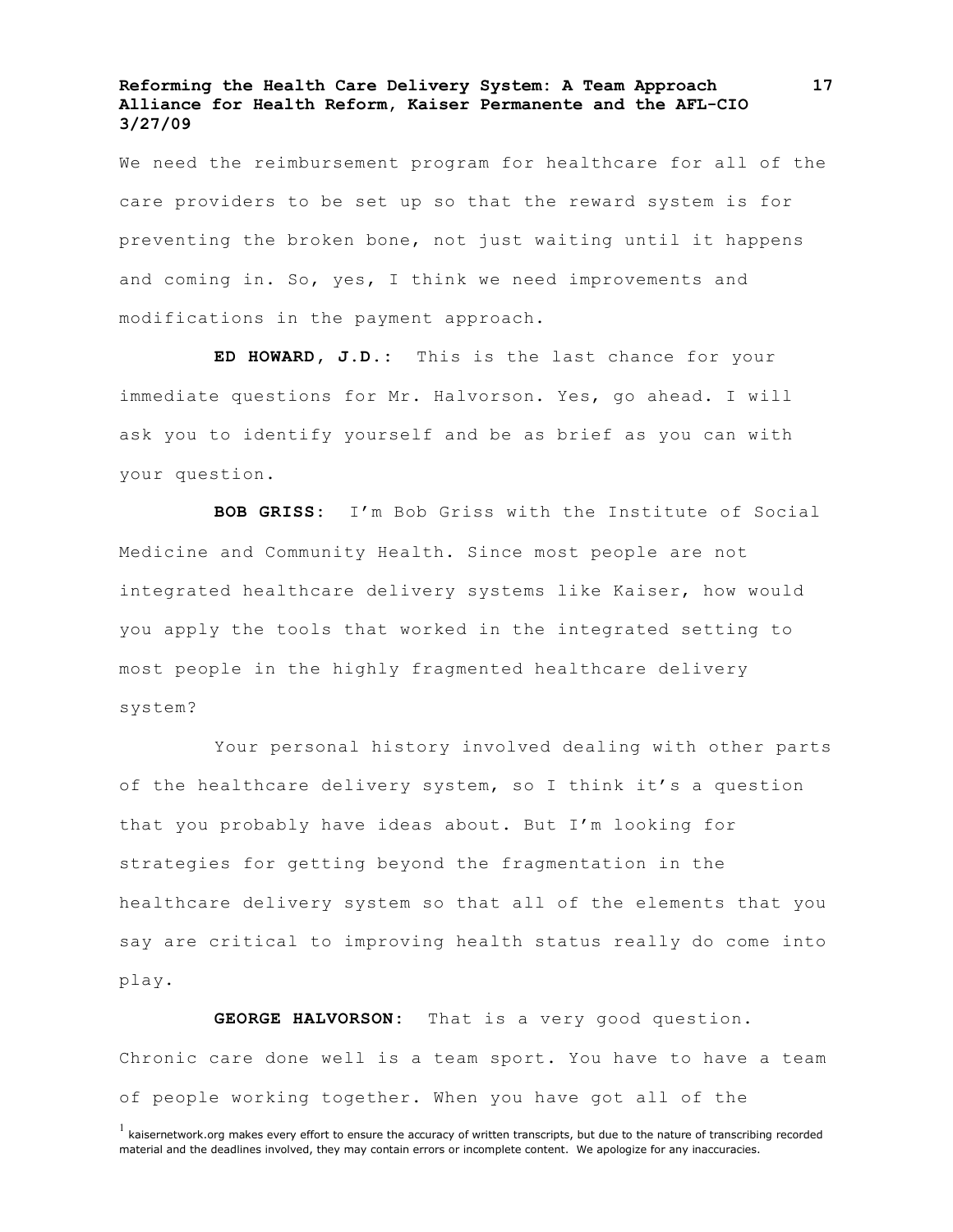We need the reimbursement program for healthcare for all of the care providers to be set up so that the reward system is for preventing the broken bone, not just waiting until it happens and coming in. So, yes, I think we need improvements and modifications in the payment approach.

**ED HOWARD, J.D.:** This is the last chance for your immediate questions for Mr. Halvorson. Yes, go ahead. I will ask you to identify yourself and be as brief as you can with your question.

**BOB GRISS:** I'm Bob Griss with the Institute of Social Medicine and Community Health. Since most people are not integrated healthcare delivery systems like Kaiser, how would you apply the tools that worked in the integrated setting to most people in the highly fragmented healthcare delivery system?

Your personal history involved dealing with other parts of the healthcare delivery system, so I think it's a question that you probably have ideas about. But I'm looking for strategies for getting beyond the fragmentation in the healthcare delivery system so that all of the elements that you say are critical to improving health status really do come into play.

**GEORGE HALVORSON:** That is a very good question. Chronic care done well is a team sport. You have to have a team of people working together. When you have got all of the

[1] kaisernetwork.org makes every effort to ensure the accuracy of written transcripts, but due to the nature of transcribing recorded material and the deadlines involved, they may contain errors or incomplete content. We apologize for any inaccuracies.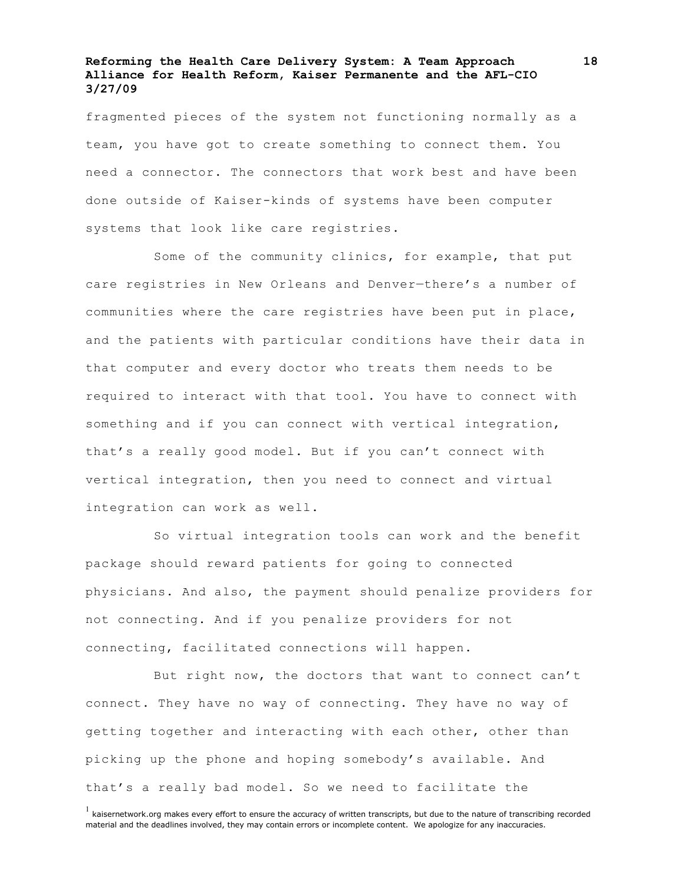fragmented pieces of the system not functioning normally as a team, you have got to create something to connect them. You need a connector. The connectors that work best and have been done outside of Kaiser-kinds of systems have been computer systems that look like care registries.

Some of the community clinics, for example, that put care registries in New Orleans and Denver—there's a number of communities where the care registries have been put in place, and the patients with particular conditions have their data in that computer and every doctor who treats them needs to be required to interact with that tool. You have to connect with something and if you can connect with vertical integration, that's a really good model. But if you can't connect with vertical integration, then you need to connect and virtual integration can work as well.

So virtual integration tools can work and the benefit package should reward patients for going to connected physicians. And also, the payment should penalize providers for not connecting. And if you penalize providers for not connecting, facilitated connections will happen.

But right now, the doctors that want to connect can't connect. They have no way of connecting. They have no way of getting together and interacting with each other, other than picking up the phone and hoping somebody's available. And that's a really bad model. So we need to facilitate the

[1] kaisernetwork.org makes every effort to ensure the accuracy of written transcripts, but due to the nature of transcribing recorded material and the deadlines involved, they may contain errors or incomplete content. We apologize for any inaccuracies.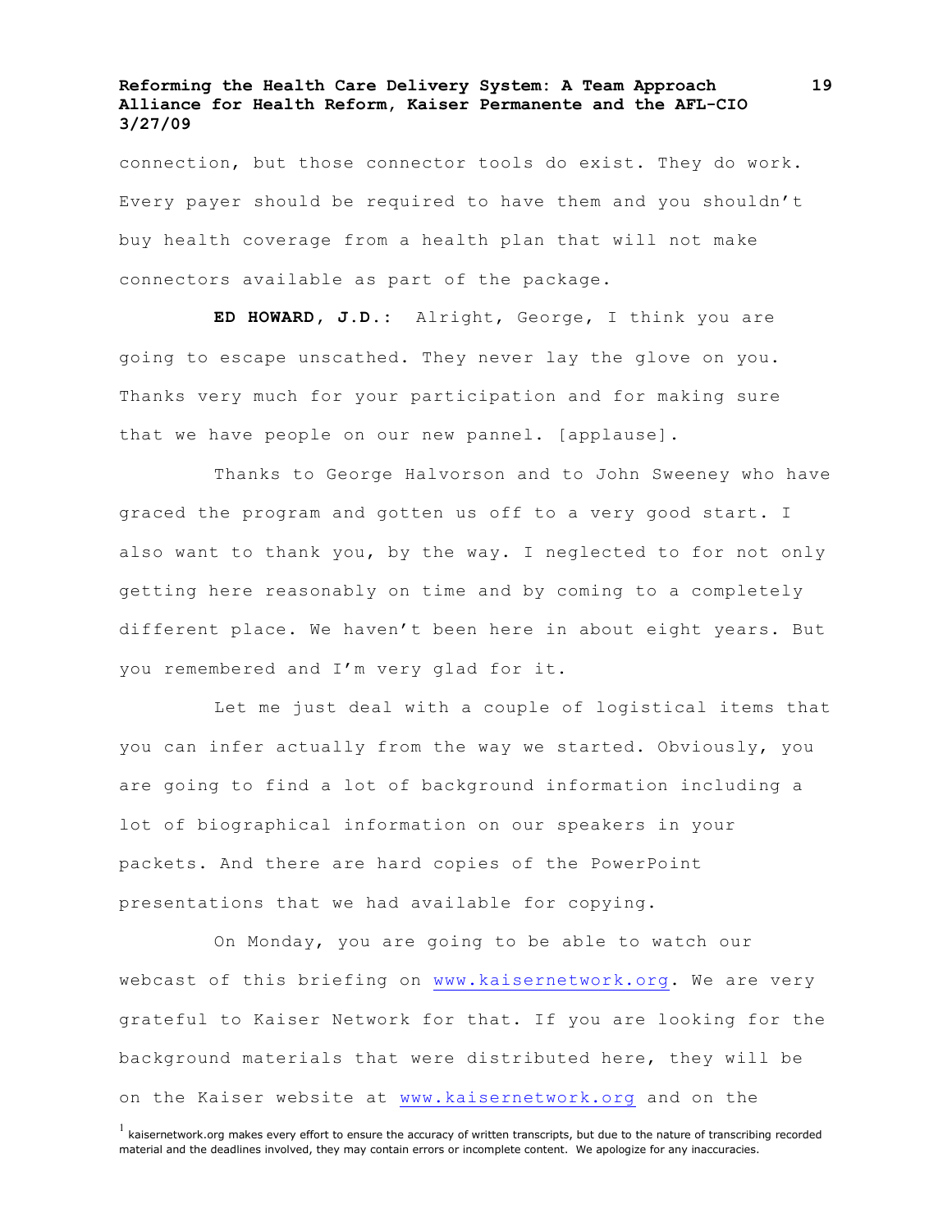connection, but those connector tools do exist. They do work. Every payer should be required to have them and you shouldn't buy health coverage from a health plan that will not make connectors available as part of the package.

**ED HOWARD, J.D.:** Alright, George, I think you are going to escape unscathed. They never lay the glove on you. Thanks very much for your participation and for making sure that we have people on our new pannel. [applause].

Thanks to George Halvorson and to John Sweeney who have graced the program and gotten us off to a very good start. I also want to thank you, by the way. I neglected to for not only getting here reasonably on time and by coming to a completely different place. We haven't been here in about eight years. But you remembered and I'm very glad for it.

Let me just deal with a couple of logistical items that you can infer actually from the way we started. Obviously, you are going to find a lot of background information including a lot of biographical information on our speakers in your packets. And there are hard copies of the PowerPoint presentations that we had available for copying.

On Monday, you are going to be able to watch our webcast of this briefing on www.kaisernetwork.org. We are very grateful to Kaiser Network for that. If you are looking for the background materials that were distributed here, they will be on the Kaiser website at www.kaisernetwork.org and on the

[1] kaisernetwork.org makes every effort to ensure the accuracy of written transcripts, but due to the nature of transcribing recorded material and the deadlines involved, they may contain errors or incomplete content. We apologize for any inaccuracies.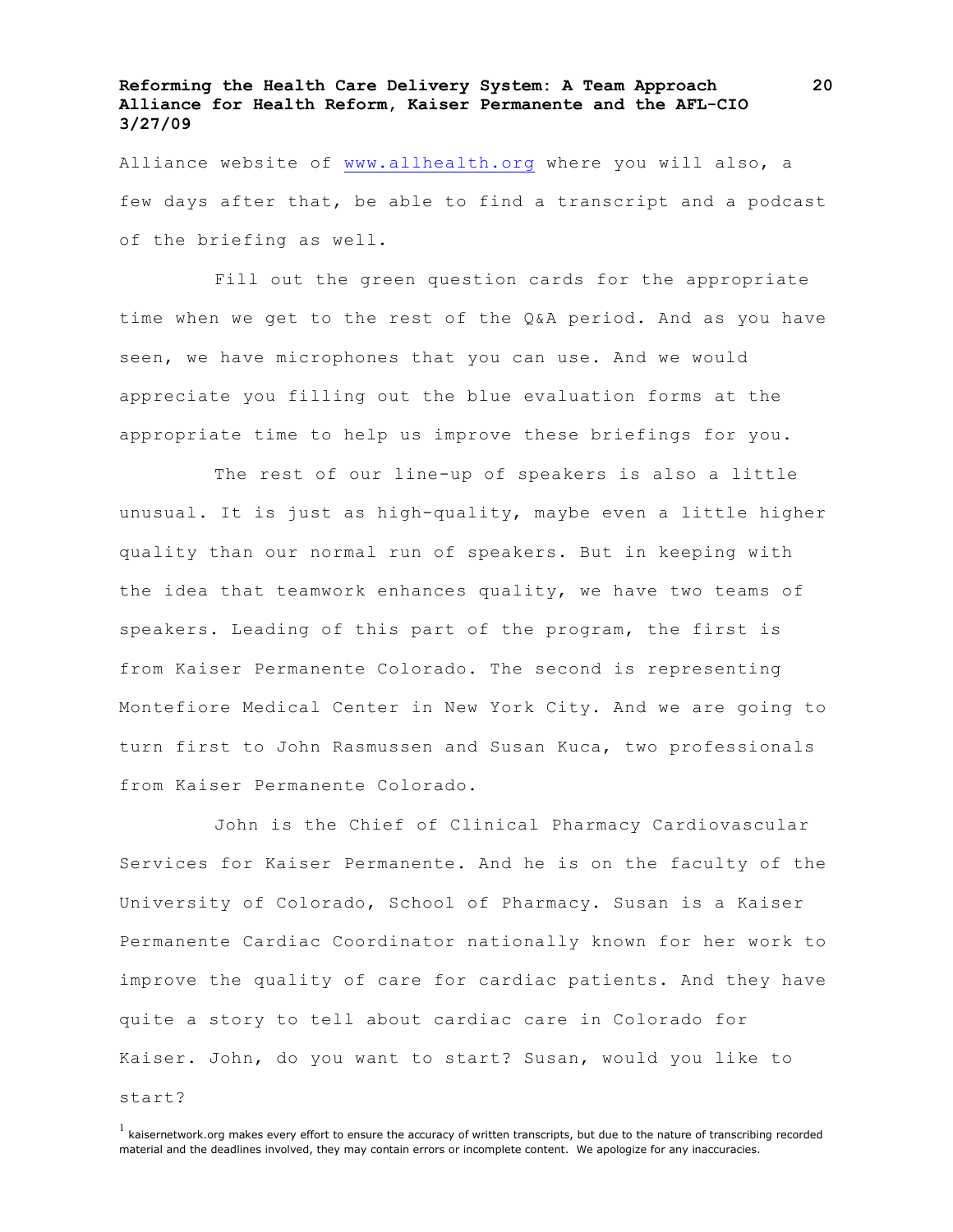Alliance website of www.allhealth.org where you will also, a few days after that, be able to find a transcript and a podcast of the briefing as well.

Fill out the green question cards for the appropriate time when we get to the rest of the Q&A period. And as you have seen, we have microphones that you can use. And we would appreciate you filling out the blue evaluation forms at the appropriate time to help us improve these briefings for you.

The rest of our line-up of speakers is also a little unusual. It is just as high-quality, maybe even a little higher quality than our normal run of speakers. But in keeping with the idea that teamwork enhances quality, we have two teams of speakers. Leading of this part of the program, the first is from Kaiser Permanente Colorado. The second is representing Montefiore Medical Center in New York City. And we are going to turn first to John Rasmussen and Susan Kuca, two professionals from Kaiser Permanente Colorado.

John is the Chief of Clinical Pharmacy Cardiovascular Services for Kaiser Permanente. And he is on the faculty of the University of Colorado, School of Pharmacy. Susan is a Kaiser Permanente Cardiac Coordinator nationally known for her work to improve the quality of care for cardiac patients. And they have quite a story to tell about cardiac care in Colorado for Kaiser. John, do you want to start? Susan, would you like to start?

[1] kaisernetwork.org makes every effort to ensure the accuracy of written transcripts, but due to the nature of transcribing recorded material and the deadlines involved, they may contain errors or incomplete content. We apologize for any inaccuracies.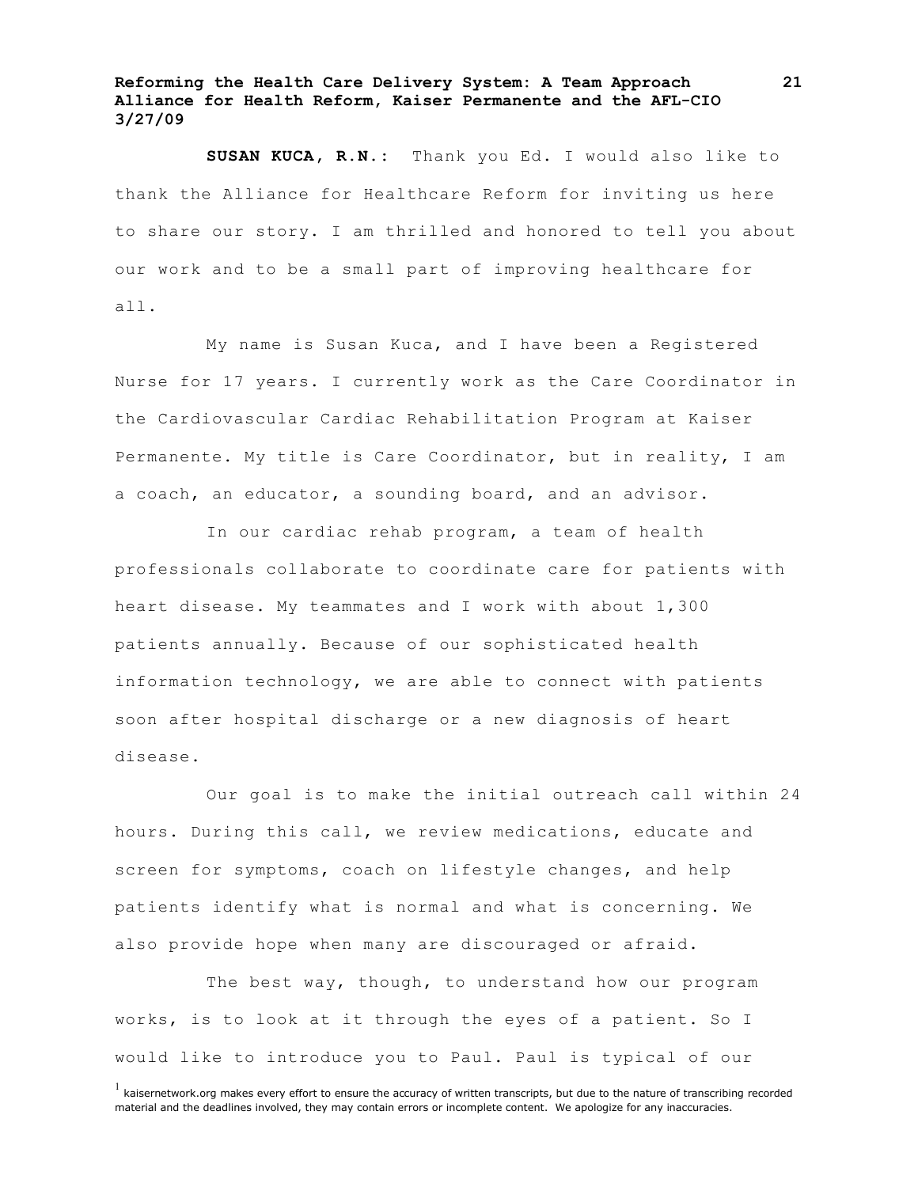**SUSAN KUCA, R.N.:** Thank you Ed. I would also like to thank the Alliance for Healthcare Reform for inviting us here to share our story. I am thrilled and honored to tell you about our work and to be a small part of improving healthcare for all.

My name is Susan Kuca, and I have been a Registered Nurse for 17 years. I currently work as the Care Coordinator in the Cardiovascular Cardiac Rehabilitation Program at Kaiser Permanente. My title is Care Coordinator, but in reality, I am a coach, an educator, a sounding board, and an advisor.

In our cardiac rehab program, a team of health professionals collaborate to coordinate care for patients with heart disease. My teammates and I work with about 1,300 patients annually. Because of our sophisticated health information technology, we are able to connect with patients soon after hospital discharge or a new diagnosis of heart disease.

Our goal is to make the initial outreach call within 24 hours. During this call, we review medications, educate and screen for symptoms, coach on lifestyle changes, and help patients identify what is normal and what is concerning. We also provide hope when many are discouraged or afraid.

The best way, though, to understand how our program works, is to look at it through the eyes of a patient. So I would like to introduce you to Paul. Paul is typical of our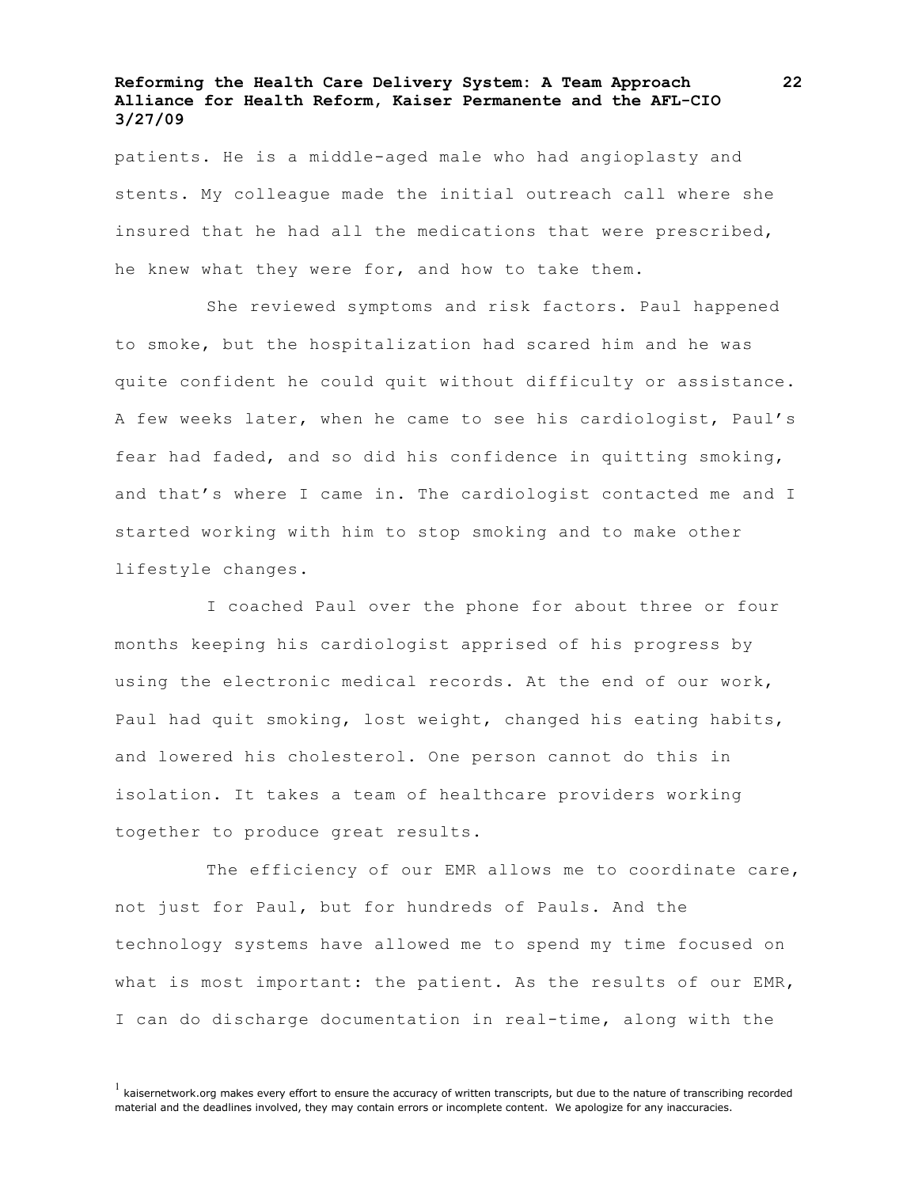patients. He is a middle-aged male who had angioplasty and stents. My colleague made the initial outreach call where she insured that he had all the medications that were prescribed, he knew what they were for, and how to take them.

She reviewed symptoms and risk factors. Paul happened to smoke, but the hospitalization had scared him and he was quite confident he could quit without difficulty or assistance. A few weeks later, when he came to see his cardiologist, Paul's fear had faded, and so did his confidence in quitting smoking, and that's where I came in. The cardiologist contacted me and I started working with him to stop smoking and to make other lifestyle changes.

I coached Paul over the phone for about three or four months keeping his cardiologist apprised of his progress by using the electronic medical records. At the end of our work, Paul had quit smoking, lost weight, changed his eating habits, and lowered his cholesterol. One person cannot do this in isolation. It takes a team of healthcare providers working together to produce great results.

The efficiency of our EMR allows me to coordinate care, not just for Paul, but for hundreds of Pauls. And the technology systems have allowed me to spend my time focused on what is most important: the patient. As the results of our EMR, I can do discharge documentation in real-time, along with the

[1] kaisernetwork.org makes every effort to ensure the accuracy of written transcripts, but due to the nature of transcribing recorded material and the deadlines involved, they may contain errors or incomplete content. We apologize for any inaccuracies.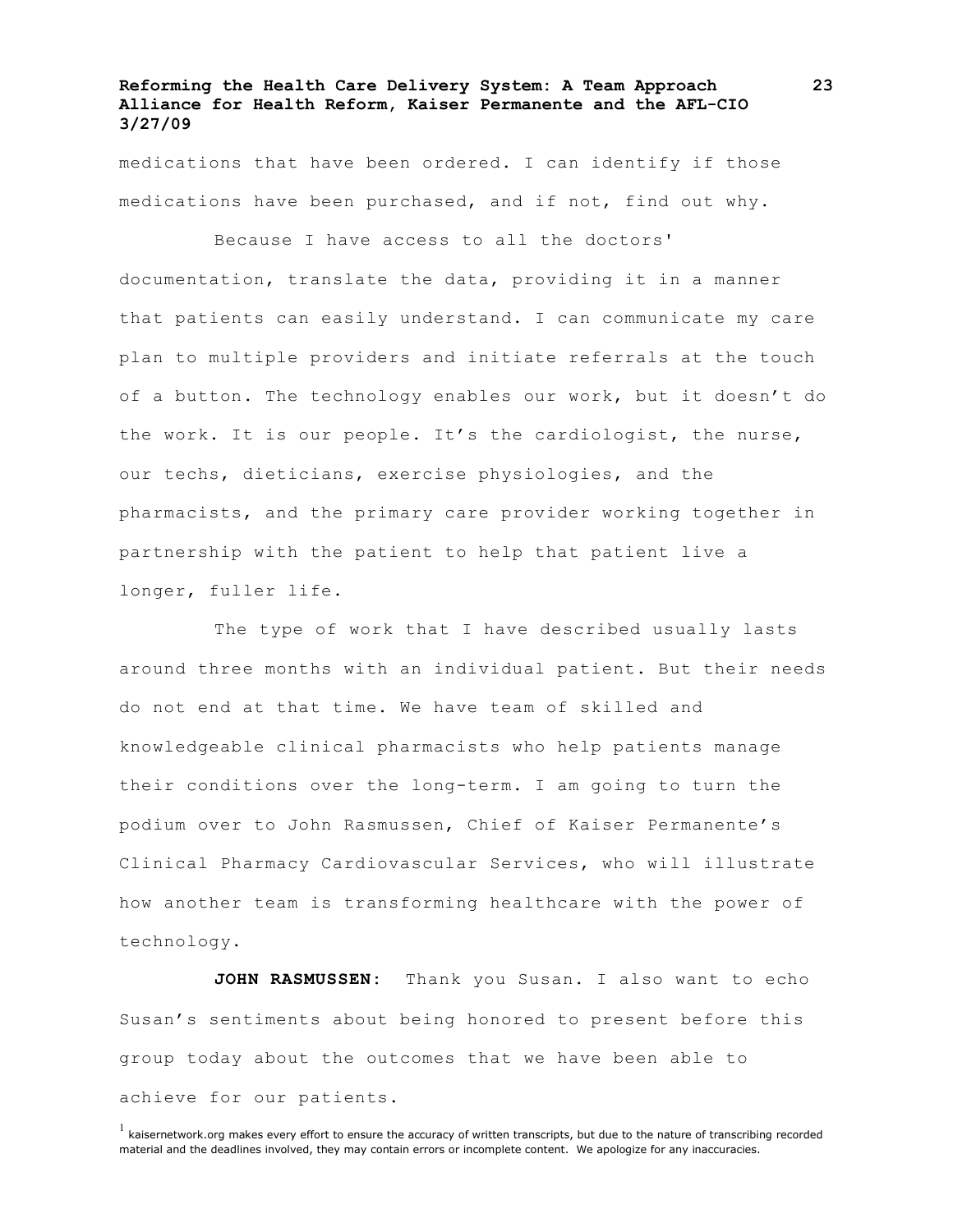medications that have been ordered. I can identify if those medications have been purchased, and if not, find out why.

Because I have access to all the doctors' documentation, translate the data, providing it in a manner that patients can easily understand. I can communicate my care plan to multiple providers and initiate referrals at the touch of a button. The technology enables our work, but it doesn't do the work. It is our people. It's the cardiologist, the nurse, our techs, dieticians, exercise physiologies, and the pharmacists, and the primary care provider working together in partnership with the patient to help that patient live a longer, fuller life.

The type of work that I have described usually lasts around three months with an individual patient. But their needs do not end at that time. We have team of skilled and knowledgeable clinical pharmacists who help patients manage their conditions over the long-term. I am going to turn the podium over to John Rasmussen, Chief of Kaiser Permanente's Clinical Pharmacy Cardiovascular Services, who will illustrate how another team is transforming healthcare with the power of technology.

**JOHN RASMUSSEN:** Thank you Susan. I also want to echo Susan's sentiments about being honored to present before this group today about the outcomes that we have been able to achieve for our patients.

[1] kaisernetwork.org makes every effort to ensure the accuracy of written transcripts, but due to the nature of transcribing recorded material and the deadlines involved, they may contain errors or incomplete content. We apologize for any inaccuracies.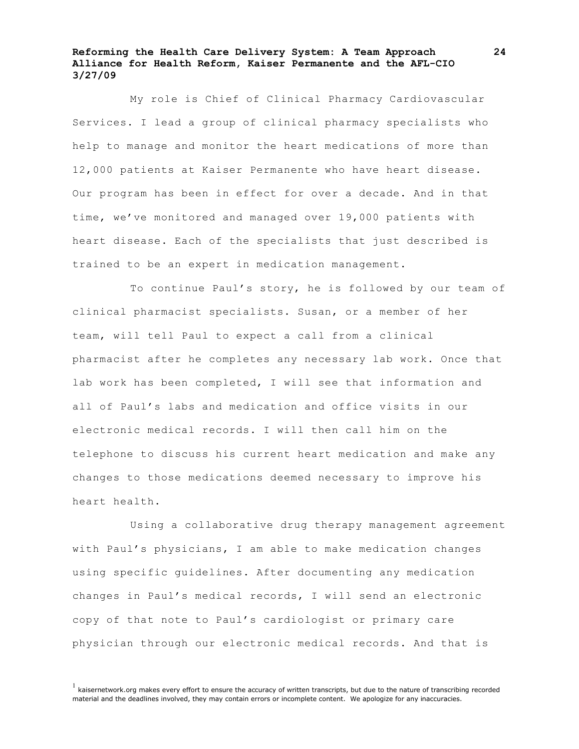My role is Chief of Clinical Pharmacy Cardiovascular Services. I lead a group of clinical pharmacy specialists who help to manage and monitor the heart medications of more than 12,000 patients at Kaiser Permanente who have heart disease. Our program has been in effect for over a decade. And in that time, we've monitored and managed over 19,000 patients with heart disease. Each of the specialists that just described is trained to be an expert in medication management.

To continue Paul's story, he is followed by our team of clinical pharmacist specialists. Susan, or a member of her team, will tell Paul to expect a call from a clinical pharmacist after he completes any necessary lab work. Once that lab work has been completed, I will see that information and all of Paul's labs and medication and office visits in our electronic medical records. I will then call him on the telephone to discuss his current heart medication and make any changes to those medications deemed necessary to improve his heart health.

Using a collaborative drug therapy management agreement with Paul's physicians, I am able to make medication changes using specific guidelines. After documenting any medication changes in Paul's medical records, I will send an electronic copy of that note to Paul's cardiologist or primary care physician through our electronic medical records. And that is

[1] kaisernetwork.org makes every effort to ensure the accuracy of written transcripts, but due to the nature of transcribing recorded material and the deadlines involved, they may contain errors or incomplete content. We apologize for any inaccuracies.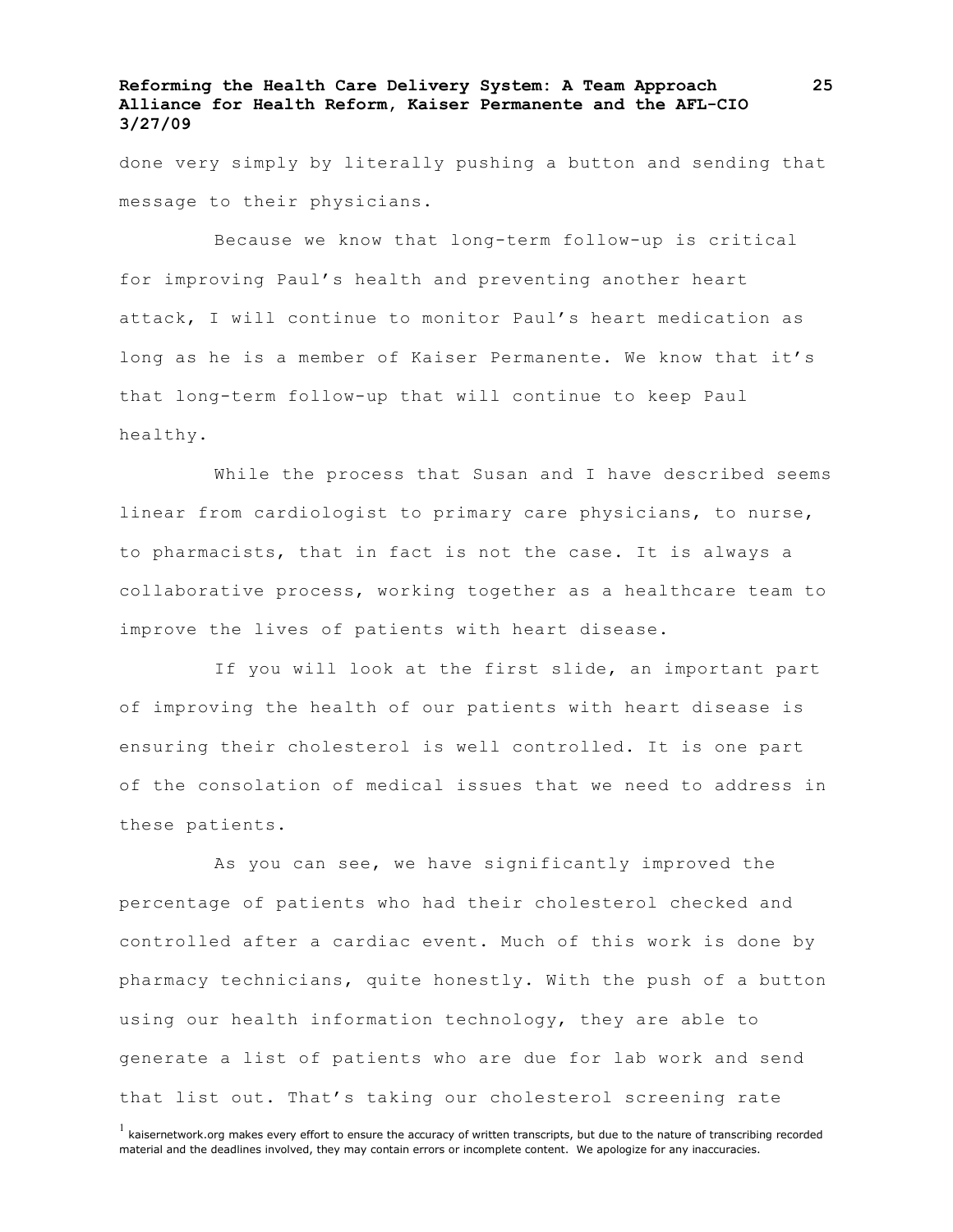done very simply by literally pushing a button and sending that message to their physicians.

Because we know that long-term follow-up is critical for improving Paul's health and preventing another heart attack, I will continue to monitor Paul's heart medication as long as he is a member of Kaiser Permanente. We know that it's that long-term follow-up that will continue to keep Paul healthy.

While the process that Susan and I have described seems linear from cardiologist to primary care physicians, to nurse, to pharmacists, that in fact is not the case. It is always a collaborative process, working together as a healthcare team to improve the lives of patients with heart disease.

If you will look at the first slide, an important part of improving the health of our patients with heart disease is ensuring their cholesterol is well controlled. It is one part of the consolation of medical issues that we need to address in these patients.

As you can see, we have significantly improved the percentage of patients who had their cholesterol checked and controlled after a cardiac event. Much of this work is done by pharmacy technicians, quite honestly. With the push of a button using our health information technology, they are able to generate a list of patients who are due for lab work and send that list out. That's taking our cholesterol screening rate

[1] kaisernetwork.org makes every effort to ensure the accuracy of written transcripts, but due to the nature of transcribing recorded material and the deadlines involved, they may contain errors or incomplete content. We apologize for any inaccuracies.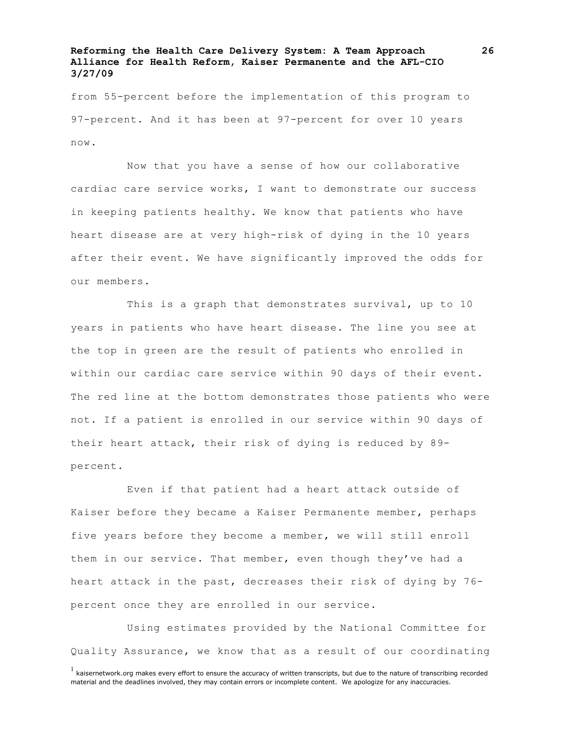from 55-percent before the implementation of this program to 97-percent. And it has been at 97-percent for over 10 years now.

Now that you have a sense of how our collaborative cardiac care service works, I want to demonstrate our success in keeping patients healthy. We know that patients who have heart disease are at very high-risk of dying in the 10 years after their event. We have significantly improved the odds for our members.

This is a graph that demonstrates survival, up to 10 years in patients who have heart disease. The line you see at the top in green are the result of patients who enrolled in within our cardiac care service within 90 days of their event. The red line at the bottom demonstrates those patients who were not. If a patient is enrolled in our service within 90 days of their heart attack, their risk of dying is reduced by 89-percent.

Even if that patient had a heart attack outside of Kaiser before they became a Kaiser Permanente member, perhaps five years before they become a member, we will still enroll them in our service. That member, even though they've had a heart attack in the past, decreases their risk of dying by 76-percent once they are enrolled in our service.

Using estimates provided by the National Committee for Quality Assurance, we know that as a result of our coordinating

[1] kaisernetwork.org makes every effort to ensure the accuracy of written transcripts, but due to the nature of transcribing recorded material and the deadlines involved, they may contain errors or incomplete content. We apologize for any inaccuracies.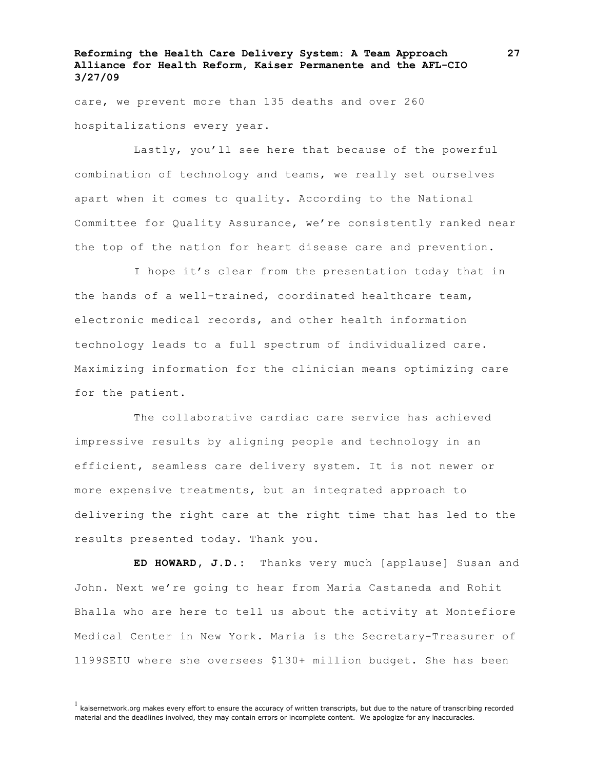care, we prevent more than 135 deaths and over 260 hospitalizations every year.

Lastly, you'll see here that because of the powerful combination of technology and teams, we really set ourselves apart when it comes to quality. According to the National Committee for Quality Assurance, we're consistently ranked near the top of the nation for heart disease care and prevention.

I hope it's clear from the presentation today that in the hands of a well-trained, coordinated healthcare team, electronic medical records, and other health information technology leads to a full spectrum of individualized care. Maximizing information for the clinician means optimizing care for the patient.

The collaborative cardiac care service has achieved impressive results by aligning people and technology in an efficient, seamless care delivery system. It is not newer or more expensive treatments, but an integrated approach to delivering the right care at the right time that has led to the results presented today. Thank you.

**ED HOWARD, J.D.:** Thanks very much [applause] Susan and John. Next we're going to hear from Maria Castaneda and Rohit Bhalla who are here to tell us about the activity at Montefiore Medical Center in New York. Maria is the Secretary-Treasurer of 1199SEIU where she oversees $130+ million budget. She has been

[1] kaisernetwork.org makes every effort to ensure the accuracy of written transcripts, but due to the nature of transcribing recorded material and the deadlines involved, they may contain errors or incomplete content. We apologize for any inaccuracies.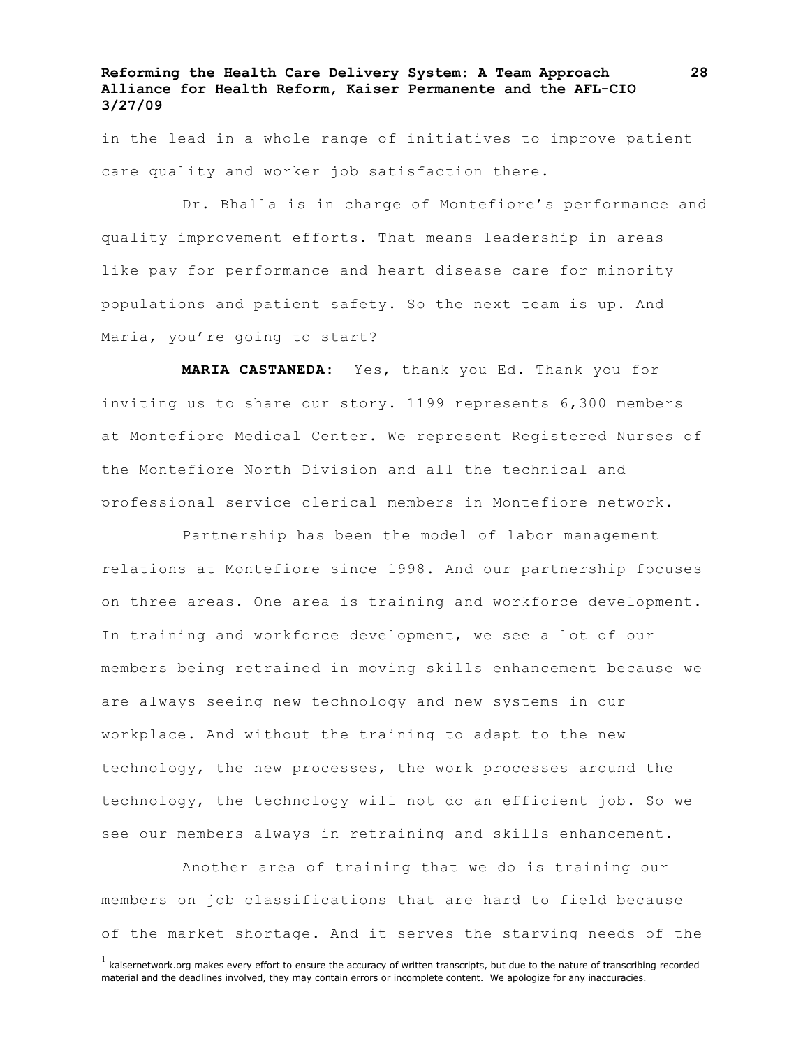in the lead in a whole range of initiatives to improve patient care quality and worker job satisfaction there.

Dr. Bhalla is in charge of Montefiore's performance and quality improvement efforts. That means leadership in areas like pay for performance and heart disease care for minority populations and patient safety. So the next team is up. And Maria, you're going to start?

**MARIA CASTANEDA:** Yes, thank you Ed. Thank you for inviting us to share our story. 1199 represents 6,300 members at Montefiore Medical Center. We represent Registered Nurses of the Montefiore North Division and all the technical and professional service clerical members in Montefiore network.

Partnership has been the model of labor management relations at Montefiore since 1998. And our partnership focuses on three areas. One area is training and workforce development. In training and workforce development, we see a lot of our members being retrained in moving skills enhancement because we are always seeing new technology and new systems in our workplace. And without the training to adapt to the new technology, the new processes, the work processes around the technology, the technology will not do an efficient job. So we see our members always in retraining and skills enhancement.

Another area of training that we do is training our members on job classifications that are hard to field because of the market shortage. And it serves the starving needs of the

[1] kaisernetwork.org makes every effort to ensure the accuracy of written transcripts, but due to the nature of transcribing recorded material and the deadlines involved, they may contain errors or incomplete content. We apologize for any inaccuracies.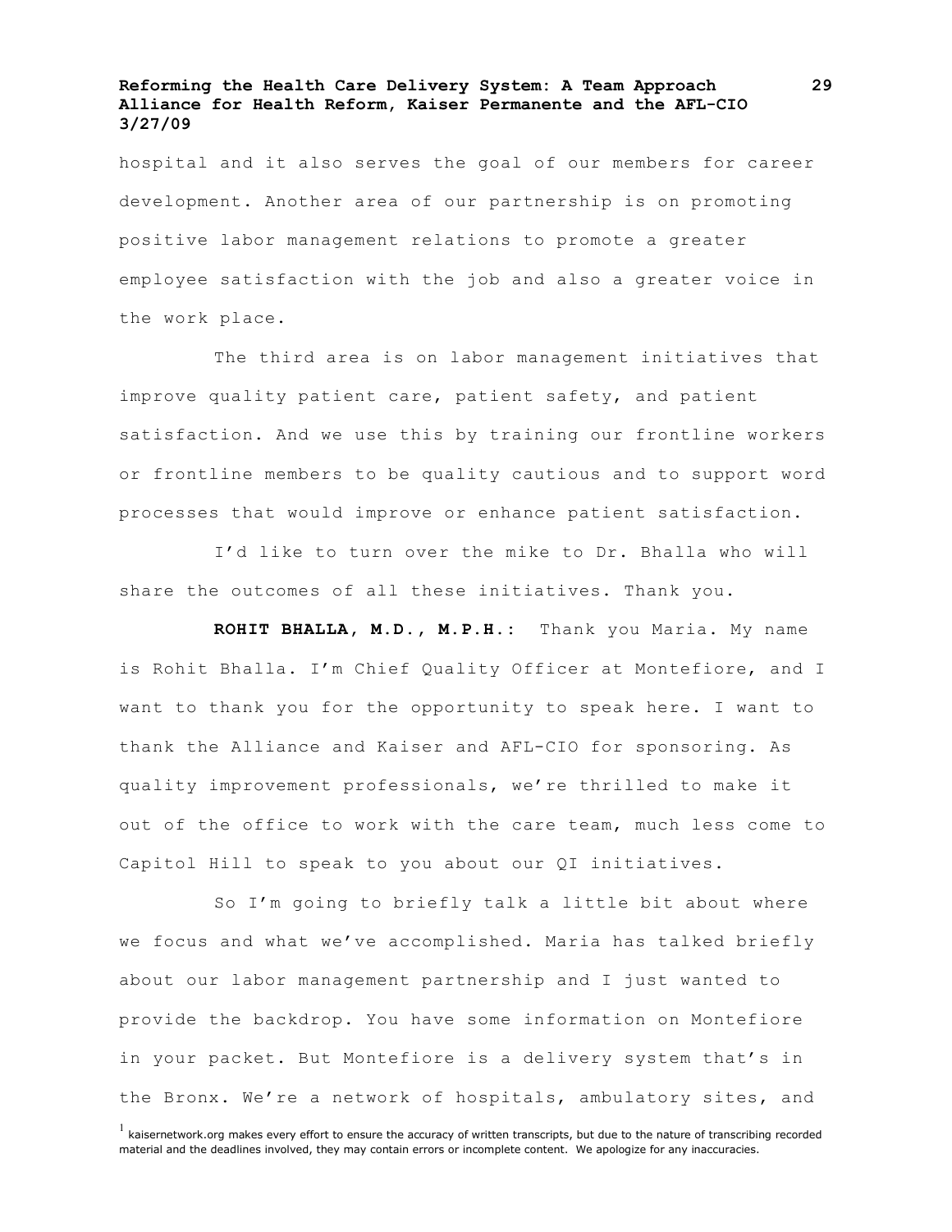hospital and it also serves the goal of our members for career development. Another area of our partnership is on promoting positive labor management relations to promote a greater employee satisfaction with the job and also a greater voice in the work place.

The third area is on labor management initiatives that improve quality patient care, patient safety, and patient satisfaction. And we use this by training our frontline workers or frontline members to be quality cautious and to support word processes that would improve or enhance patient satisfaction.

I'd like to turn over the mike to Dr. Bhalla who will share the outcomes of all these initiatives. Thank you.

**ROHIT BHALLA, M.D., M.P.H.:** Thank you Maria. My name is Rohit Bhalla. I'm Chief Quality Officer at Montefiore, and I want to thank you for the opportunity to speak here. I want to thank the Alliance and Kaiser and AFL-CIO for sponsoring. As quality improvement professionals, we're thrilled to make it out of the office to work with the care team, much less come to Capitol Hill to speak to you about our QI initiatives.

So I'm going to briefly talk a little bit about where we focus and what we've accomplished. Maria has talked briefly about our labor management partnership and I just wanted to provide the backdrop. You have some information on Montefiore in your packet. But Montefiore is a delivery system that's in the Bronx. We're a network of hospitals, ambulatory sites, and

[1] kaisernetwork.org makes every effort to ensure the accuracy of written transcripts, but due to the nature of transcribing recorded material and the deadlines involved, they may contain errors or incomplete content. We apologize for any inaccuracies.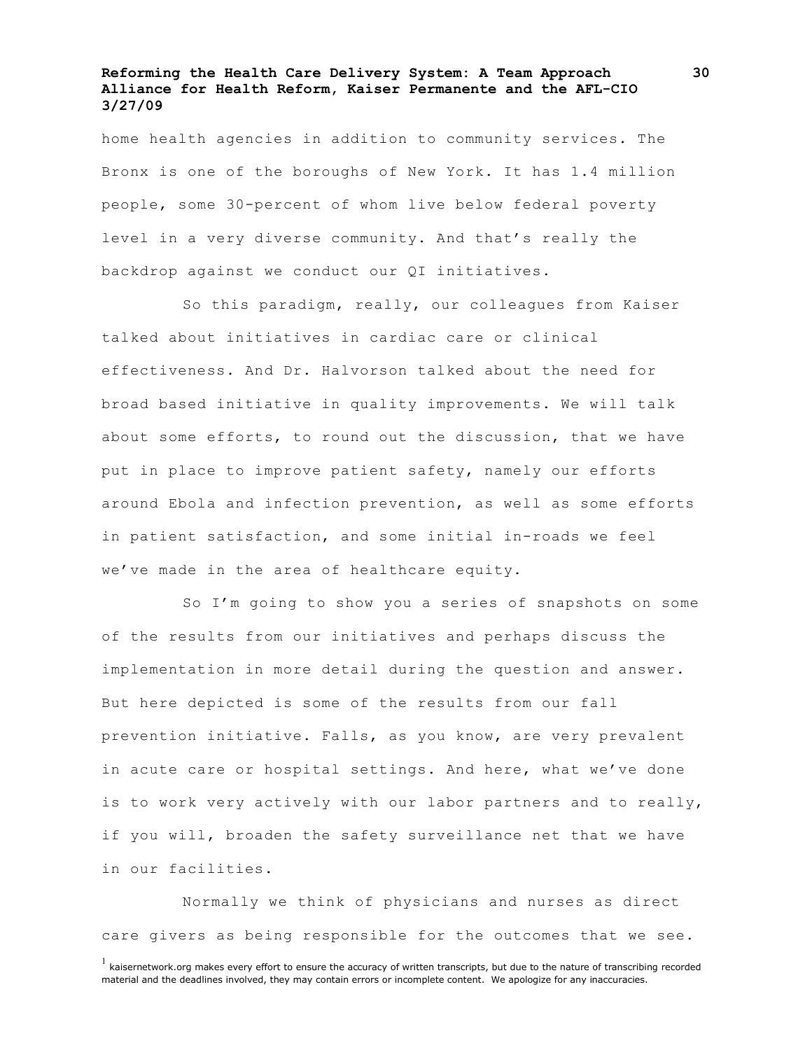home health agencies in addition to community services. The Bronx is one of the boroughs of New York. It has 1.4 million people, some 30-percent of whom live below federal poverty level in a very diverse community. And that's really the backdrop against we conduct our QI initiatives.

So this paradigm, really, our colleagues from Kaiser talked about initiatives in cardiac care or clinical effectiveness. And Dr. Halvorson talked about the need for broad based initiative in quality improvements. We will talk about some efforts, to round out the discussion, that we have put in place to improve patient safety, namely our efforts around Ebola and infection prevention, as well as some efforts in patient satisfaction, and some initial in-roads we feel we've made in the area of healthcare equity.

So I'm going to show you a series of snapshots on some of the results from our initiatives and perhaps discuss the implementation in more detail during the question and answer. But here depicted is some of the results from our fall prevention initiative. Falls, as you know, are very prevalent in acute care or hospital settings. And here, what we've done is to work very actively with our labor partners and to really, if you will, broaden the safety surveillance net that we have in our facilities.

Normally we think of physicians and nurses as direct care givers as being responsible for the outcomes that we see.

[1] kaisernetwork.org makes every effort to ensure the accuracy of written transcripts, but due to the nature of transcribing recorded material and the deadlines involved, they may contain errors or incomplete content. We apologize for any inaccuracies.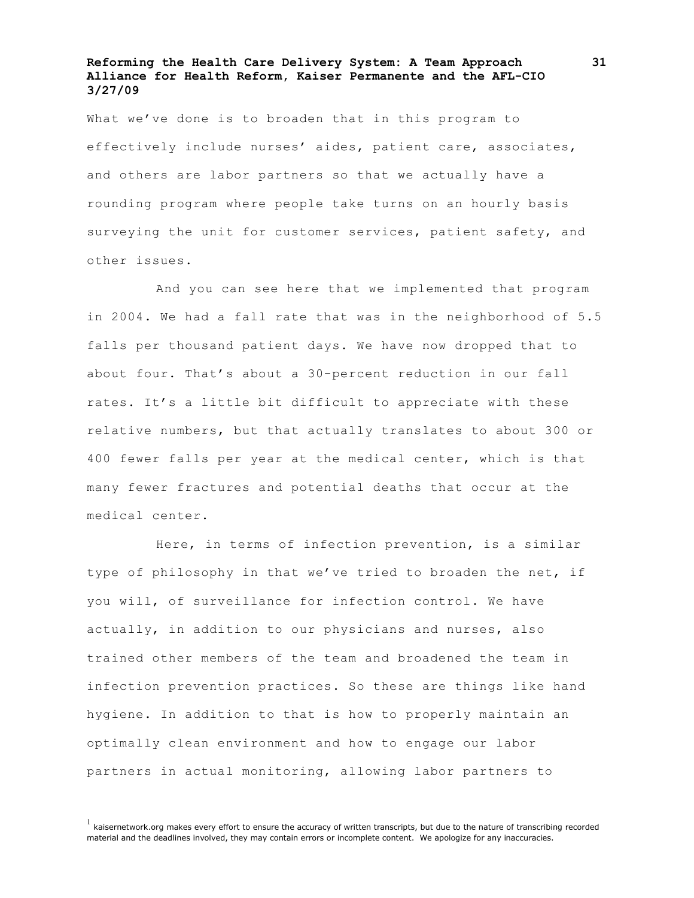What we've done is to broaden that in this program to effectively include nurses' aides, patient care, associates, and others are labor partners so that we actually have a rounding program where people take turns on an hourly basis surveying the unit for customer services, patient safety, and other issues.

And you can see here that we implemented that program in 2004. We had a fall rate that was in the neighborhood of 5.5 falls per thousand patient days. We have now dropped that to about four. That's about a 30-percent reduction in our fall rates. It's a little bit difficult to appreciate with these relative numbers, but that actually translates to about 300 or 400 fewer falls per year at the medical center, which is that many fewer fractures and potential deaths that occur at the medical center.

Here, in terms of infection prevention, is a similar type of philosophy in that we've tried to broaden the net, if you will, of surveillance for infection control. We have actually, in addition to our physicians and nurses, also trained other members of the team and broadened the team in infection prevention practices. So these are things like hand hygiene. In addition to that is how to properly maintain an optimally clean environment and how to engage our labor partners in actual monitoring, allowing labor partners to

[1] kaisernetwork.org makes every effort to ensure the accuracy of written transcripts, but due to the nature of transcribing recorded material and the deadlines involved, they may contain errors or incomplete content. We apologize for any inaccuracies.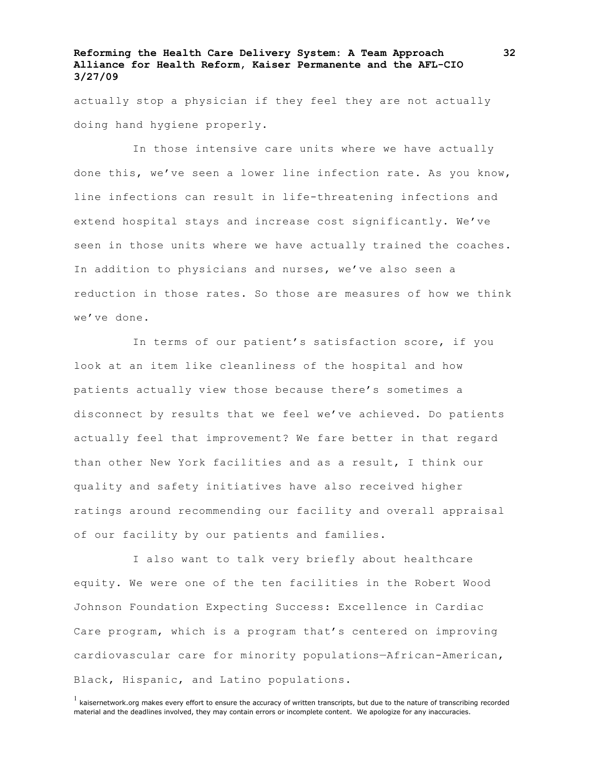actually stop a physician if they feel they are not actually doing hand hygiene properly.

In those intensive care units where we have actually done this, we've seen a lower line infection rate. As you know, line infections can result in life-threatening infections and extend hospital stays and increase cost significantly. We've seen in those units where we have actually trained the coaches. In addition to physicians and nurses, we've also seen a reduction in those rates. So those are measures of how we think we've done.

In terms of our patient's satisfaction score, if you look at an item like cleanliness of the hospital and how patients actually view those because there's sometimes a disconnect by results that we feel we've achieved. Do patients actually feel that improvement? We fare better in that regard than other New York facilities and as a result, I think our quality and safety initiatives have also received higher ratings around recommending our facility and overall appraisal of our facility by our patients and families.

I also want to talk very briefly about healthcare equity. We were one of the ten facilities in the Robert Wood Johnson Foundation Expecting Success: Excellence in Cardiac Care program, which is a program that's centered on improving cardiovascular care for minority populations—African-American, Black, Hispanic, and Latino populations.

[1] kaisernetwork.org makes every effort to ensure the accuracy of written transcripts, but due to the nature of transcribing recorded material and the deadlines involved, they may contain errors or incomplete content. We apologize for any inaccuracies.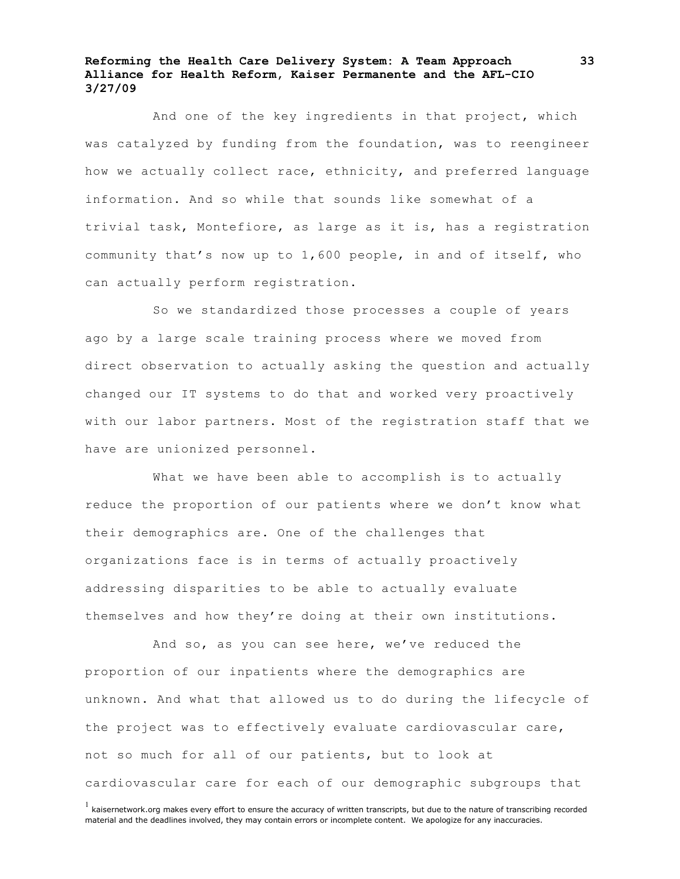And one of the key ingredients in that project, which was catalyzed by funding from the foundation, was to reengineer how we actually collect race, ethnicity, and preferred language information. And so while that sounds like somewhat of a trivial task, Montefiore, as large as it is, has a registration community that's now up to 1,600 people, in and of itself, who can actually perform registration.

So we standardized those processes a couple of years ago by a large scale training process where we moved from direct observation to actually asking the question and actually changed our IT systems to do that and worked very proactively with our labor partners. Most of the registration staff that we have are unionized personnel.

What we have been able to accomplish is to actually reduce the proportion of our patients where we don't know what their demographics are. One of the challenges that organizations face is in terms of actually proactively addressing disparities to be able to actually evaluate themselves and how they're doing at their own institutions.

And so, as you can see here, we've reduced the proportion of our inpatients where the demographics are unknown. And what that allowed us to do during the lifecycle of the project was to effectively evaluate cardiovascular care, not so much for all of our patients, but to look at cardiovascular care for each of our demographic subgroups that

[1] kaisernetwork.org makes every effort to ensure the accuracy of written transcripts, but due to the nature of transcribing recorded material and the deadlines involved, they may contain errors or incomplete content. We apologize for any inaccuracies.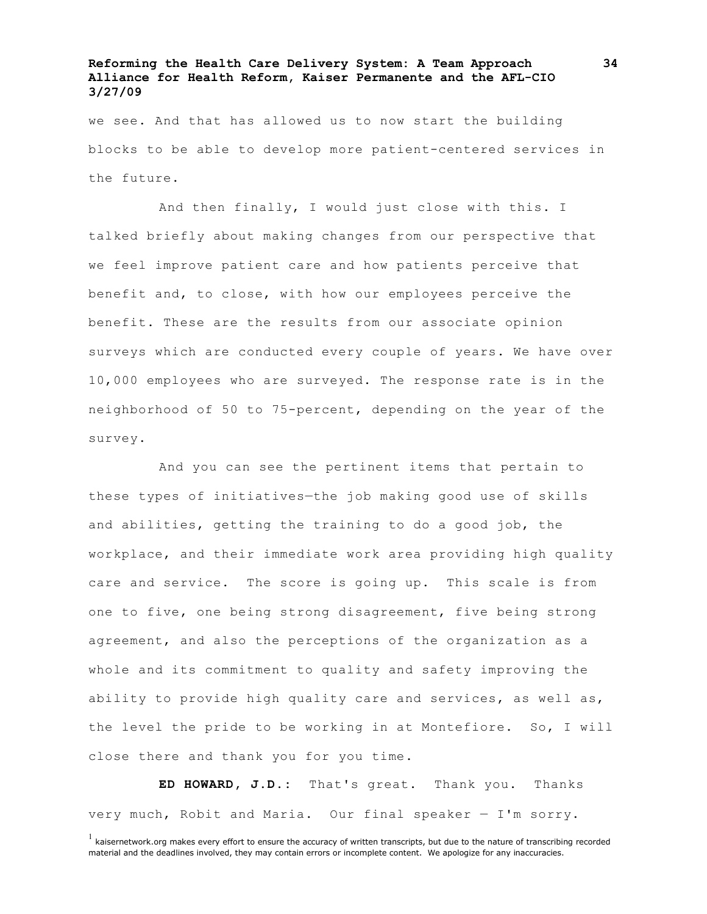we see. And that has allowed us to now start the building blocks to be able to develop more patient-centered services in the future.

And then finally, I would just close with this. I talked briefly about making changes from our perspective that we feel improve patient care and how patients perceive that benefit and, to close, with how our employees perceive the benefit. These are the results from our associate opinion surveys which are conducted every couple of years. We have over 10,000 employees who are surveyed. The response rate is in the neighborhood of 50 to 75-percent, depending on the year of the survey.

And you can see the pertinent items that pertain to these types of initiatives—the job making good use of skills and abilities, getting the training to do a good job, the workplace, and their immediate work area providing high quality care and service. The score is going up. This scale is from one to five, one being strong disagreement, five being strong agreement, and also the perceptions of the organization as a whole and its commitment to quality and safety improving the ability to provide high quality care and services, as well as, the level the pride to be working in at Montefiore. So, I will close there and thank you for you time.

**ED HOWARD, J.D.:** That's great. Thank you. Thanks very much, Robit and Maria. Our final speaker — I'm sorry.

[1] kaisernetwork.org makes every effort to ensure the accuracy of written transcripts, but due to the nature of transcribing recorded material and the deadlines involved, they may contain errors or incomplete content. We apologize for any inaccuracies.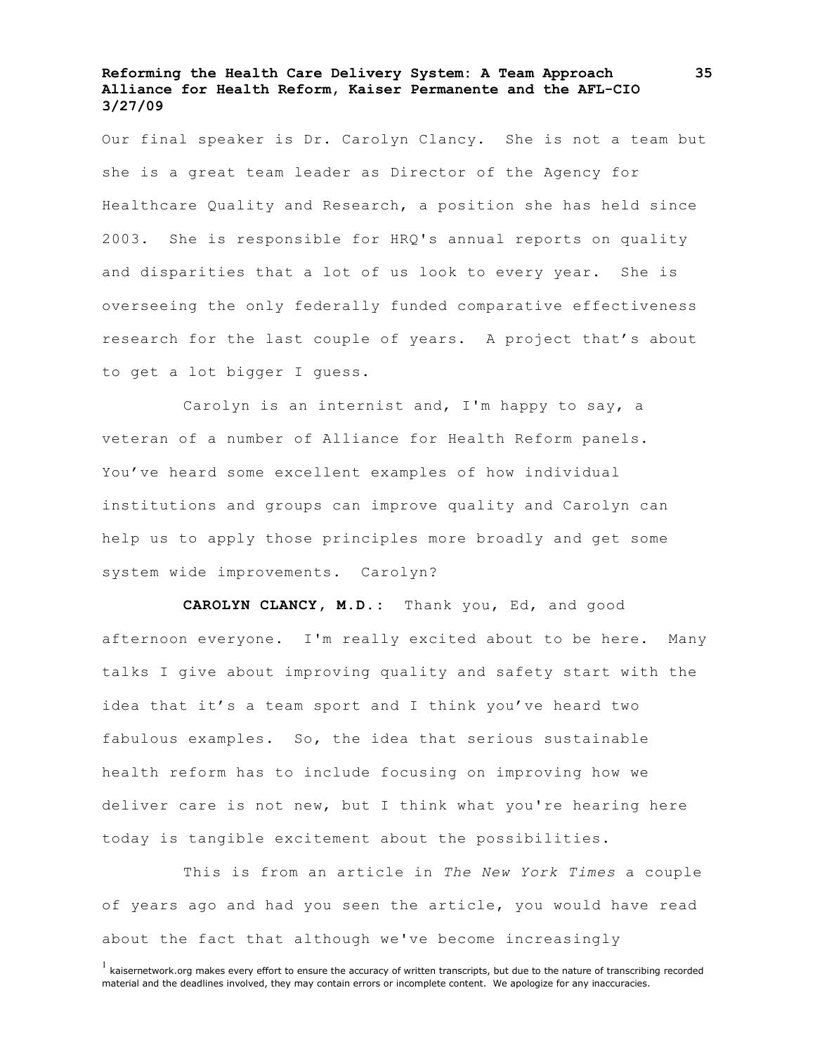Our final speaker is Dr. Carolyn Clancy. She is not a team but she is a great team leader as Director of the Agency for Healthcare Quality and Research, a position she has held since 2003. She is responsible for HRQ's annual reports on quality and disparities that a lot of us look to every year. She is overseeing the only federally funded comparative effectiveness research for the last couple of years. A project that's about to get a lot bigger I guess.

Carolyn is an internist and, I'm happy to say, a veteran of a number of Alliance for Health Reform panels. You've heard some excellent examples of how individual institutions and groups can improve quality and Carolyn can help us to apply those principles more broadly and get some system wide improvements. Carolyn?

**CAROLYN CLANCY, M.D.:** Thank you, Ed, and good afternoon everyone. I'm really excited about to be here. Many talks I give about improving quality and safety start with the idea that it's a team sport and I think you've heard two fabulous examples. So, the idea that serious sustainable health reform has to include focusing on improving how we deliver care is not new, but I think what you're hearing here today is tangible excitement about the possibilities.

This is from an article in *The New York Times* a couple of years ago and had you seen the article, you would have read about the fact that although we've become increasingly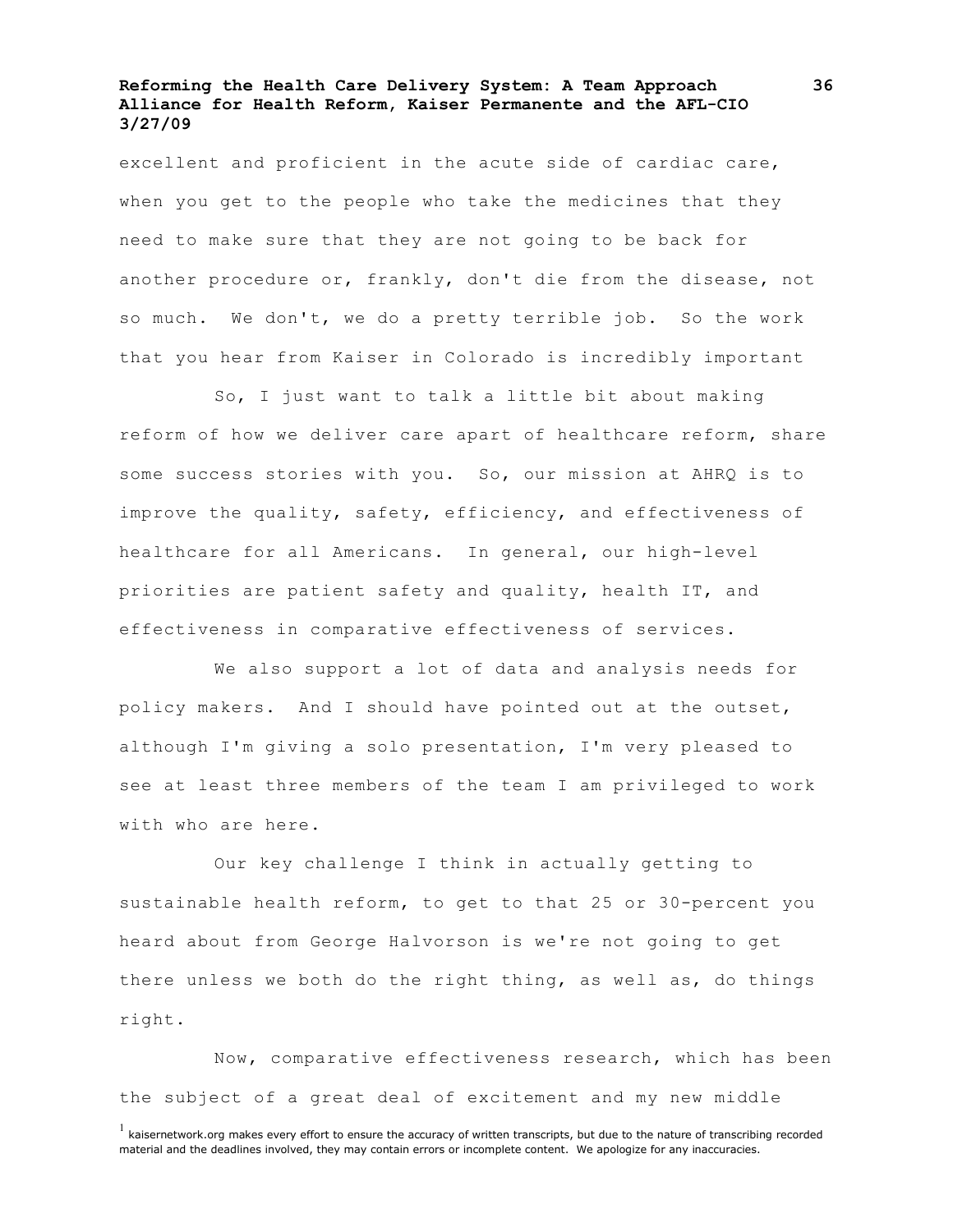excellent and proficient in the acute side of cardiac care, when you get to the people who take the medicines that they need to make sure that they are not going to be back for another procedure or, frankly, don't die from the disease, not so much. We don't, we do a pretty terrible job. So the work that you hear from Kaiser in Colorado is incredibly important

So, I just want to talk a little bit about making reform of how we deliver care apart of healthcare reform, share some success stories with you. So, our mission at AHRQ is to improve the quality, safety, efficiency, and effectiveness of healthcare for all Americans. In general, our high-level priorities are patient safety and quality, health IT, and effectiveness in comparative effectiveness of services.

We also support a lot of data and analysis needs for policy makers. And I should have pointed out at the outset, although I'm giving a solo presentation, I'm very pleased to see at least three members of the team I am privileged to work with who are here.

Our key challenge I think in actually getting to sustainable health reform, to get to that 25 or 30-percent you heard about from George Halvorson is we're not going to get there unless we both do the right thing, as well as, do things right.

Now, comparative effectiveness research, which has been the subject of a great deal of excitement and my new middle

[1] kaisernetwork.org makes every effort to ensure the accuracy of written transcripts, but due to the nature of transcribing recorded material and the deadlines involved, they may contain errors or incomplete content. We apologize for any inaccuracies.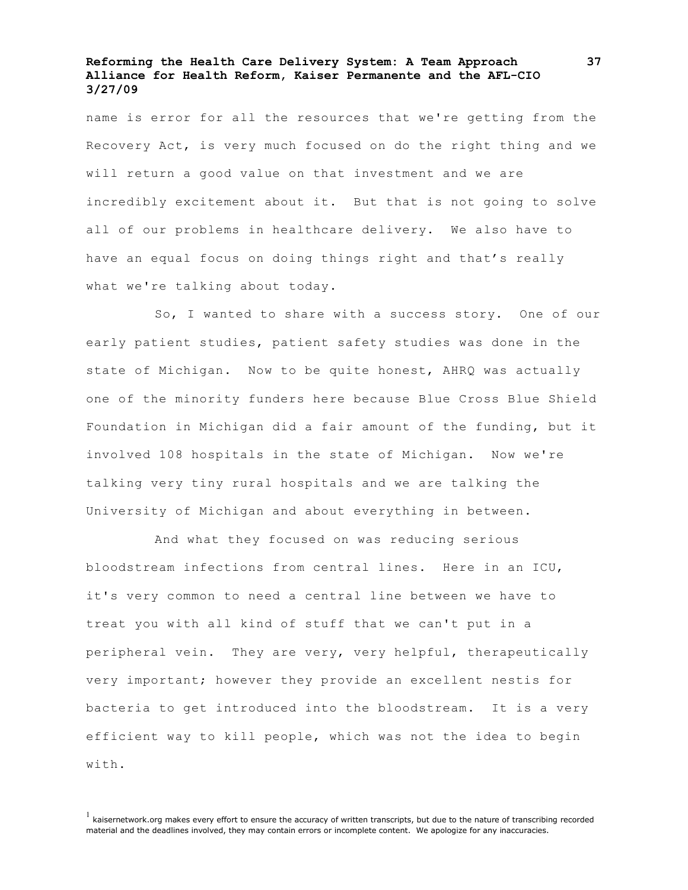name is error for all the resources that we're getting from the Recovery Act, is very much focused on do the right thing and we will return a good value on that investment and we are incredibly excitement about it. But that is not going to solve all of our problems in healthcare delivery. We also have to have an equal focus on doing things right and that's really what we're talking about today.

So, I wanted to share with a success story. One of our early patient studies, patient safety studies was done in the state of Michigan. Now to be quite honest, AHRQ was actually one of the minority funders here because Blue Cross Blue Shield Foundation in Michigan did a fair amount of the funding, but it involved 108 hospitals in the state of Michigan. Now we're talking very tiny rural hospitals and we are talking the University of Michigan and about everything in between.

And what they focused on was reducing serious bloodstream infections from central lines. Here in an ICU, it's very common to need a central line between we have to treat you with all kind of stuff that we can't put in a peripheral vein. They are very, very helpful, therapeutically very important; however they provide an excellent nestis for bacteria to get introduced into the bloodstream. It is a very efficient way to kill people, which was not the idea to begin with.

[1] kaisernetwork.org makes every effort to ensure the accuracy of written transcripts, but due to the nature of transcribing recorded material and the deadlines involved, they may contain errors or incomplete content. We apologize for any inaccuracies.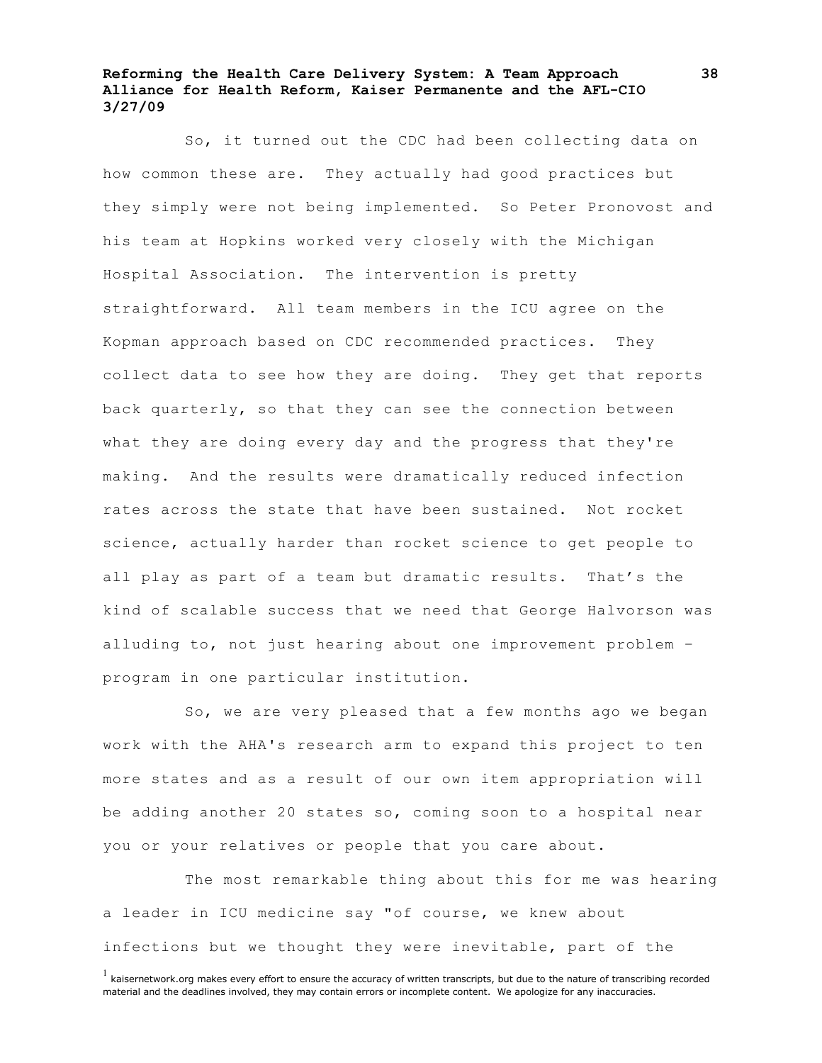So, it turned out the CDC had been collecting data on how common these are. They actually had good practices but they simply were not being implemented. So Peter Pronovost and his team at Hopkins worked very closely with the Michigan Hospital Association. The intervention is pretty straightforward. All team members in the ICU agree on the Kopman approach based on CDC recommended practices. They collect data to see how they are doing. They get that reports back quarterly, so that they can see the connection between what they are doing every day and the progress that they're making. And the results were dramatically reduced infection rates across the state that have been sustained. Not rocket science, actually harder than rocket science to get people to all play as part of a team but dramatic results. That's the kind of scalable success that we need that George Halvorson was alluding to, not just hearing about one improvement problem – program in one particular institution.

So, we are very pleased that a few months ago we began work with the AHA's research arm to expand this project to ten more states and as a result of our own item appropriation will be adding another 20 states so, coming soon to a hospital near you or your relatives or people that you care about.

The most remarkable thing about this for me was hearing a leader in ICU medicine say "of course, we knew about infections but we thought they were inevitable, part of the

[1] kaisernetwork.org makes every effort to ensure the accuracy of written transcripts, but due to the nature of transcribing recorded material and the deadlines involved, they may contain errors or incomplete content. We apologize for any inaccuracies.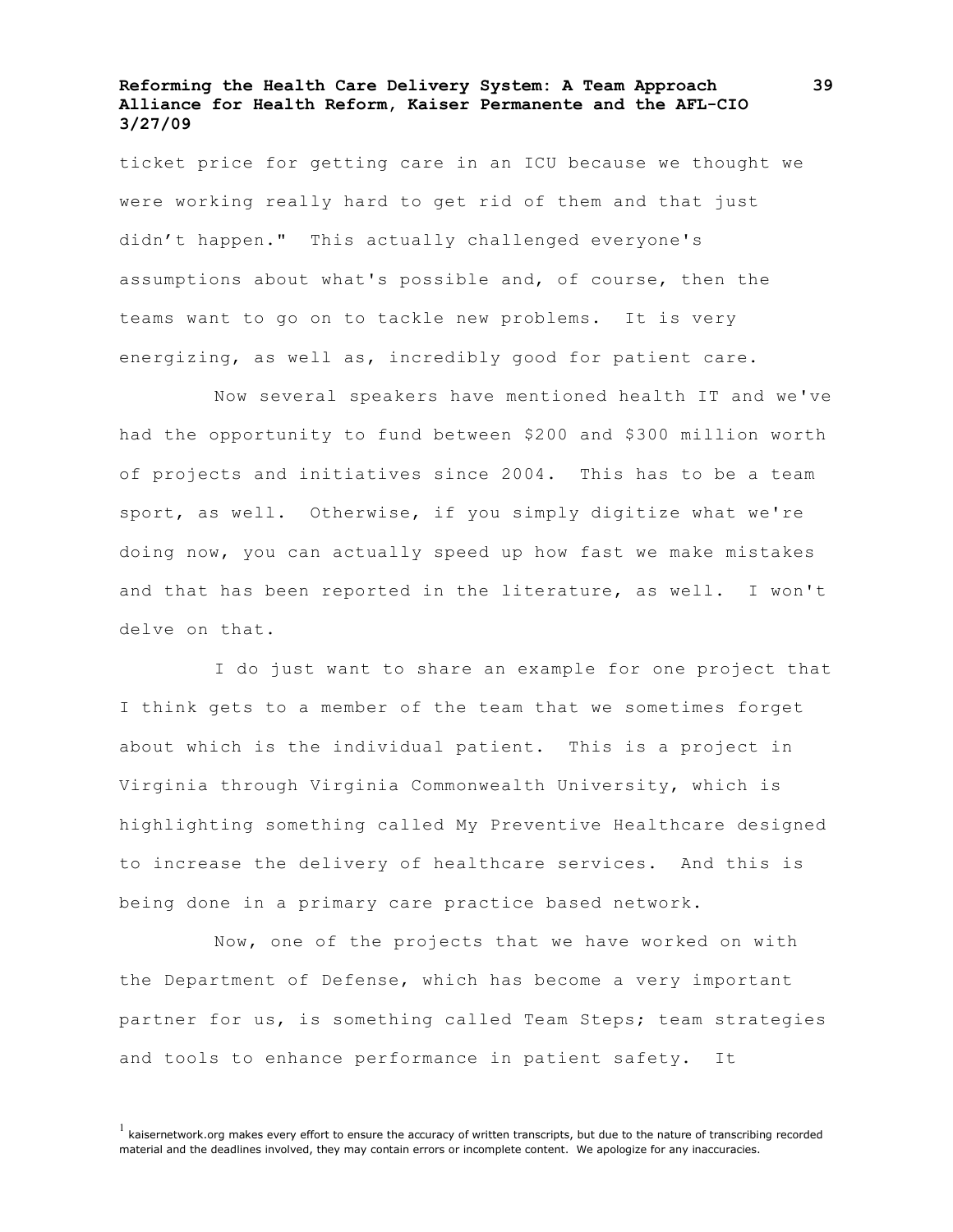ticket price for getting care in an ICU because we thought we were working really hard to get rid of them and that just didn't happen." This actually challenged everyone's assumptions about what's possible and, of course, then the teams want to go on to tackle new problems. It is very energizing, as well as, incredibly good for patient care.

Now several speakers have mentioned health IT and we've had the opportunity to fund between $200 and $300 million worth of projects and initiatives since 2004. This has to be a team sport, as well. Otherwise, if you simply digitize what we're doing now, you can actually speed up how fast we make mistakes and that has been reported in the literature, as well. I won't delve on that.

I do just want to share an example for one project that I think gets to a member of the team that we sometimes forget about which is the individual patient. This is a project in Virginia through Virginia Commonwealth University, which is highlighting something called My Preventive Healthcare designed to increase the delivery of healthcare services. And this is being done in a primary care practice based network.

Now, one of the projects that we have worked on with the Department of Defense, which has become a very important partner for us, is something called Team Steps; team strategies and tools to enhance performance in patient safety. It

[1] kaisernetwork.org makes every effort to ensure the accuracy of written transcripts, but due to the nature of transcribing recorded material and the deadlines involved, they may contain errors or incomplete content. We apologize for any inaccuracies.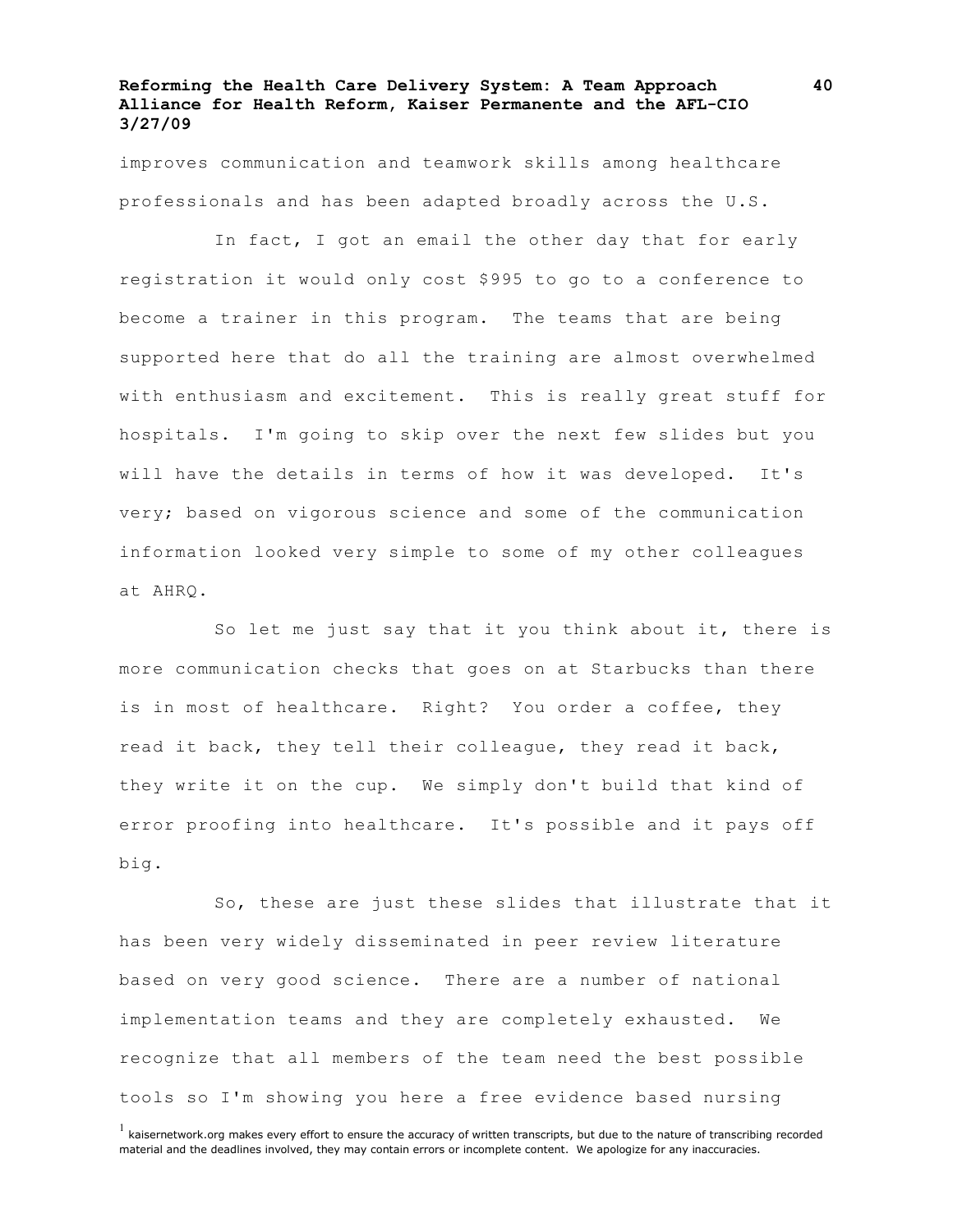improves communication and teamwork skills among healthcare professionals and has been adapted broadly across the U.S.

In fact, I got an email the other day that for early registration it would only cost $995 to go to a conference to become a trainer in this program. The teams that are being supported here that do all the training are almost overwhelmed with enthusiasm and excitement. This is really great stuff for hospitals. I'm going to skip over the next few slides but you will have the details in terms of how it was developed. It's very; based on vigorous science and some of the communication information looked very simple to some of my other colleagues at AHRQ.

So let me just say that it you think about it, there is more communication checks that goes on at Starbucks than there is in most of healthcare. Right? You order a coffee, they read it back, they tell their colleague, they read it back, they write it on the cup. We simply don't build that kind of error proofing into healthcare. It's possible and it pays off big.

So, these are just these slides that illustrate that it has been very widely disseminated in peer review literature based on very good science. There are a number of national implementation teams and they are completely exhausted. We recognize that all members of the team need the best possible tools so I'm showing you here a free evidence based nursing

[1] kaisernetwork.org makes every effort to ensure the accuracy of written transcripts, but due to the nature of transcribing recorded material and the deadlines involved, they may contain errors or incomplete content. We apologize for any inaccuracies.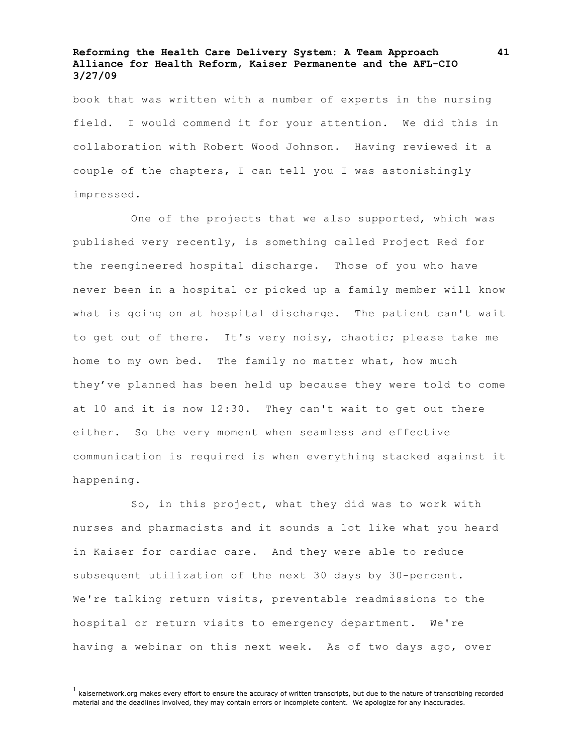book that was written with a number of experts in the nursing field. I would commend it for your attention. We did this in collaboration with Robert Wood Johnson. Having reviewed it a couple of the chapters, I can tell you I was astonishingly impressed.

One of the projects that we also supported, which was published very recently, is something called Project Red for the reengineered hospital discharge. Those of you who have never been in a hospital or picked up a family member will know what is going on at hospital discharge. The patient can't wait to get out of there. It's very noisy, chaotic; please take me home to my own bed. The family no matter what, how much they've planned has been held up because they were told to come at 10 and it is now 12:30. They can't wait to get out there either. So the very moment when seamless and effective communication is required is when everything stacked against it happening.

So, in this project, what they did was to work with nurses and pharmacists and it sounds a lot like what you heard in Kaiser for cardiac care. And they were able to reduce subsequent utilization of the next 30 days by 30-percent. We're talking return visits, preventable readmissions to the hospital or return visits to emergency department. We're having a webinar on this next week. As of two days ago, over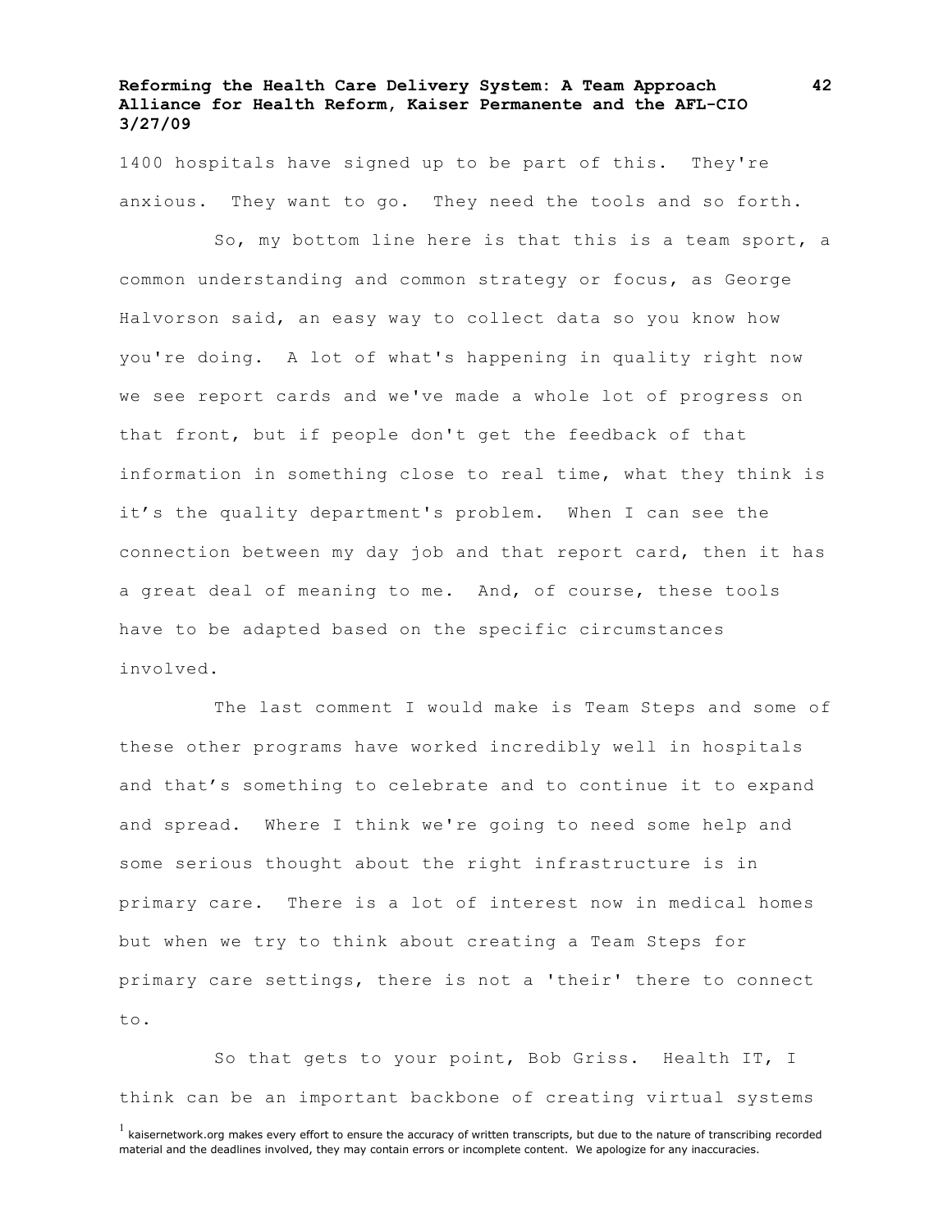1400 hospitals have signed up to be part of this. They're anxious. They want to go. They need the tools and so forth.

So, my bottom line here is that this is a team sport, a common understanding and common strategy or focus, as George Halvorson said, an easy way to collect data so you know how you're doing. A lot of what's happening in quality right now we see report cards and we've made a whole lot of progress on that front, but if people don't get the feedback of that information in something close to real time, what they think is it's the quality department's problem. When I can see the connection between my day job and that report card, then it has a great deal of meaning to me. And, of course, these tools have to be adapted based on the specific circumstances involved.

The last comment I would make is Team Steps and some of these other programs have worked incredibly well in hospitals and that's something to celebrate and to continue it to expand and spread. Where I think we're going to need some help and some serious thought about the right infrastructure is in primary care. There is a lot of interest now in medical homes but when we try to think about creating a Team Steps for primary care settings, there is not a 'their' there to connect to.

So that gets to your point, Bob Griss. Health IT, I think can be an important backbone of creating virtual systems

[1] kaisernetwork.org makes every effort to ensure the accuracy of written transcripts, but due to the nature of transcribing recorded material and the deadlines involved, they may contain errors or incomplete content. We apologize for any inaccuracies.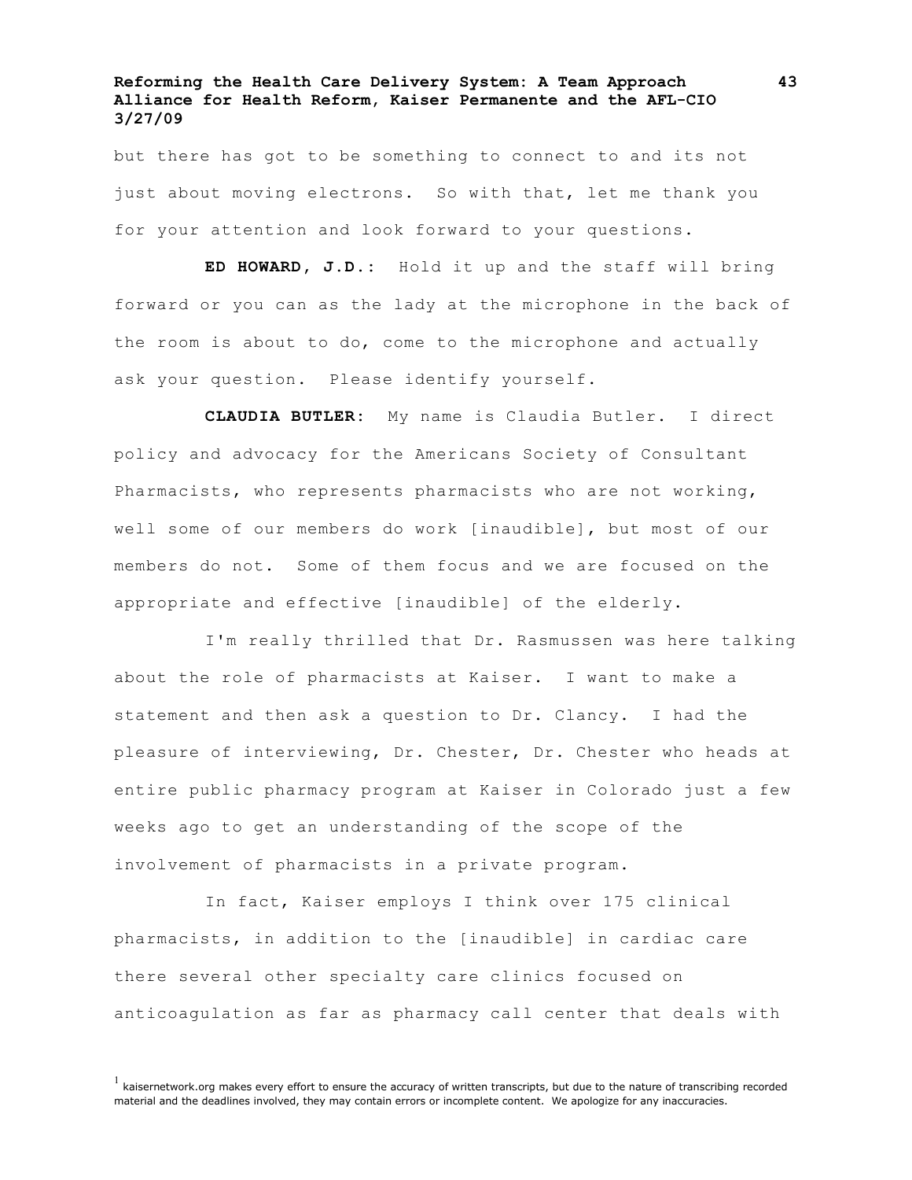but there has got to be something to connect to and its not just about moving electrons. So with that, let me thank you for your attention and look forward to your questions.

**ED HOWARD, J.D.:** Hold it up and the staff will bring forward or you can as the lady at the microphone in the back of the room is about to do, come to the microphone and actually ask your question. Please identify yourself.

**CLAUDIA BUTLER:** My name is Claudia Butler. I direct policy and advocacy for the Americans Society of Consultant Pharmacists, who represents pharmacists who are not working, well some of our members do work [inaudible], but most of our members do not. Some of them focus and we are focused on the appropriate and effective [inaudible] of the elderly.

I'm really thrilled that Dr. Rasmussen was here talking about the role of pharmacists at Kaiser. I want to make a statement and then ask a question to Dr. Clancy. I had the pleasure of interviewing, Dr. Chester, Dr. Chester who heads at entire public pharmacy program at Kaiser in Colorado just a few weeks ago to get an understanding of the scope of the involvement of pharmacists in a private program.

In fact, Kaiser employs I think over 175 clinical pharmacists, in addition to the [inaudible] in cardiac care there several other specialty care clinics focused on anticoagulation as far as pharmacy call center that deals with

[1] kaisernetwork.org makes every effort to ensure the accuracy of written transcripts, but due to the nature of transcribing recorded material and the deadlines involved, they may contain errors or incomplete content. We apologize for any inaccuracies.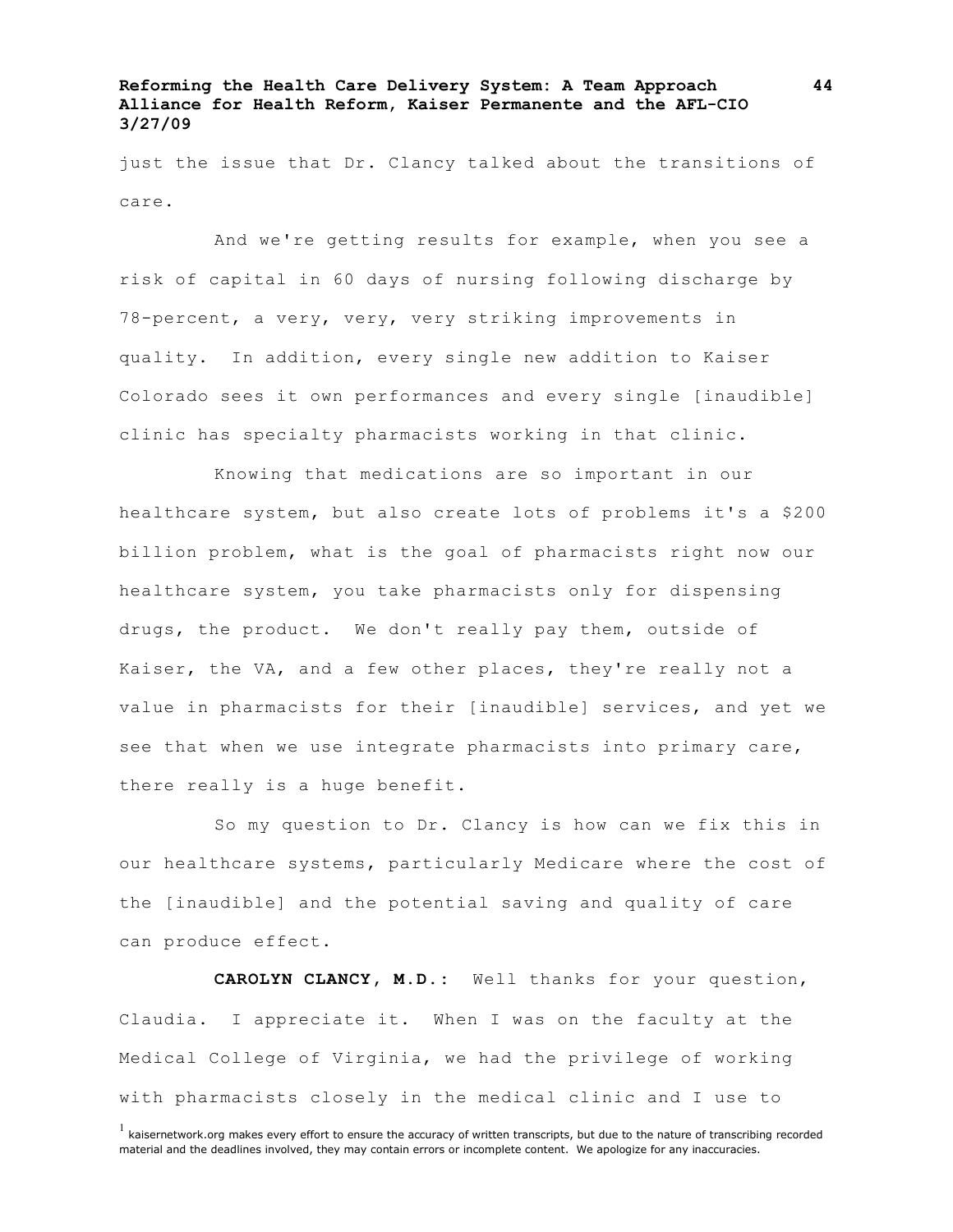just the issue that Dr. Clancy talked about the transitions of care.

And we're getting results for example, when you see a risk of capital in 60 days of nursing following discharge by 78-percent, a very, very, very striking improvements in quality.  In addition, every single new addition to Kaiser Colorado sees it own performances and every single [inaudible] clinic has specialty pharmacists working in that clinic.

Knowing that medications are so important in our healthcare system, but also create lots of problems it's a $200 billion problem, what is the goal of pharmacists right now our healthcare system, you take pharmacists only for dispensing drugs, the product.  We don't really pay them, outside of Kaiser, the VA, and a few other places, they're really not a value in pharmacists for their [inaudible] services, and yet we see that when we use integrate pharmacists into primary care, there really is a huge benefit.

So my question to Dr. Clancy is how can we fix this in our healthcare systems, particularly Medicare where the cost of the [inaudible] and the potential saving and quality of care can produce effect.

**CAROLYN CLANCY, M.D.:**  Well thanks for your question, Claudia.  I appreciate it.  When I was on the faculty at the Medical College of Virginia, we had the privilege of working with pharmacists closely in the medical clinic and I use to

[1] kaisernetwork.org makes every effort to ensure the accuracy of written transcripts, but due to the nature of transcribing recorded material and the deadlines involved, they may contain errors or incomplete content.  We apologize for any inaccuracies.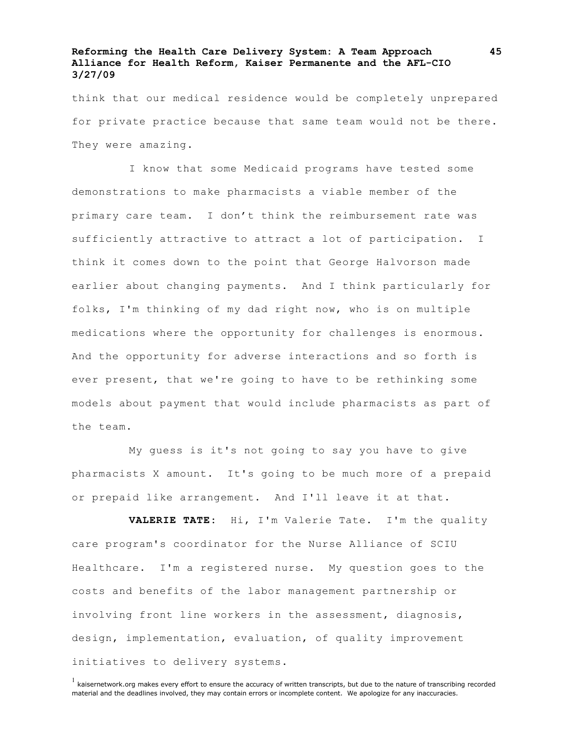think that our medical residence would be completely unprepared for private practice because that same team would not be there. They were amazing.

I know that some Medicaid programs have tested some demonstrations to make pharmacists a viable member of the primary care team. I don't think the reimbursement rate was sufficiently attractive to attract a lot of participation. I think it comes down to the point that George Halvorson made earlier about changing payments. And I think particularly for folks, I'm thinking of my dad right now, who is on multiple medications where the opportunity for challenges is enormous. And the opportunity for adverse interactions and so forth is ever present, that we're going to have to be rethinking some models about payment that would include pharmacists as part of the team.

My guess is it's not going to say you have to give pharmacists X amount. It's going to be much more of a prepaid or prepaid like arrangement. And I'll leave it at that.

**VALERIE TATE**: Hi, I'm Valerie Tate. I'm the quality care program's coordinator for the Nurse Alliance of SCIU Healthcare. I'm a registered nurse. My question goes to the costs and benefits of the labor management partnership or involving front line workers in the assessment, diagnosis, design, implementation, evaluation, of quality improvement initiatives to delivery systems.

[1] kaisernetwork.org makes every effort to ensure the accuracy of written transcripts, but due to the nature of transcribing recorded material and the deadlines involved, they may contain errors or incomplete content. We apologize for any inaccuracies.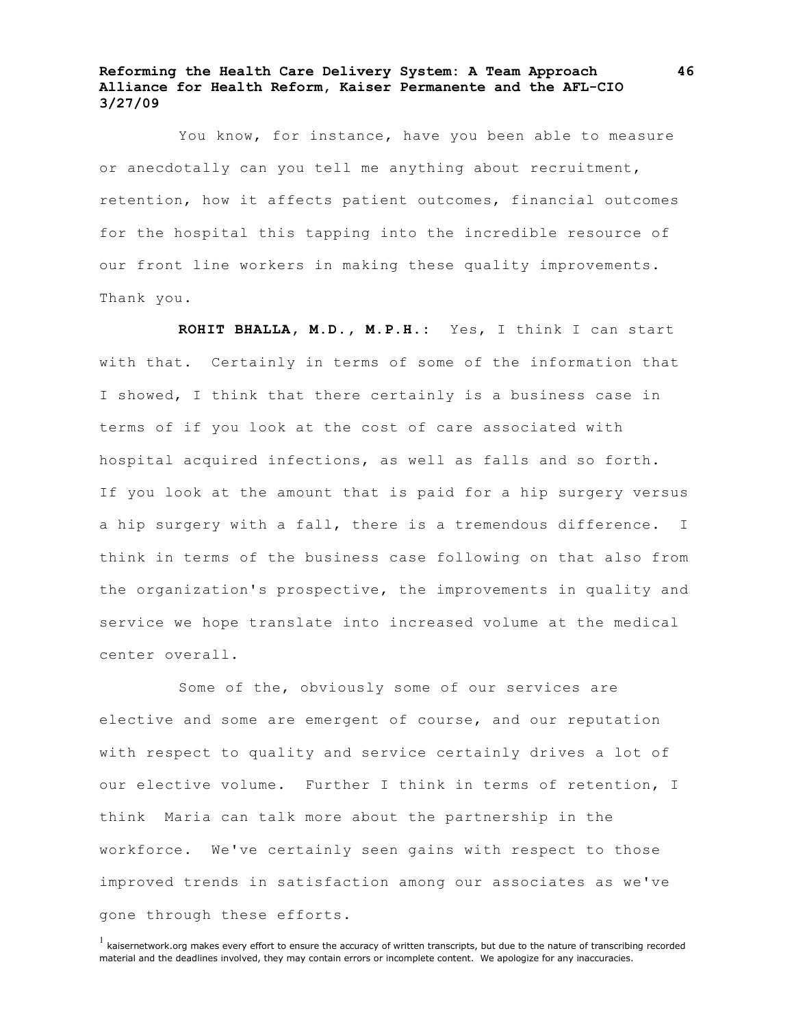You know, for instance, have you been able to measure or anecdotally can you tell me anything about recruitment, retention, how it affects patient outcomes, financial outcomes for the hospital this tapping into the incredible resource of our front line workers in making these quality improvements. Thank you.

**ROHIT BHALLA, M.D., M.P.H.:** Yes, I think I can start with that. Certainly in terms of some of the information that I showed, I think that there certainly is a business case in terms of if you look at the cost of care associated with hospital acquired infections, as well as falls and so forth. If you look at the amount that is paid for a hip surgery versus a hip surgery with a fall, there is a tremendous difference. I think in terms of the business case following on that also from the organization's prospective, the improvements in quality and service we hope translate into increased volume at the medical center overall.

Some of the, obviously some of our services are elective and some are emergent of course, and our reputation with respect to quality and service certainly drives a lot of our elective volume. Further I think in terms of retention, I think Maria can talk more about the partnership in the workforce. We've certainly seen gains with respect to those improved trends in satisfaction among our associates as we've gone through these efforts.

[1] kaisernetwork.org makes every effort to ensure the accuracy of written transcripts, but due to the nature of transcribing recorded material and the deadlines involved, they may contain errors or incomplete content. We apologize for any inaccuracies.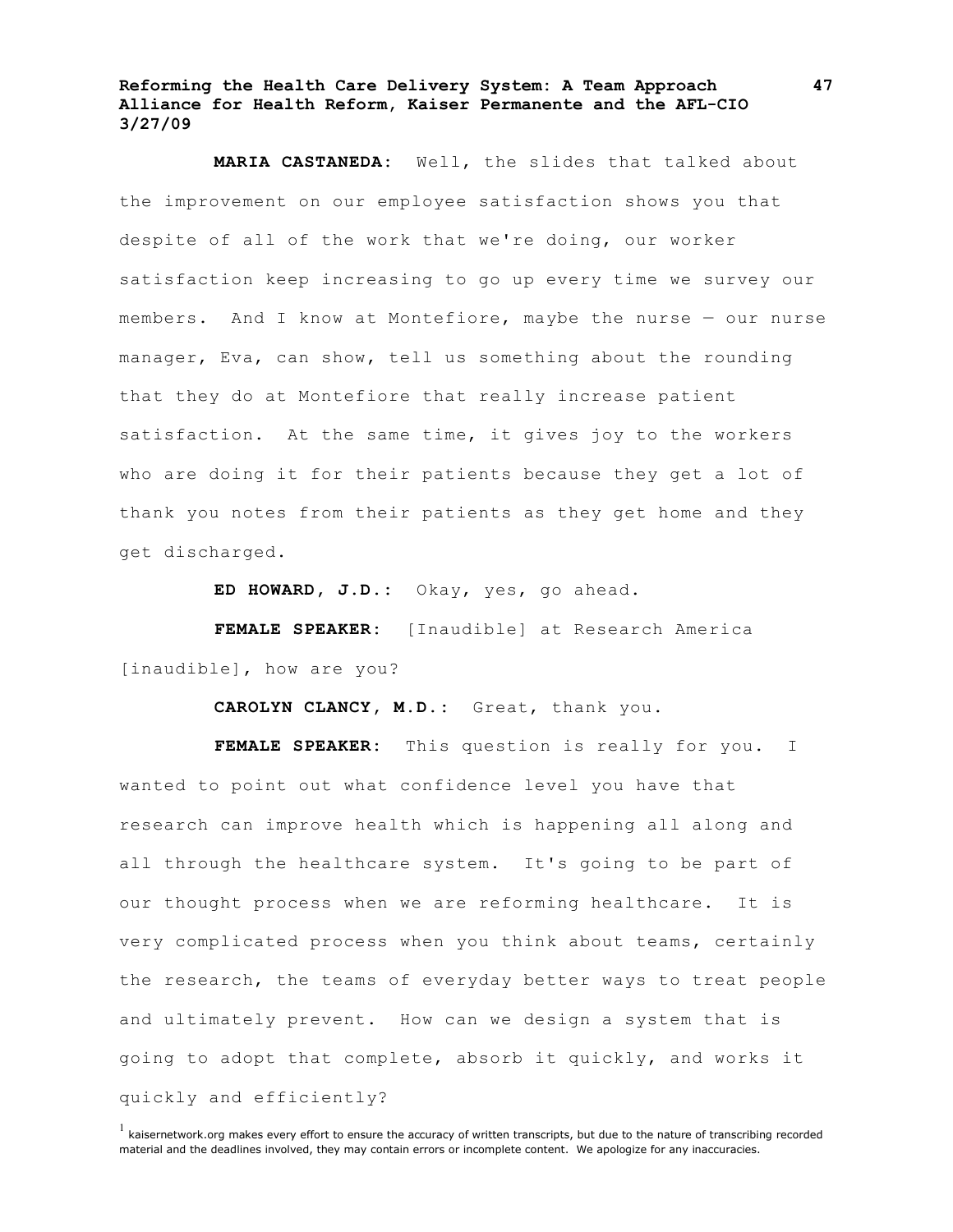**MARIA CASTANEDA:** Well, the slides that talked about the improvement on our employee satisfaction shows you that despite of all of the work that we're doing, our worker satisfaction keep increasing to go up every time we survey our members. And I know at Montefiore, maybe the nurse — our nurse manager, Eva, can show, tell us something about the rounding that they do at Montefiore that really increase patient satisfaction. At the same time, it gives joy to the workers who are doing it for their patients because they get a lot of thank you notes from their patients as they get home and they get discharged.

**ED HOWARD, J.D.:** Okay, yes, go ahead.

**FEMALE SPEAKER:** [Inaudible] at Research America [inaudible], how are you?

**CAROLYN CLANCY, M.D.:** Great, thank you.

**FEMALE SPEAKER:** This question is really for you. I wanted to point out what confidence level you have that research can improve health which is happening all along and all through the healthcare system. It's going to be part of our thought process when we are reforming healthcare. It is very complicated process when you think about teams, certainly the research, the teams of everyday better ways to treat people and ultimately prevent. How can we design a system that is going to adopt that complete, absorb it quickly, and works it quickly and efficiently?

[1] kaisernetwork.org makes every effort to ensure the accuracy of written transcripts, but due to the nature of transcribing recorded material and the deadlines involved, they may contain errors or incomplete content. We apologize for any inaccuracies.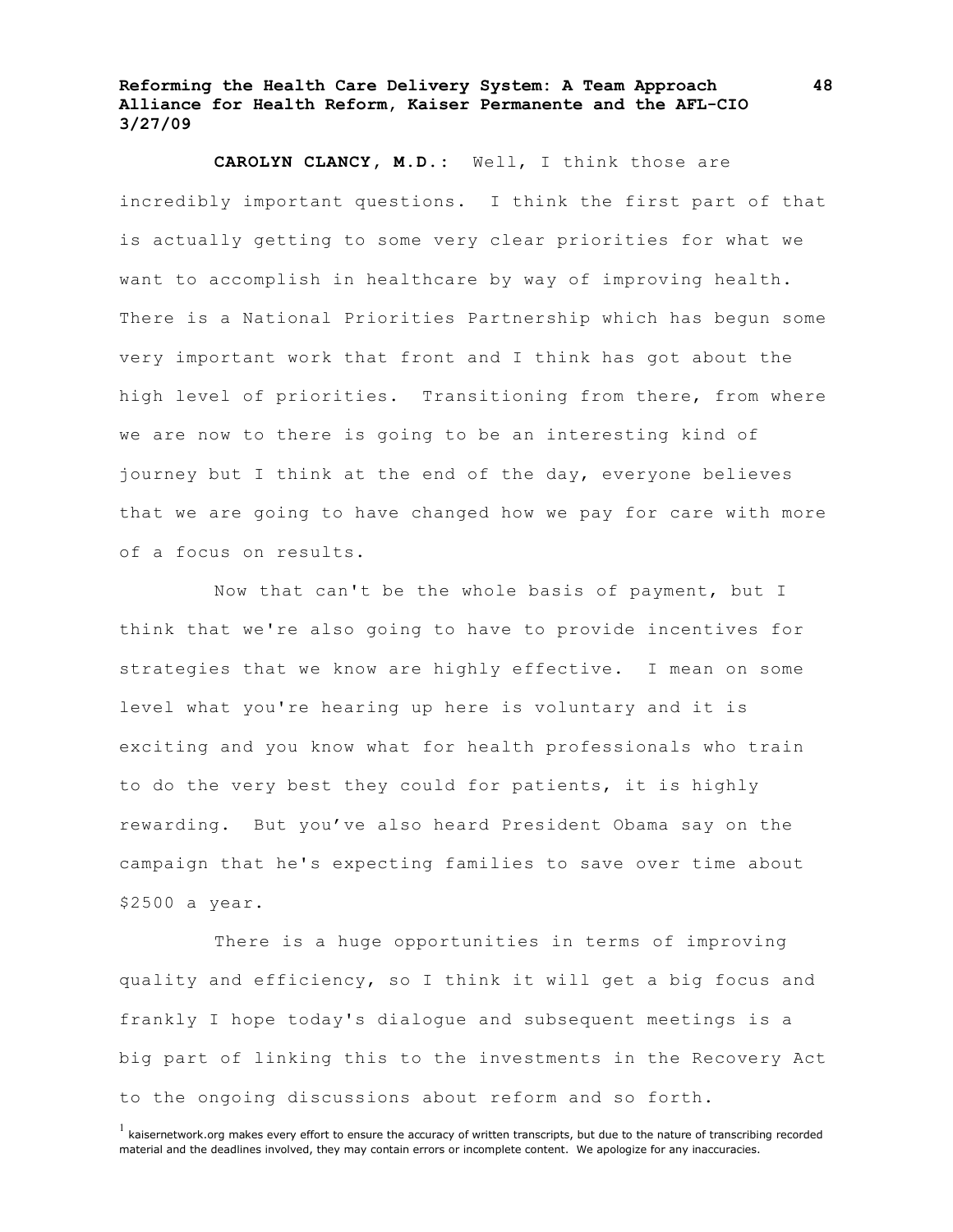**CAROLYN CLANCY, M.D.:** Well, I think those are incredibly important questions. I think the first part of that is actually getting to some very clear priorities for what we want to accomplish in healthcare by way of improving health. There is a National Priorities Partnership which has begun some very important work that front and I think has got about the high level of priorities. Transitioning from there, from where we are now to there is going to be an interesting kind of journey but I think at the end of the day, everyone believes that we are going to have changed how we pay for care with more of a focus on results.

Now that can't be the whole basis of payment, but I think that we're also going to have to provide incentives for strategies that we know are highly effective. I mean on some level what you're hearing up here is voluntary and it is exciting and you know what for health professionals who train to do the very best they could for patients, it is highly rewarding. But you've also heard President Obama say on the campaign that he's expecting families to save over time about $2500 a year.

There is a huge opportunities in terms of improving quality and efficiency, so I think it will get a big focus and frankly I hope today's dialogue and subsequent meetings is a big part of linking this to the investments in the Recovery Act to the ongoing discussions about reform and so forth.

[1] kaisernetwork.org makes every effort to ensure the accuracy of written transcripts, but due to the nature of transcribing recorded material and the deadlines involved, they may contain errors or incomplete content. We apologize for any inaccuracies.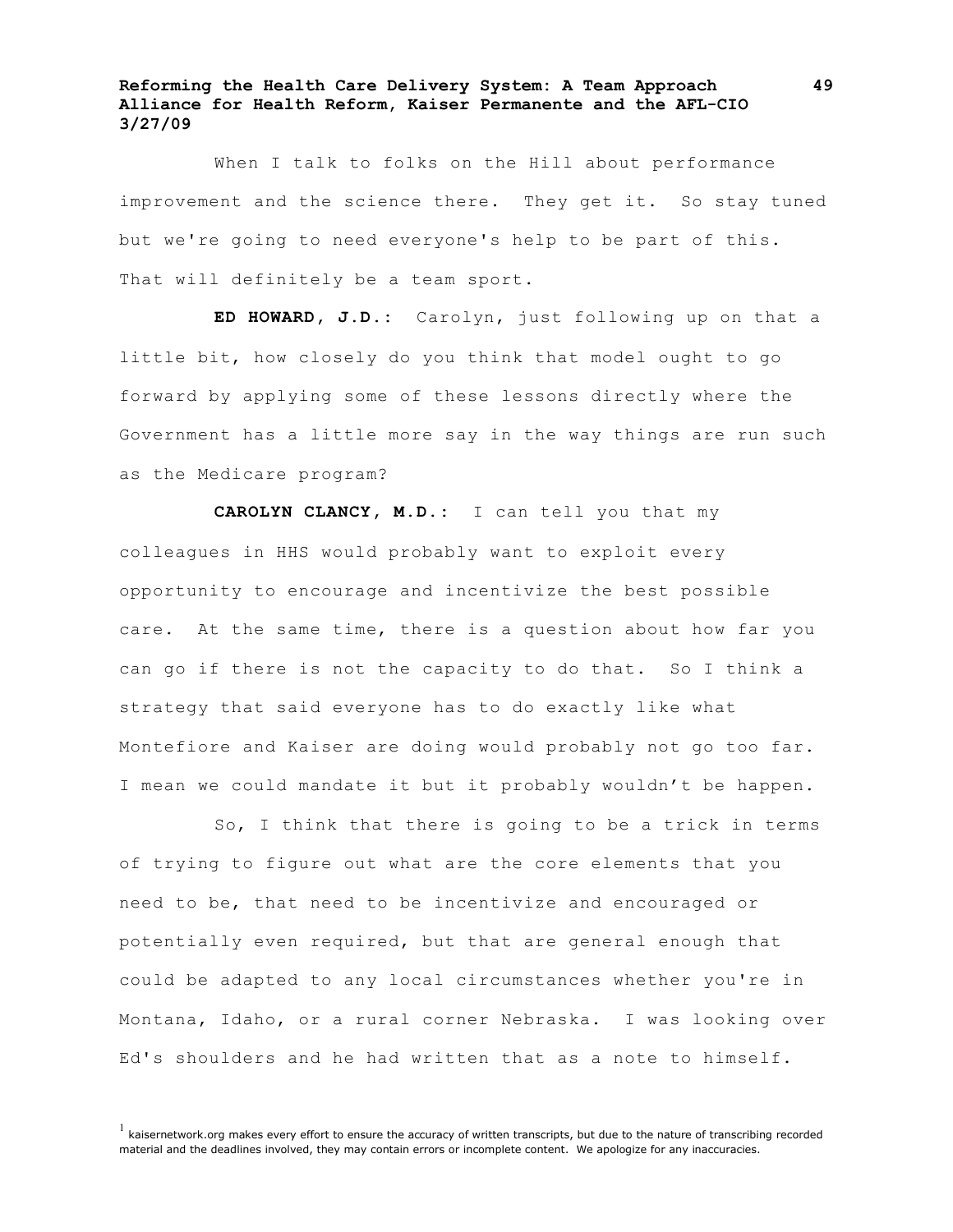When I talk to folks on the Hill about performance improvement and the science there. They get it. So stay tuned but we're going to need everyone's help to be part of this. That will definitely be a team sport.

**ED HOWARD, J.D.:** Carolyn, just following up on that a little bit, how closely do you think that model ought to go forward by applying some of these lessons directly where the Government has a little more say in the way things are run such as the Medicare program?

**CAROLYN CLANCY, M.D.:** I can tell you that my colleagues in HHS would probably want to exploit every opportunity to encourage and incentivize the best possible care. At the same time, there is a question about how far you can go if there is not the capacity to do that. So I think a strategy that said everyone has to do exactly like what Montefiore and Kaiser are doing would probably not go too far. I mean we could mandate it but it probably wouldn't be happen.

So, I think that there is going to be a trick in terms of trying to figure out what are the core elements that you need to be, that need to be incentivize and encouraged or potentially even required, but that are general enough that could be adapted to any local circumstances whether you're in Montana, Idaho, or a rural corner Nebraska. I was looking over Ed's shoulders and he had written that as a note to himself.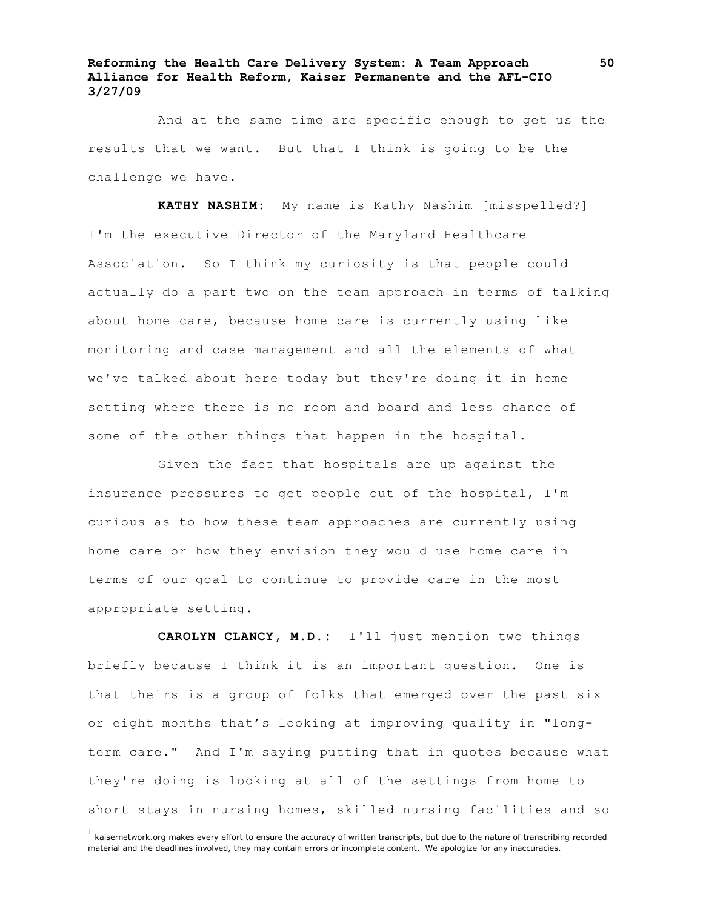And at the same time are specific enough to get us the results that we want. But that I think is going to be the challenge we have.

**KATHY NASHIM:** My name is Kathy Nashim [misspelled?] I'm the executive Director of the Maryland Healthcare Association. So I think my curiosity is that people could actually do a part two on the team approach in terms of talking about home care, because home care is currently using like monitoring and case management and all the elements of what we've talked about here today but they're doing it in home setting where there is no room and board and less chance of some of the other things that happen in the hospital.

Given the fact that hospitals are up against the insurance pressures to get people out of the hospital, I'm curious as to how these team approaches are currently using home care or how they envision they would use home care in terms of our goal to continue to provide care in the most appropriate setting.

**CAROLYN CLANCY, M.D.:** I'll just mention two things briefly because I think it is an important question. One is that theirs is a group of folks that emerged over the past six or eight months that's looking at improving quality in "long-term care." And I'm saying putting that in quotes because what they're doing is looking at all of the settings from home to short stays in nursing homes, skilled nursing facilities and so

[1] kaisernetwork.org makes every effort to ensure the accuracy of written transcripts, but due to the nature of transcribing recorded material and the deadlines involved, they may contain errors or incomplete content. We apologize for any inaccuracies.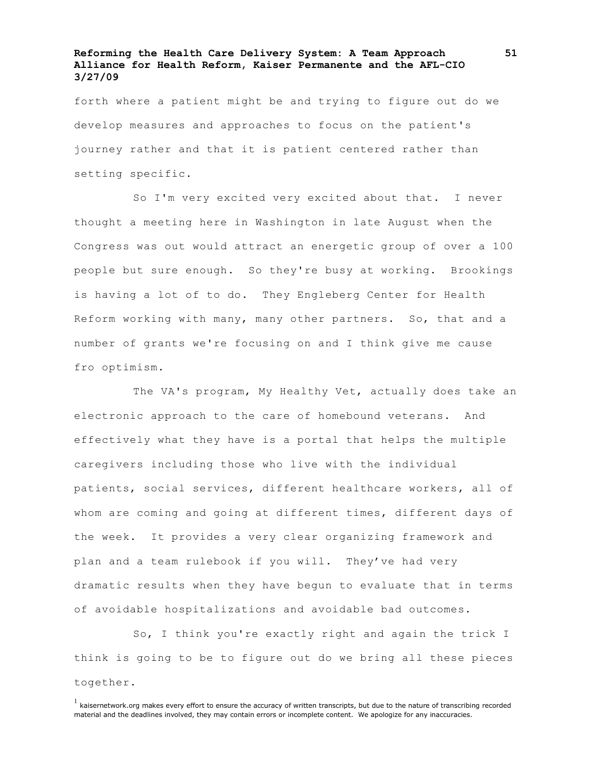forth where a patient might be and trying to figure out do we develop measures and approaches to focus on the patient's journey rather and that it is patient centered rather than setting specific.

So I'm very excited very excited about that. I never thought a meeting here in Washington in late August when the Congress was out would attract an energetic group of over a 100 people but sure enough. So they're busy at working. Brookings is having a lot of to do. They Engleberg Center for Health Reform working with many, many other partners. So, that and a number of grants we're focusing on and I think give me cause fro optimism.

The VA's program, My Healthy Vet, actually does take an electronic approach to the care of homebound veterans. And effectively what they have is a portal that helps the multiple caregivers including those who live with the individual patients, social services, different healthcare workers, all of whom are coming and going at different times, different days of the week. It provides a very clear organizing framework and plan and a team rulebook if you will. They've had very dramatic results when they have begun to evaluate that in terms of avoidable hospitalizations and avoidable bad outcomes.

So, I think you're exactly right and again the trick I think is going to be to figure out do we bring all these pieces together.

[1] kaisernetwork.org makes every effort to ensure the accuracy of written transcripts, but due to the nature of transcribing recorded material and the deadlines involved, they may contain errors or incomplete content. We apologize for any inaccuracies.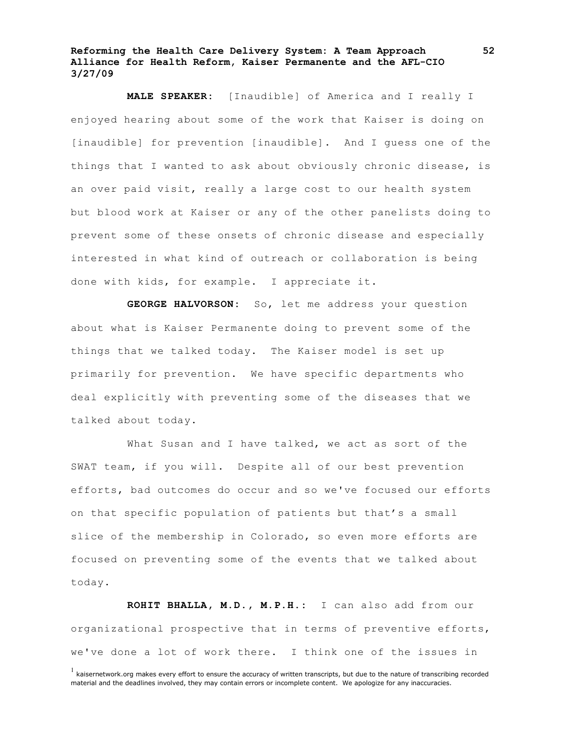**MALE SPEAKER:** [Inaudible] of America and I really I enjoyed hearing about some of the work that Kaiser is doing on [inaudible] for prevention [inaudible]. And I guess one of the things that I wanted to ask about obviously chronic disease, is an over paid visit, really a large cost to our health system but blood work at Kaiser or any of the other panelists doing to prevent some of these onsets of chronic disease and especially interested in what kind of outreach or collaboration is being done with kids, for example. I appreciate it.

**GEORGE HALVORSON:** So, let me address your question about what is Kaiser Permanente doing to prevent some of the things that we talked today. The Kaiser model is set up primarily for prevention. We have specific departments who deal explicitly with preventing some of the diseases that we talked about today.

What Susan and I have talked, we act as sort of the SWAT team, if you will. Despite all of our best prevention efforts, bad outcomes do occur and so we've focused our efforts on that specific population of patients but that's a small slice of the membership in Colorado, so even more efforts are focused on preventing some of the events that we talked about today.

**ROHIT BHALLA, M.D., M.P.H.:** I can also add from our organizational prospective that in terms of preventive efforts, we've done a lot of work there. I think one of the issues in

[1] kaisernetwork.org makes every effort to ensure the accuracy of written transcripts, but due to the nature of transcribing recorded material and the deadlines involved, they may contain errors or incomplete content. We apologize for any inaccuracies.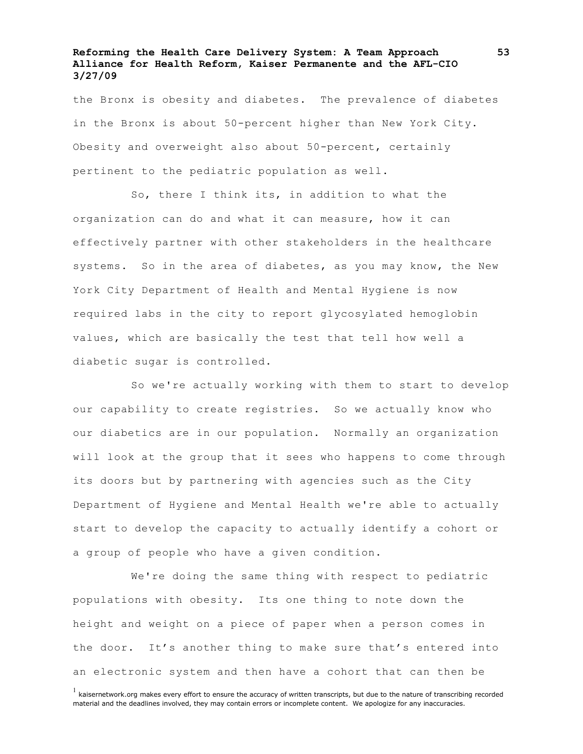the Bronx is obesity and diabetes. The prevalence of diabetes in the Bronx is about 50-percent higher than New York City. Obesity and overweight also about 50-percent, certainly pertinent to the pediatric population as well.

So, there I think its, in addition to what the organization can do and what it can measure, how it can effectively partner with other stakeholders in the healthcare systems. So in the area of diabetes, as you may know, the New York City Department of Health and Mental Hygiene is now required labs in the city to report glycosylated hemoglobin values, which are basically the test that tell how well a diabetic sugar is controlled.

So we're actually working with them to start to develop our capability to create registries. So we actually know who our diabetics are in our population. Normally an organization will look at the group that it sees who happens to come through its doors but by partnering with agencies such as the City Department of Hygiene and Mental Health we're able to actually start to develop the capacity to actually identify a cohort or a group of people who have a given condition.

We're doing the same thing with respect to pediatric populations with obesity. Its one thing to note down the height and weight on a piece of paper when a person comes in the door. It's another thing to make sure that's entered into an electronic system and then have a cohort that can then be

[1] kaisernetwork.org makes every effort to ensure the accuracy of written transcripts, but due to the nature of transcribing recorded material and the deadlines involved, they may contain errors or incomplete content. We apologize for any inaccuracies.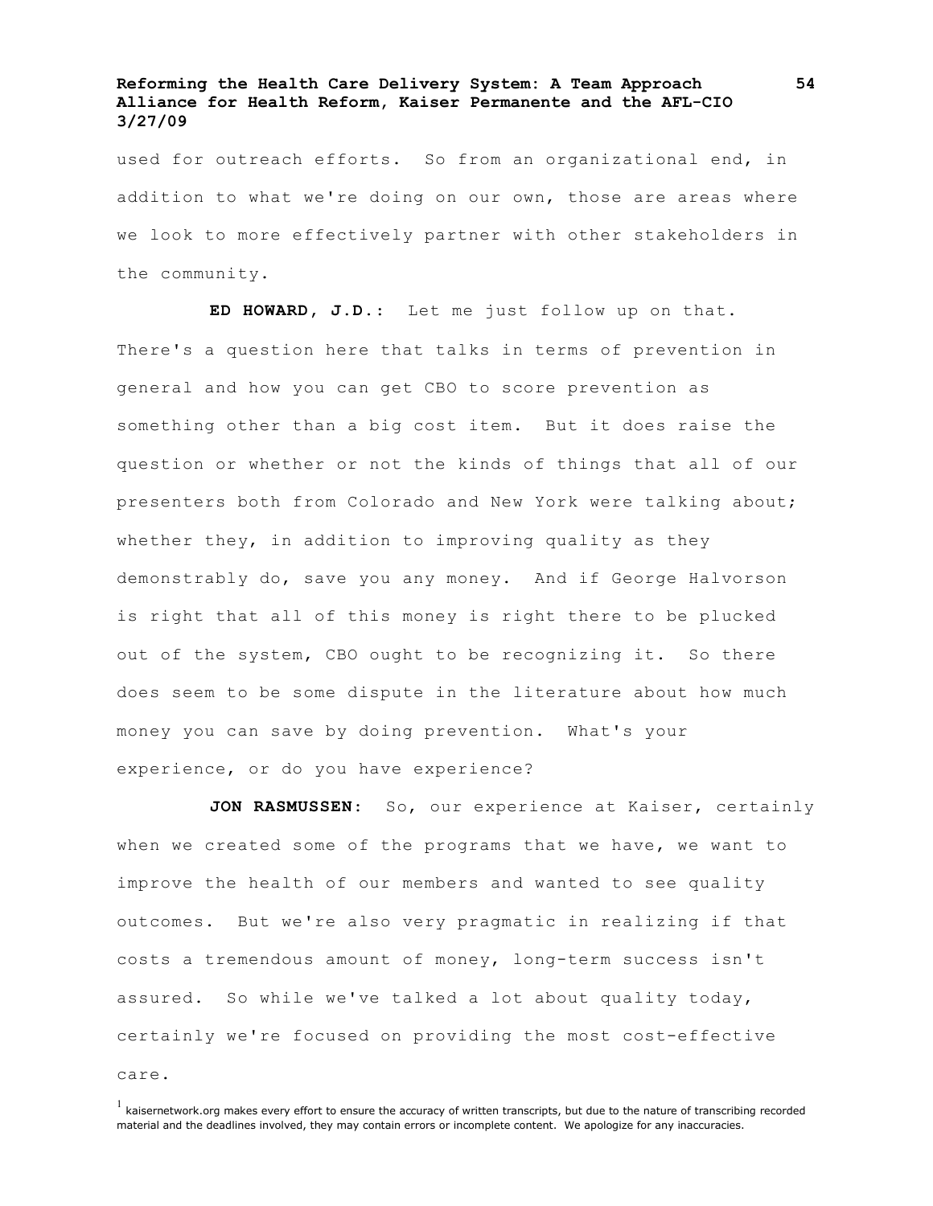used for outreach efforts. So from an organizational end, in addition to what we're doing on our own, those are areas where we look to more effectively partner with other stakeholders in the community.

**ED HOWARD, J.D.:** Let me just follow up on that. There's a question here that talks in terms of prevention in general and how you can get CBO to score prevention as something other than a big cost item. But it does raise the question or whether or not the kinds of things that all of our presenters both from Colorado and New York were talking about; whether they, in addition to improving quality as they demonstrably do, save you any money. And if George Halvorson is right that all of this money is right there to be plucked out of the system, CBO ought to be recognizing it. So there does seem to be some dispute in the literature about how much money you can save by doing prevention. What's your experience, or do you have experience?

**JON RASMUSSEN:** So, our experience at Kaiser, certainly when we created some of the programs that we have, we want to improve the health of our members and wanted to see quality outcomes. But we're also very pragmatic in realizing if that costs a tremendous amount of money, long-term success isn't assured. So while we've talked a lot about quality today, certainly we're focused on providing the most cost-effective care.

[1] kaisernetwork.org makes every effort to ensure the accuracy of written transcripts, but due to the nature of transcribing recorded material and the deadlines involved, they may contain errors or incomplete content. We apologize for any inaccuracies.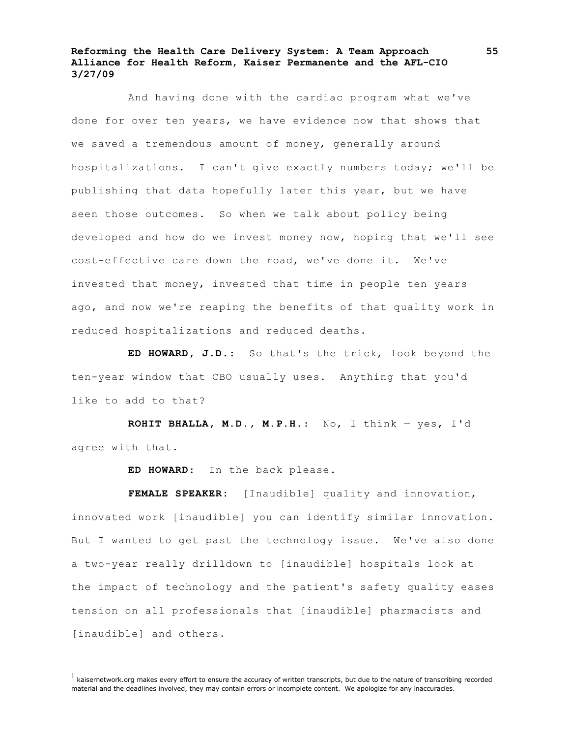And having done with the cardiac program what we've done for over ten years, we have evidence now that shows that we saved a tremendous amount of money, generally around hospitalizations. I can't give exactly numbers today; we'll be publishing that data hopefully later this year, but we have seen those outcomes. So when we talk about policy being developed and how do we invest money now, hoping that we'll see cost-effective care down the road, we've done it. We've invested that money, invested that time in people ten years ago, and now we're reaping the benefits of that quality work in reduced hospitalizations and reduced deaths.

**ED HOWARD, J.D.:** So that's the trick, look beyond the ten-year window that CBO usually uses. Anything that you'd like to add to that?

**ROHIT BHALLA, M.D., M.P.H.:** No, I think — yes, I'd agree with that.

**ED HOWARD:** In the back please.

**FEMALE SPEAKER:** [Inaudible] quality and innovation, innovated work [inaudible] you can identify similar innovation. But I wanted to get past the technology issue. We've also done a two-year really drilldown to [inaudible] hospitals look at the impact of technology and the patient's safety quality eases tension on all professionals that [inaudible] pharmacists and [inaudible] and others.

[1] kaisernetwork.org makes every effort to ensure the accuracy of written transcripts, but due to the nature of transcribing recorded material and the deadlines involved, they may contain errors or incomplete content. We apologize for any inaccuracies.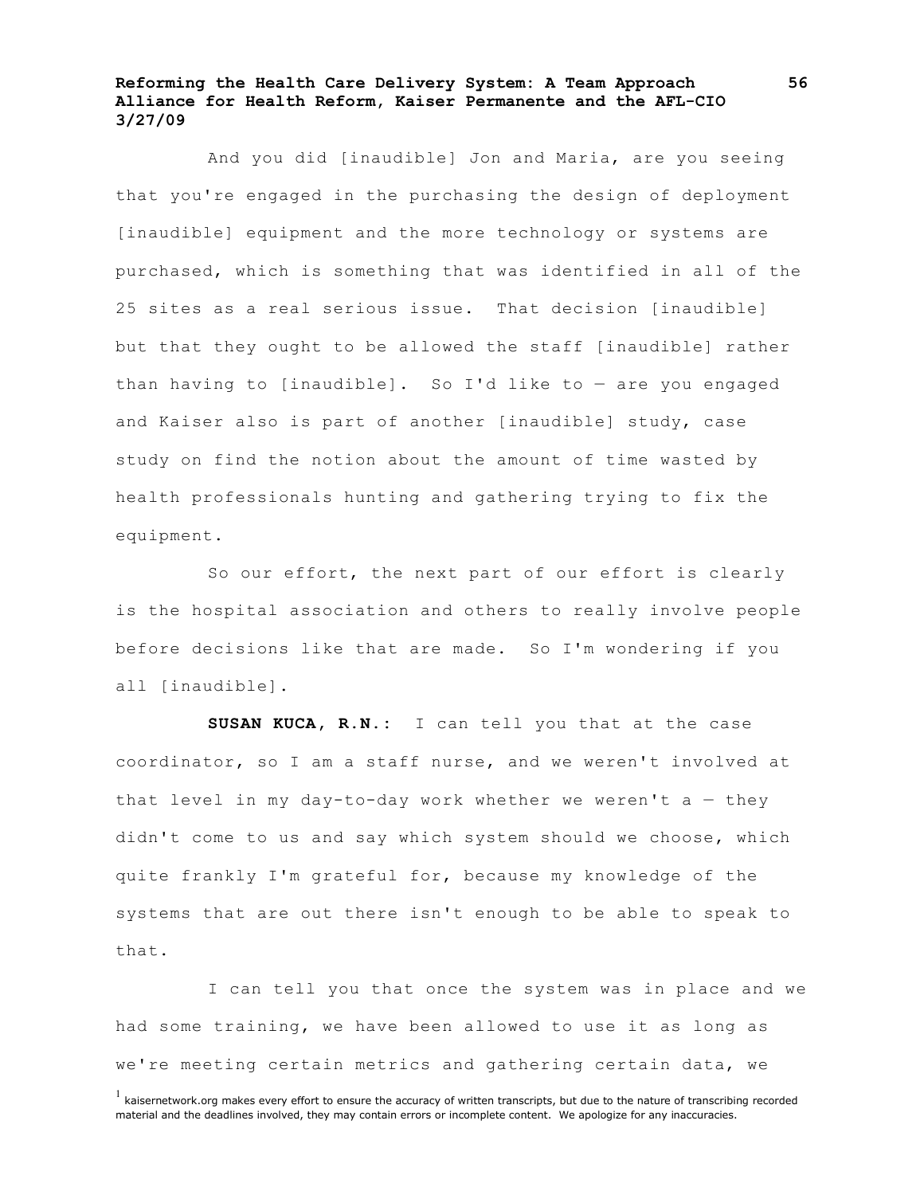And you did [inaudible] Jon and Maria, are you seeing that you're engaged in the purchasing the design of deployment [inaudible] equipment and the more technology or systems are purchased, which is something that was identified in all of the 25 sites as a real serious issue. That decision [inaudible] but that they ought to be allowed the staff [inaudible] rather than having to [inaudible]. So I'd like to — are you engaged and Kaiser also is part of another [inaudible] study, case study on find the notion about the amount of time wasted by health professionals hunting and gathering trying to fix the equipment.

So our effort, the next part of our effort is clearly is the hospital association and others to really involve people before decisions like that are made. So I'm wondering if you all [inaudible].

**SUSAN KUCA, R.N.:** I can tell you that at the case coordinator, so I am a staff nurse, and we weren't involved at that level in my day-to-day work whether we weren't a — they didn't come to us and say which system should we choose, which quite frankly I'm grateful for, because my knowledge of the systems that are out there isn't enough to be able to speak to that.

I can tell you that once the system was in place and we had some training, we have been allowed to use it as long as we're meeting certain metrics and gathering certain data, we

[1] kaisernetwork.org makes every effort to ensure the accuracy of written transcripts, but due to the nature of transcribing recorded material and the deadlines involved, they may contain errors or incomplete content. We apologize for any inaccuracies.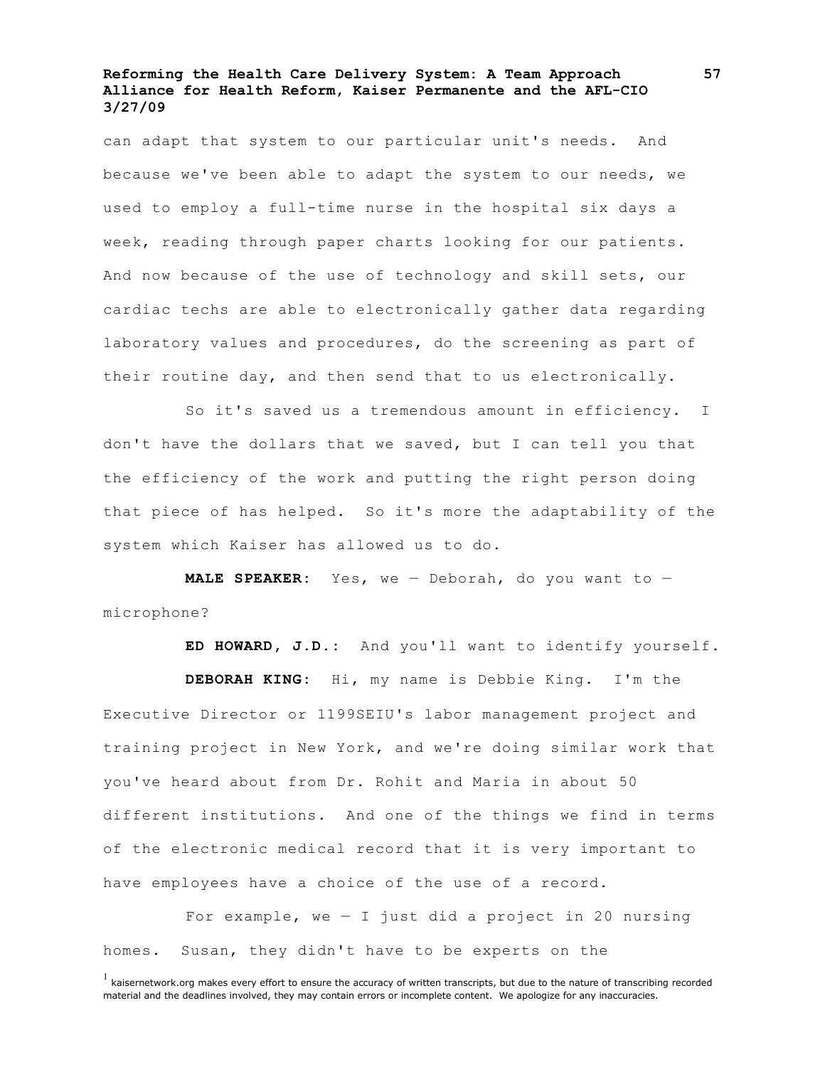can adapt that system to our particular unit's needs. And because we've been able to adapt the system to our needs, we used to employ a full-time nurse in the hospital six days a week, reading through paper charts looking for our patients. And now because of the use of technology and skill sets, our cardiac techs are able to electronically gather data regarding laboratory values and procedures, do the screening as part of their routine day, and then send that to us electronically.

So it's saved us a tremendous amount in efficiency. I don't have the dollars that we saved, but I can tell you that the efficiency of the work and putting the right person doing that piece of has helped. So it's more the adaptability of the system which Kaiser has allowed us to do.

**MALE SPEAKER:** Yes, we — Deborah, do you want to — microphone?

**ED HOWARD, J.D.:** And you'll want to identify yourself.

**DEBORAH KING:** Hi, my name is Debbie King. I'm the Executive Director or 1199SEIU's labor management project and training project in New York, and we're doing similar work that you've heard about from Dr. Rohit and Maria in about 50 different institutions. And one of the things we find in terms of the electronic medical record that it is very important to have employees have a choice of the use of a record.

For example, we — I just did a project in 20 nursing homes. Susan, they didn't have to be experts on the

[1] kaisernetwork.org makes every effort to ensure the accuracy of written transcripts, but due to the nature of transcribing recorded material and the deadlines involved, they may contain errors or incomplete content. We apologize for any inaccuracies.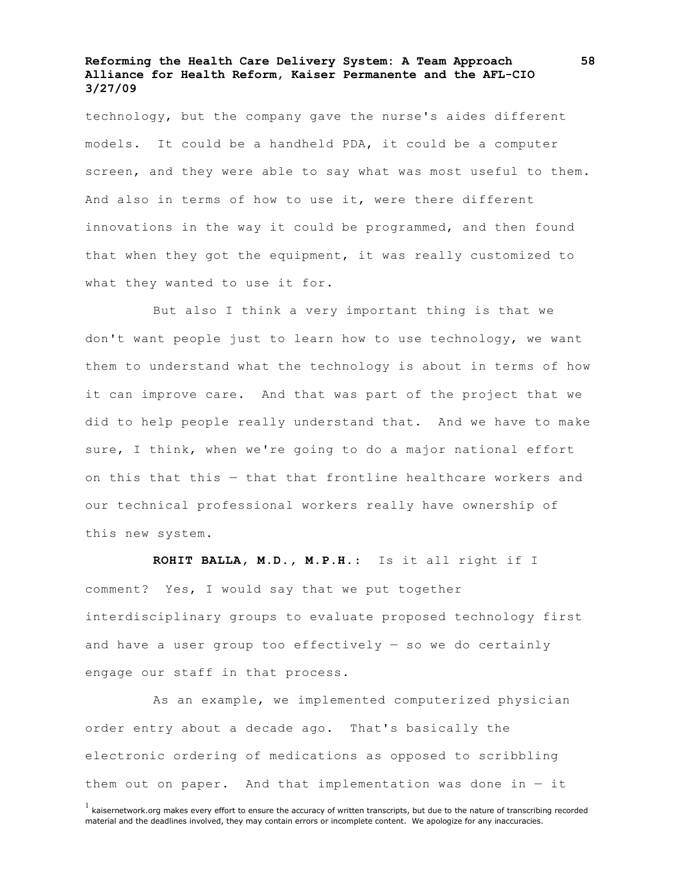technology, but the company gave the nurse's aides different models. It could be a handheld PDA, it could be a computer screen, and they were able to say what was most useful to them. And also in terms of how to use it, were there different innovations in the way it could be programmed, and then found that when they got the equipment, it was really customized to what they wanted to use it for.

But also I think a very important thing is that we don't want people just to learn how to use technology, we want them to understand what the technology is about in terms of how it can improve care. And that was part of the project that we did to help people really understand that. And we have to make sure, I think, when we're going to do a major national effort on this that this — that that frontline healthcare workers and our technical professional workers really have ownership of this new system.

**ROHIT BALLA, M.D., M.P.H.:** Is it all right if I comment? Yes, I would say that we put together interdisciplinary groups to evaluate proposed technology first and have a user group too effectively — so we do certainly engage our staff in that process.

As an example, we implemented computerized physician order entry about a decade ago. That's basically the electronic ordering of medications as opposed to scribbling them out on paper. And that implementation was done in — it

[1] kaisernetwork.org makes every effort to ensure the accuracy of written transcripts, but due to the nature of transcribing recorded material and the deadlines involved, they may contain errors or incomplete content. We apologize for any inaccuracies.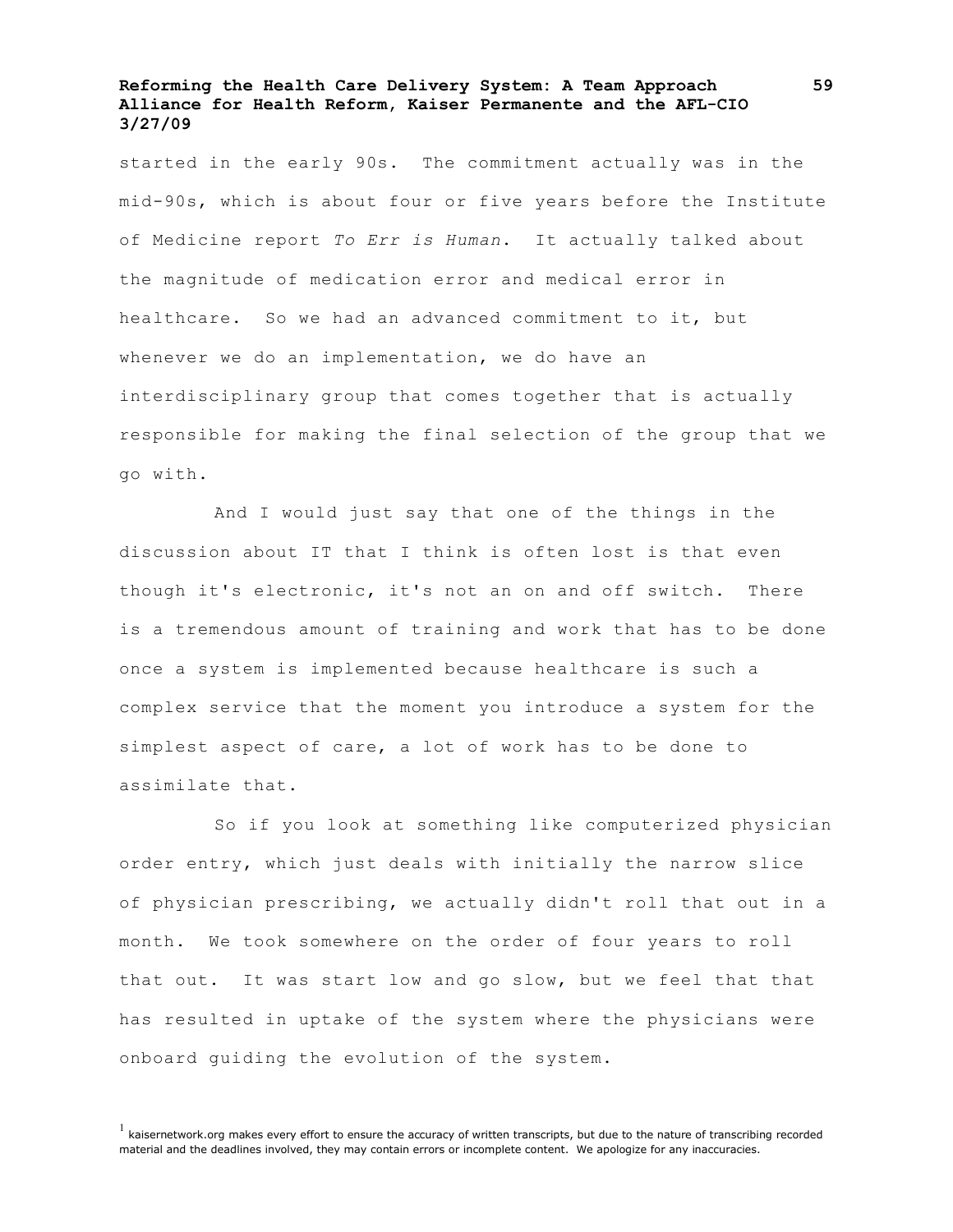started in the early 90s. The commitment actually was in the mid-90s, which is about four or five years before the Institute of Medicine report *To Err is Human*. It actually talked about the magnitude of medication error and medical error in healthcare. So we had an advanced commitment to it, but whenever we do an implementation, we do have an interdisciplinary group that comes together that is actually responsible for making the final selection of the group that we go with.

And I would just say that one of the things in the discussion about IT that I think is often lost is that even though it's electronic, it's not an on and off switch. There is a tremendous amount of training and work that has to be done once a system is implemented because healthcare is such a complex service that the moment you introduce a system for the simplest aspect of care, a lot of work has to be done to assimilate that.

So if you look at something like computerized physician order entry, which just deals with initially the narrow slice of physician prescribing, we actually didn't roll that out in a month. We took somewhere on the order of four years to roll that out. It was start low and go slow, but we feel that that has resulted in uptake of the system where the physicians were onboard guiding the evolution of the system.

[1] kaisernetwork.org makes every effort to ensure the accuracy of written transcripts, but due to the nature of transcribing recorded material and the deadlines involved, they may contain errors or incomplete content. We apologize for any inaccuracies.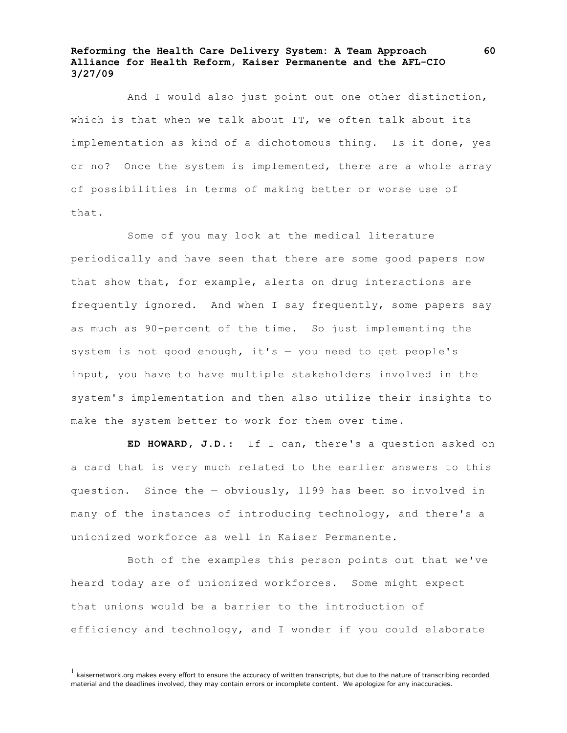And I would also just point out one other distinction, which is that when we talk about IT, we often talk about its implementation as kind of a dichotomous thing. Is it done, yes or no? Once the system is implemented, there are a whole array of possibilities in terms of making better or worse use of that.

Some of you may look at the medical literature periodically and have seen that there are some good papers now that show that, for example, alerts on drug interactions are frequently ignored. And when I say frequently, some papers say as much as 90-percent of the time. So just implementing the system is not good enough, it's — you need to get people's input, you have to have multiple stakeholders involved in the system's implementation and then also utilize their insights to make the system better to work for them over time.

**ED HOWARD, J.D.:** If I can, there's a question asked on a card that is very much related to the earlier answers to this question. Since the — obviously, 1199 has been so involved in many of the instances of introducing technology, and there's a unionized workforce as well in Kaiser Permanente.

Both of the examples this person points out that we've heard today are of unionized workforces. Some might expect that unions would be a barrier to the introduction of efficiency and technology, and I wonder if you could elaborate

[1] kaisernetwork.org makes every effort to ensure the accuracy of written transcripts, but due to the nature of transcribing recorded material and the deadlines involved, they may contain errors or incomplete content. We apologize for any inaccuracies.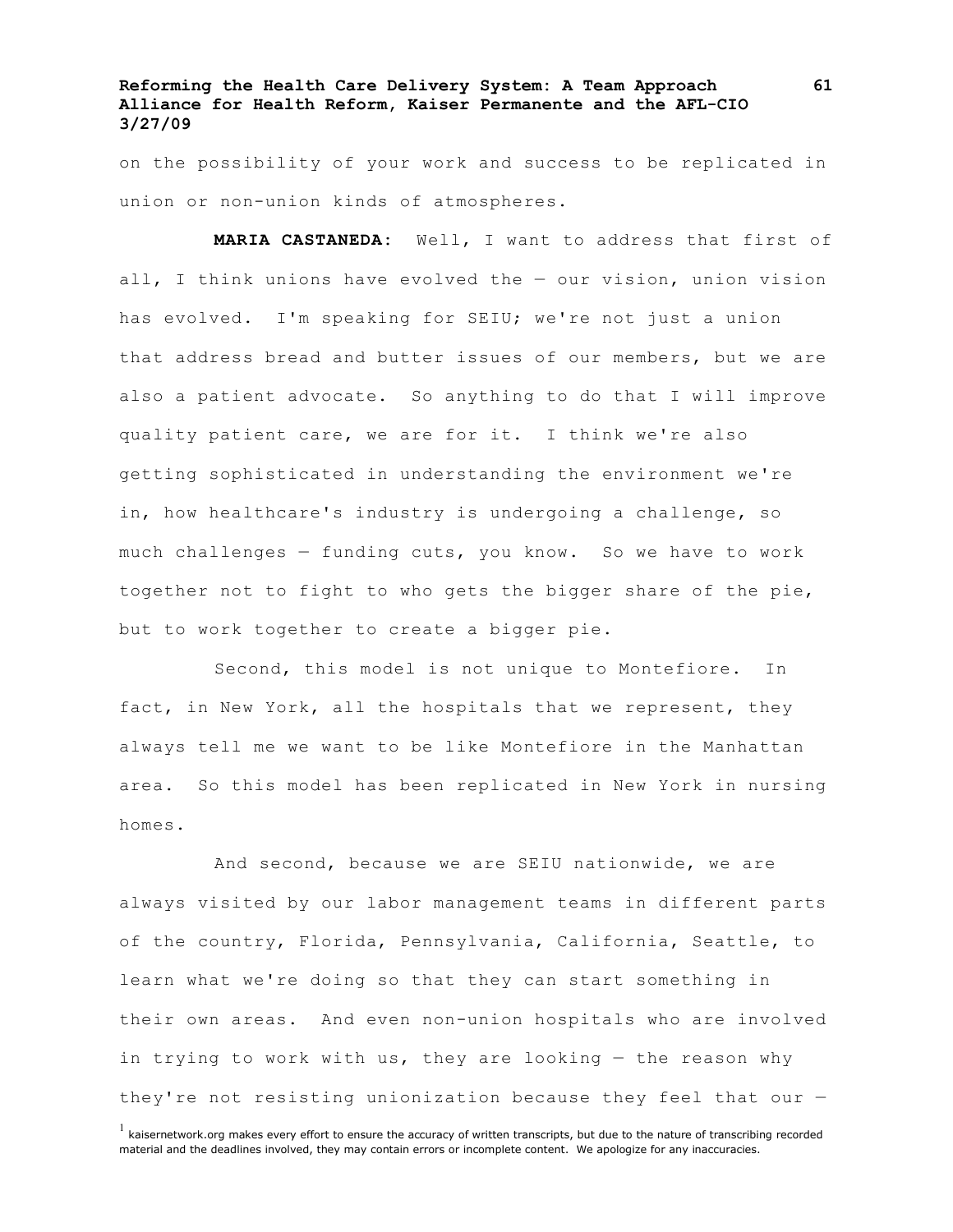on the possibility of your work and success to be replicated in union or non-union kinds of atmospheres.

**MARIA CASTANEDA**: Well, I want to address that first of all, I think unions have evolved the — our vision, union vision has evolved. I'm speaking for SEIU; we're not just a union that address bread and butter issues of our members, but we are also a patient advocate. So anything to do that I will improve quality patient care, we are for it. I think we're also getting sophisticated in understanding the environment we're in, how healthcare's industry is undergoing a challenge, so much challenges — funding cuts, you know. So we have to work together not to fight to who gets the bigger share of the pie, but to work together to create a bigger pie.

Second, this model is not unique to Montefiore. In fact, in New York, all the hospitals that we represent, they always tell me we want to be like Montefiore in the Manhattan area. So this model has been replicated in New York in nursing homes.

And second, because we are SEIU nationwide, we are always visited by our labor management teams in different parts of the country, Florida, Pennsylvania, California, Seattle, to learn what we're doing so that they can start something in their own areas. And even non-union hospitals who are involved in trying to work with us, they are looking — the reason why they're not resisting unionization because they feel that our —

[1] kaisernetwork.org makes every effort to ensure the accuracy of written transcripts, but due to the nature of transcribing recorded material and the deadlines involved, they may contain errors or incomplete content. We apologize for any inaccuracies.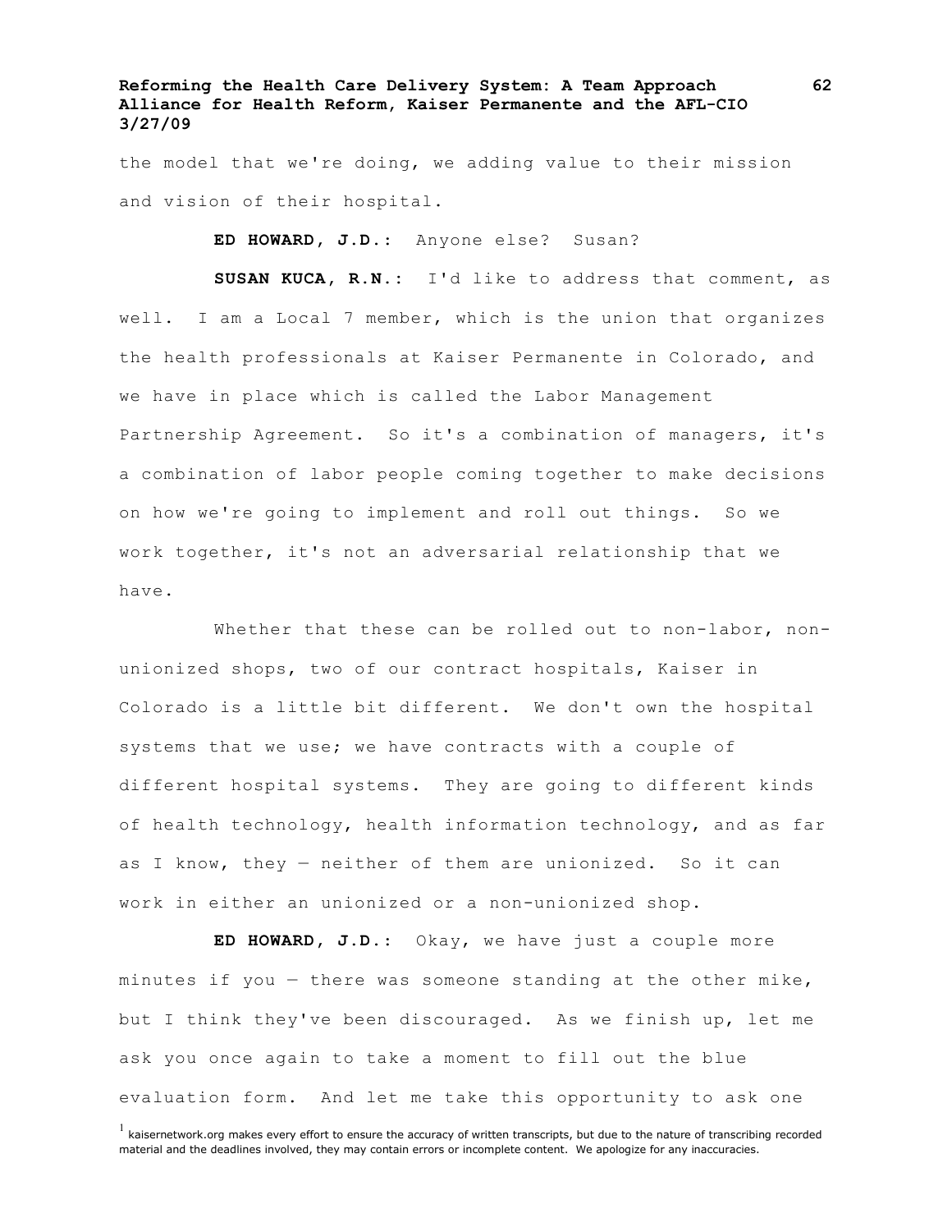the model that we're doing, we adding value to their mission and vision of their hospital.

**ED HOWARD, J.D.:** Anyone else? Susan?

**SUSAN KUCA, R.N.:** I'd like to address that comment, as well. I am a Local 7 member, which is the union that organizes the health professionals at Kaiser Permanente in Colorado, and we have in place which is called the Labor Management Partnership Agreement. So it's a combination of managers, it's a combination of labor people coming together to make decisions on how we're going to implement and roll out things. So we work together, it's not an adversarial relationship that we have.

Whether that these can be rolled out to non-labor, non-unionized shops, two of our contract hospitals, Kaiser in Colorado is a little bit different. We don't own the hospital systems that we use; we have contracts with a couple of different hospital systems. They are going to different kinds of health technology, health information technology, and as far as I know, they — neither of them are unionized. So it can work in either an unionized or a non-unionized shop.

**ED HOWARD, J.D.:** Okay, we have just a couple more minutes if you — there was someone standing at the other mike, but I think they've been discouraged. As we finish up, let me ask you once again to take a moment to fill out the blue evaluation form. And let me take this opportunity to ask one

[1] kaisernetwork.org makes every effort to ensure the accuracy of written transcripts, but due to the nature of transcribing recorded material and the deadlines involved, they may contain errors or incomplete content. We apologize for any inaccuracies.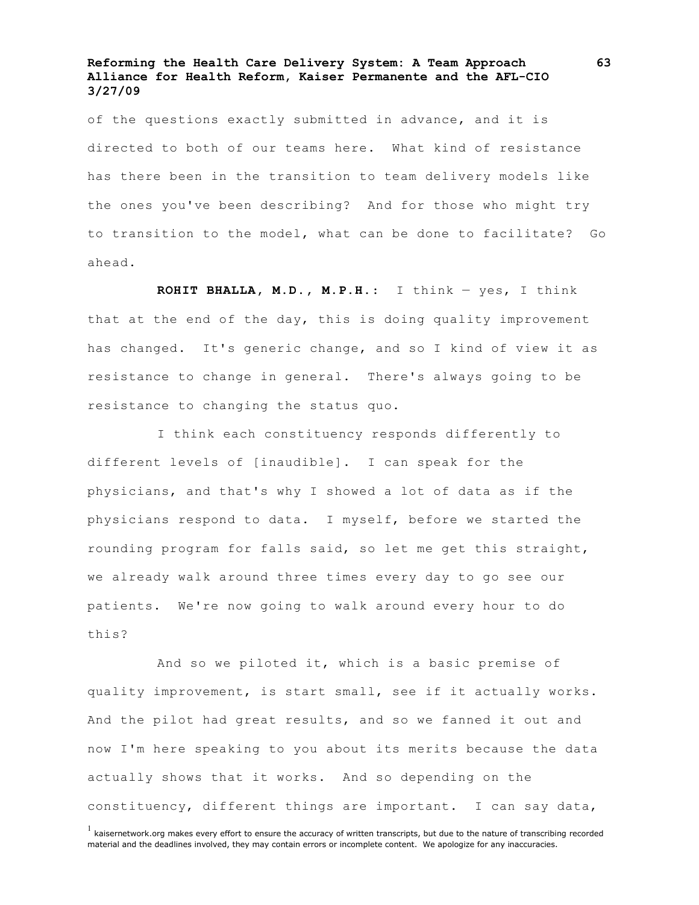of the questions exactly submitted in advance, and it is directed to both of our teams here. What kind of resistance has there been in the transition to team delivery models like the ones you've been describing? And for those who might try to transition to the model, what can be done to facilitate? Go ahead.

**ROHIT BHALLA, M.D., M.P.H.:** I think — yes, I think that at the end of the day, this is doing quality improvement has changed. It's generic change, and so I kind of view it as resistance to change in general. There's always going to be resistance to changing the status quo.

I think each constituency responds differently to different levels of [inaudible]. I can speak for the physicians, and that's why I showed a lot of data as if the physicians respond to data. I myself, before we started the rounding program for falls said, so let me get this straight, we already walk around three times every day to go see our patients. We're now going to walk around every hour to do this?

And so we piloted it, which is a basic premise of quality improvement, is start small, see if it actually works. And the pilot had great results, and so we fanned it out and now I'm here speaking to you about its merits because the data actually shows that it works. And so depending on the constituency, different things are important. I can say data,

[1] kaisernetwork.org makes every effort to ensure the accuracy of written transcripts, but due to the nature of transcribing recorded material and the deadlines involved, they may contain errors or incomplete content. We apologize for any inaccuracies.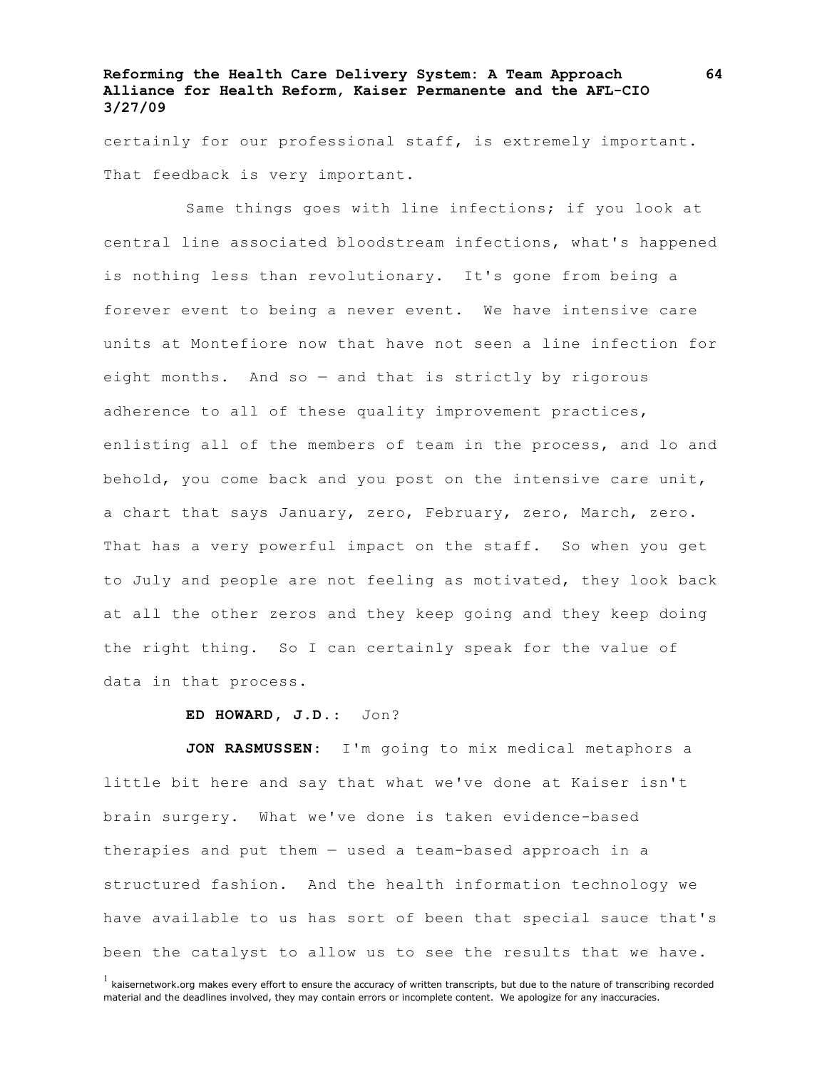certainly for our professional staff, is extremely important. That feedback is very important.

Same things goes with line infections; if you look at central line associated bloodstream infections, what's happened is nothing less than revolutionary. It's gone from being a forever event to being a never event. We have intensive care units at Montefiore now that have not seen a line infection for eight months. And so — and that is strictly by rigorous adherence to all of these quality improvement practices, enlisting all of the members of team in the process, and lo and behold, you come back and you post on the intensive care unit, a chart that says January, zero, February, zero, March, zero. That has a very powerful impact on the staff. So when you get to July and people are not feeling as motivated, they look back at all the other zeros and they keep going and they keep doing the right thing. So I can certainly speak for the value of data in that process.

**ED HOWARD, J.D.:** Jon?

**JON RASMUSSEN:** I'm going to mix medical metaphors a little bit here and say that what we've done at Kaiser isn't brain surgery. What we've done is taken evidence-based therapies and put them — used a team-based approach in a structured fashion. And the health information technology we have available to us has sort of been that special sauce that's been the catalyst to allow us to see the results that we have.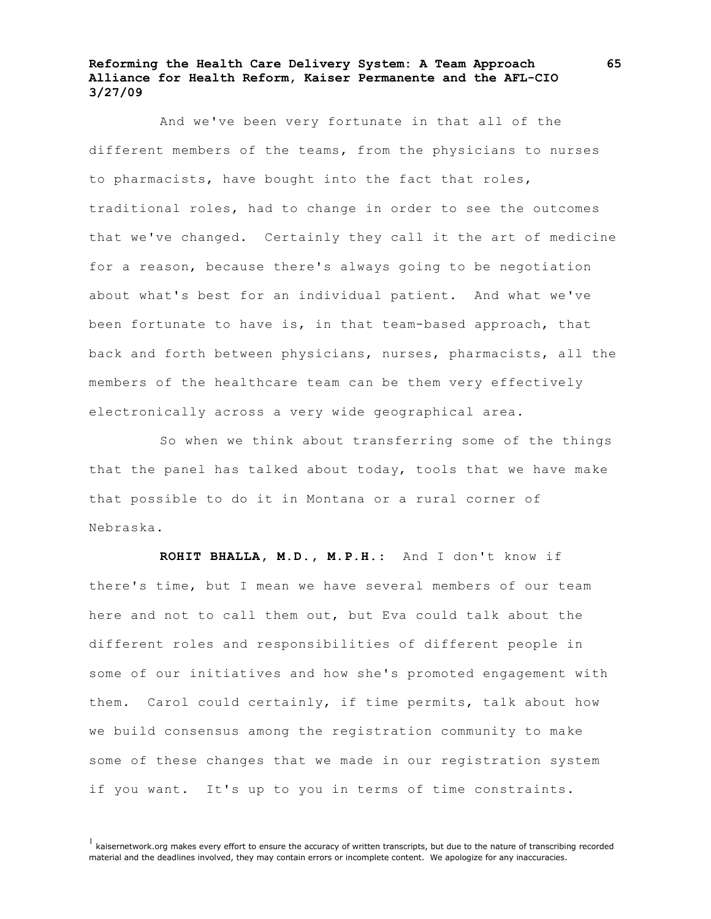And we've been very fortunate in that all of the different members of the teams, from the physicians to nurses to pharmacists, have bought into the fact that roles, traditional roles, had to change in order to see the outcomes that we've changed. Certainly they call it the art of medicine for a reason, because there's always going to be negotiation about what's best for an individual patient. And what we've been fortunate to have is, in that team-based approach, that back and forth between physicians, nurses, pharmacists, all the members of the healthcare team can be them very effectively electronically across a very wide geographical area.

So when we think about transferring some of the things that the panel has talked about today, tools that we have make that possible to do it in Montana or a rural corner of Nebraska.

**ROHIT BHALLA, M.D., M.P.H.:** And I don't know if there's time, but I mean we have several members of our team here and not to call them out, but Eva could talk about the different roles and responsibilities of different people in some of our initiatives and how she's promoted engagement with them. Carol could certainly, if time permits, talk about how we build consensus among the registration community to make some of these changes that we made in our registration system if you want. It's up to you in terms of time constraints.

[1] kaisernetwork.org makes every effort to ensure the accuracy of written transcripts, but due to the nature of transcribing recorded material and the deadlines involved, they may contain errors or incomplete content. We apologize for any inaccuracies.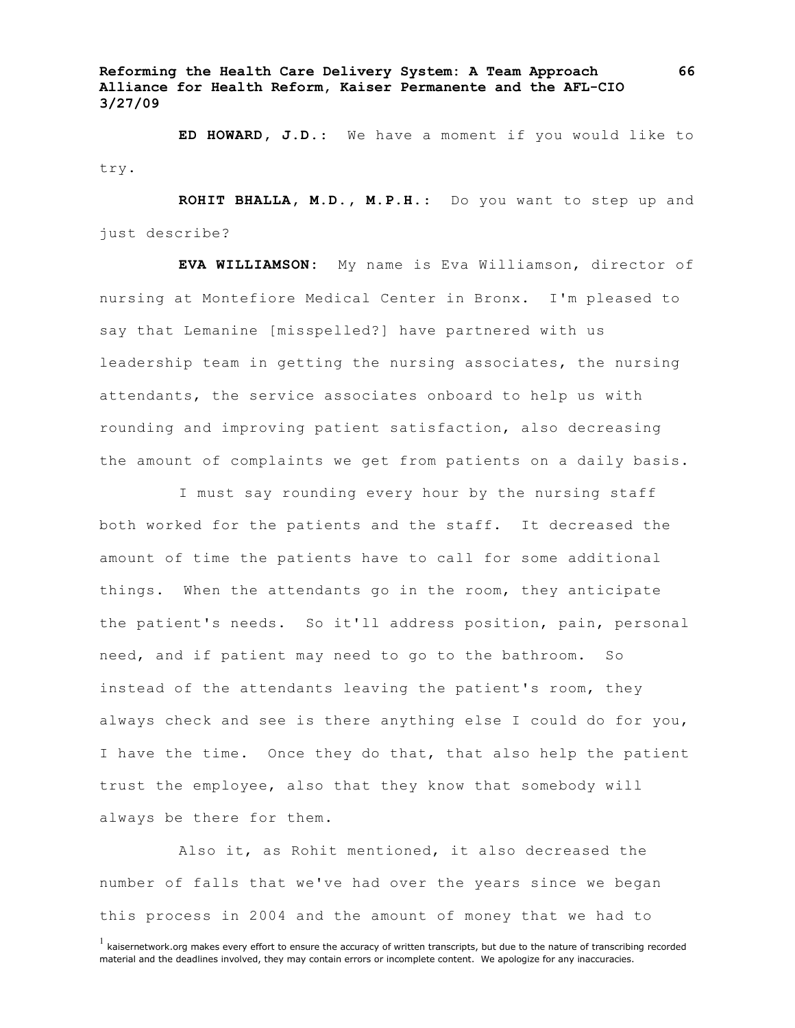**ED HOWARD, J.D.:** We have a moment if you would like to try.

**ROHIT BHALLA, M.D., M.P.H.:** Do you want to step up and just describe?

**EVA WILLIAMSON:** My name is Eva Williamson, director of nursing at Montefiore Medical Center in Bronx. I'm pleased to say that Lemanine [misspelled?] have partnered with us leadership team in getting the nursing associates, the nursing attendants, the service associates onboard to help us with rounding and improving patient satisfaction, also decreasing the amount of complaints we get from patients on a daily basis.

I must say rounding every hour by the nursing staff both worked for the patients and the staff. It decreased the amount of time the patients have to call for some additional things. When the attendants go in the room, they anticipate the patient's needs. So it'll address position, pain, personal need, and if patient may need to go to the bathroom. So instead of the attendants leaving the patient's room, they always check and see is there anything else I could do for you, I have the time. Once they do that, that also help the patient trust the employee, also that they know that somebody will always be there for them.

Also it, as Rohit mentioned, it also decreased the number of falls that we've had over the years since we began this process in 2004 and the amount of money that we had to

[1] kaisernetwork.org makes every effort to ensure the accuracy of written transcripts, but due to the nature of transcribing recorded material and the deadlines involved, they may contain errors or incomplete content. We apologize for any inaccuracies.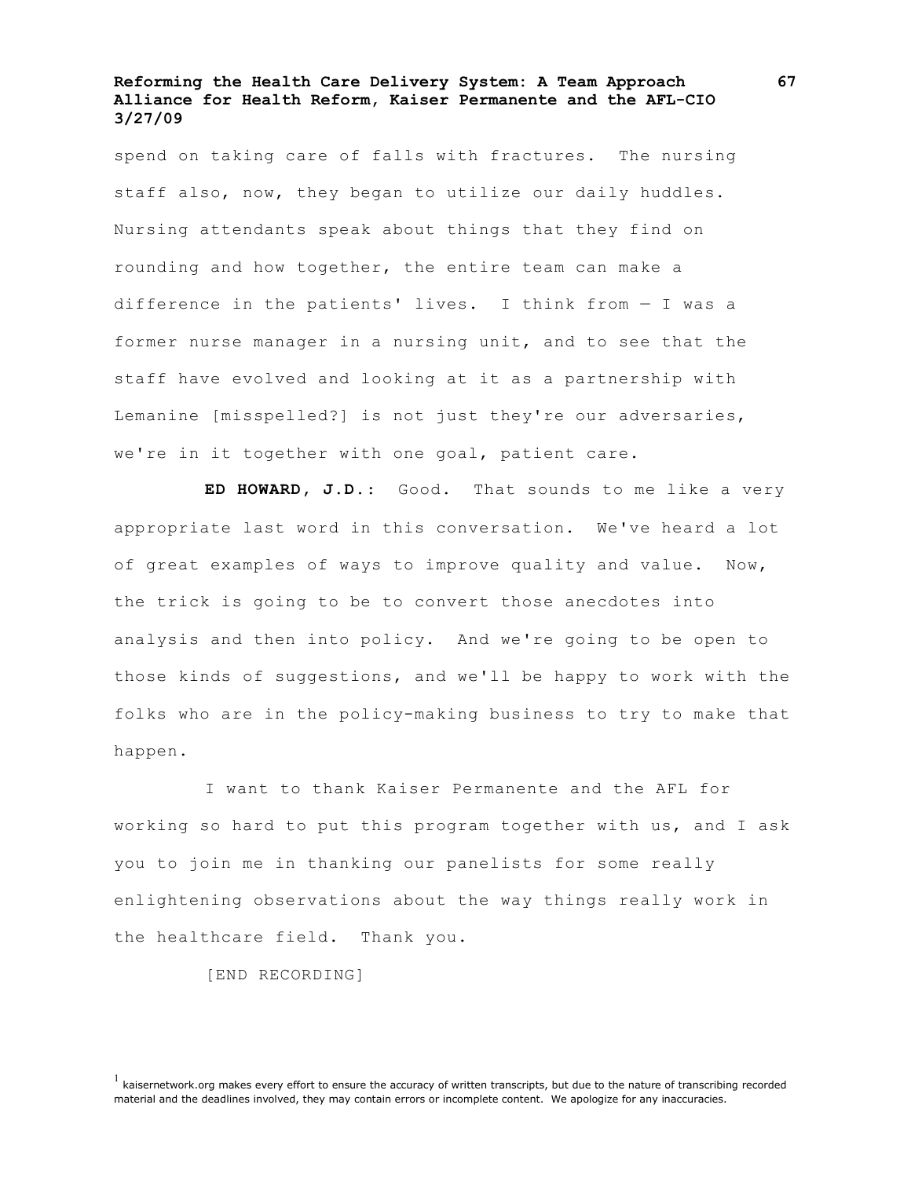spend on taking care of falls with fractures. The nursing staff also, now, they began to utilize our daily huddles. Nursing attendants speak about things that they find on rounding and how together, the entire team can make a difference in the patients' lives. I think from — I was a former nurse manager in a nursing unit, and to see that the staff have evolved and looking at it as a partnership with Lemanine [misspelled?] is not just they're our adversaries, we're in it together with one goal, patient care.

**ED HOWARD, J.D.:** Good. That sounds to me like a very appropriate last word in this conversation. We've heard a lot of great examples of ways to improve quality and value. Now, the trick is going to be to convert those anecdotes into analysis and then into policy. And we're going to be open to those kinds of suggestions, and we'll be happy to work with the folks who are in the policy-making business to try to make that happen.

I want to thank Kaiser Permanente and the AFL for working so hard to put this program together with us, and I ask you to join me in thanking our panelists for some really enlightening observations about the way things really work in the healthcare field. Thank you.

[END RECORDING]

[1] kaisernetwork.org makes every effort to ensure the accuracy of written transcripts, but due to the nature of transcribing recorded material and the deadlines involved, they may contain errors or incomplete content. We apologize for any inaccuracies.